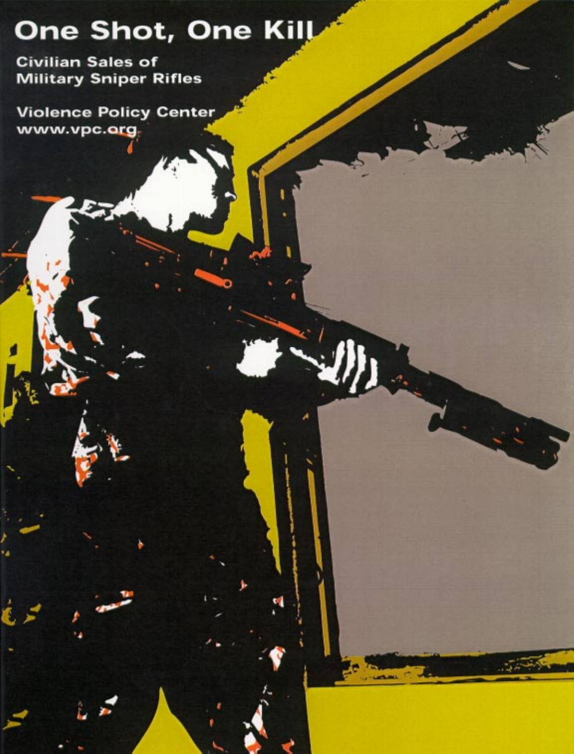# One Shot, One Kill

## Civilian Sales of Military Sniper Rifles

Violence Policy Center
www.vpc.org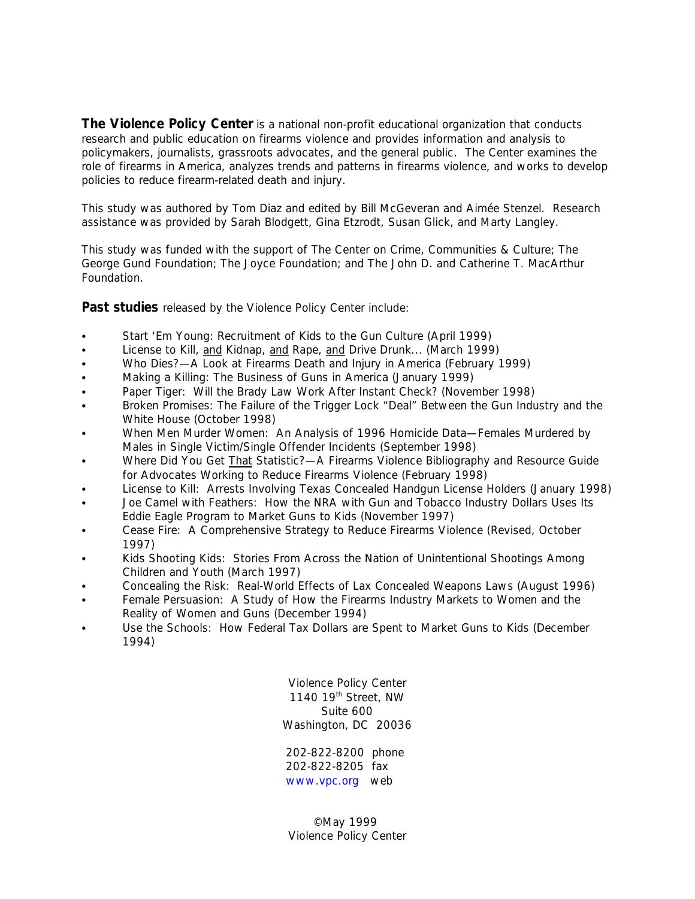**The Violence Policy Center** is a national non-profit educational organization that conducts research and public education on firearms violence and provides information and analysis to policymakers, journalists, grassroots advocates, and the general public. The Center examines the role of firearms in America, analyzes trends and patterns in firearms violence, and works to develop policies to reduce firearm-related death and injury.

This study was authored by Tom Diaz and edited by Bill McGeveran and Aimée Stenzel. Research assistance was provided by Sarah Blodgett, Gina Etzrodt, Susan Glick, and Marty Langley.

This study was funded with the support of The Center on Crime, Communities & Culture; The George Gund Foundation; The Joyce Foundation; and The John D. and Catherine T. MacArthur Foundation.

**Past studies** released by the Violence Policy Center include:

- Start 'Em Young: Recruitment of Kids to the Gun Culture (April 1999)
- License to Kill, <u>and</u> Kidnap, <u>and</u> Rape, <u>and</u> Drive Drunk... (March 1999)
- Who Dies?—A Look at Firearms Death and Injury in America (February 1999)
- Making a Killing: The Business of Guns in America (January 1999)
- Paper Tiger: Will the Brady Law Work After Instant Check? (November 1998)
- Broken Promises: The Failure of the Trigger Lock "Deal" Between the Gun Industry and the White House (October 1998)
- When Men Murder Women: An Analysis of 1996 Homicide Data—Females Murdered by Males in Single Victim/Single Offender Incidents (September 1998)
- Where Did You Get <u>That</u> Statistic?—A Firearms Violence Bibliography and Resource Guide for Advocates Working to Reduce Firearms Violence (February 1998)
- License to Kill: Arrests Involving Texas Concealed Handgun License Holders (January 1998)
- Joe Camel with Feathers: How the NRA with Gun and Tobacco Industry Dollars Uses Its Eddie Eagle Program to Market Guns to Kids (November 1997)
- Cease Fire: A Comprehensive Strategy to Reduce Firearms Violence (Revised, October 1997)
- Kids Shooting Kids: Stories From Across the Nation of Unintentional Shootings Among Children and Youth (March 1997)
- Concealing the Risk: Real-World Effects of Lax Concealed Weapons Laws (August 1996)
- Female Persuasion: A Study of How the Firearms Industry Markets to Women and the Reality of Women and Guns (December 1994)
- Use the Schools: How Federal Tax Dollars are Spent to Market Guns to Kids (December 1994)

Violence Policy Center
1140 19th Street, NW
Suite 600
Washington, DC 20036

202-822-8200 phone
202-822-8205 fax
www.vpc.org web

©May 1999
Violence Policy Center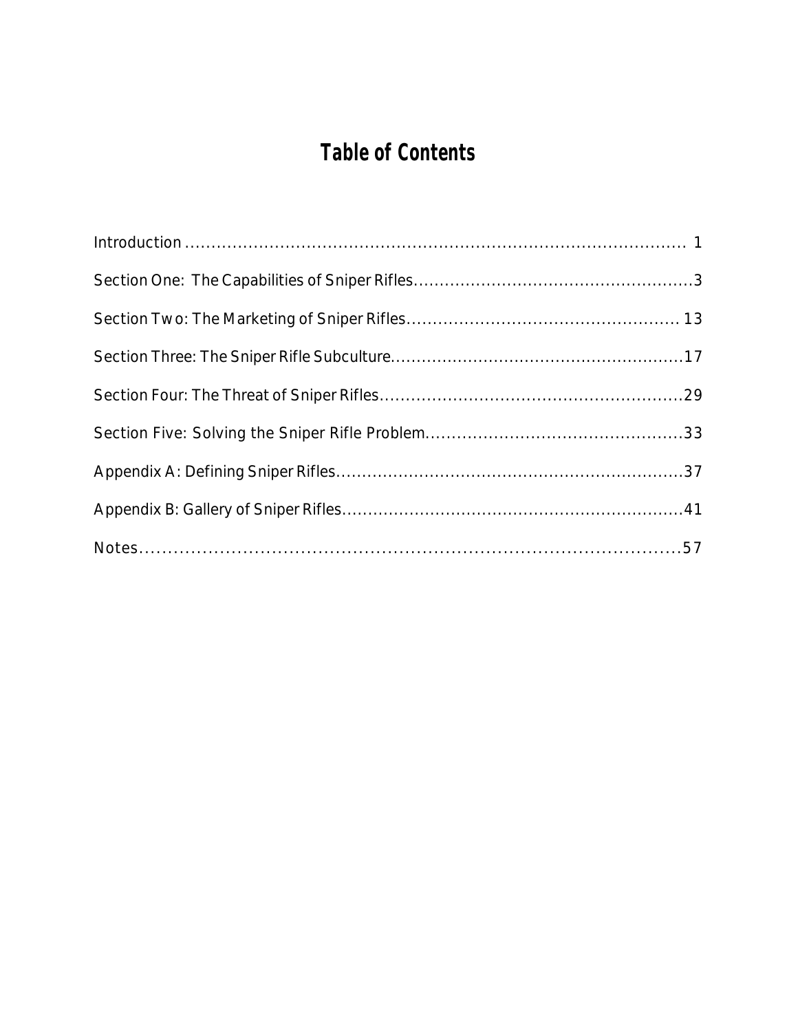# Table of Contents

Introduction ........................................................................................ 1

Section One: The Capabilities of Sniper Rifles..................................................3

Section Two: The Marketing of Sniper Rifles................................................. 13

Section Three: The Sniper Rifle Subculture.....................................................17

Section Four: The Threat of Sniper Rifles.......................................................29

Section Five: Solving the Sniper Rifle Problem...............................................33

Appendix A: Defining Sniper Rifles...............................................................37

Appendix B: Gallery of Sniper Rifles..............................................................41

Notes...................................................................................57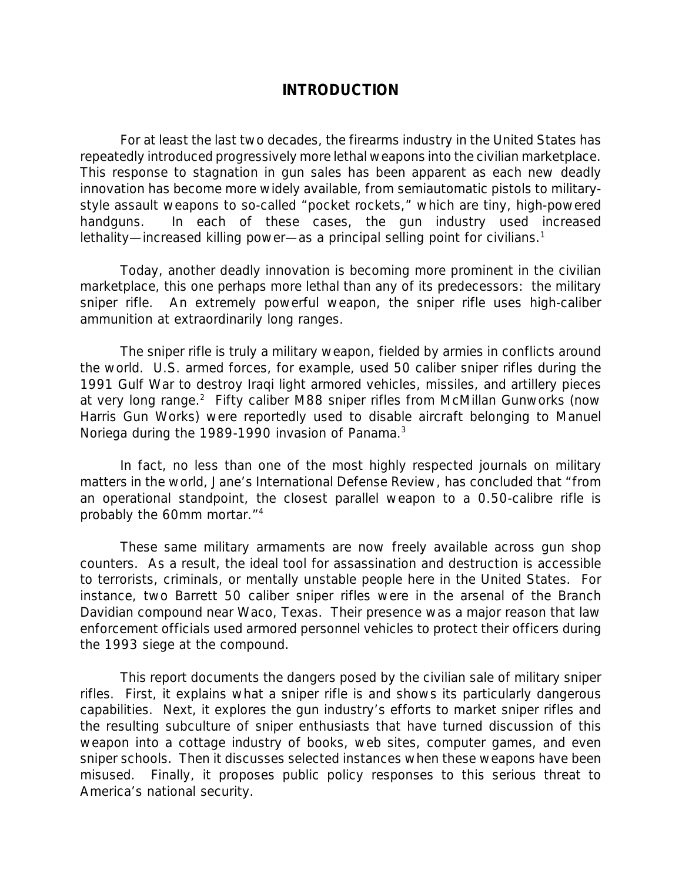# INTRODUCTION

For at least the last two decades, the firearms industry in the United States has repeatedly introduced progressively more lethal weapons into the civilian marketplace. This response to stagnation in gun sales has been apparent as each new deadly innovation has become more widely available, from semiautomatic pistols to military-style assault weapons to so-called "pocket rockets," which are tiny, high-powered handguns. In each of these cases, the gun industry used increased lethality—increased killing power—as a principal selling point for civilians.[1]

Today, another deadly innovation is becoming more prominent in the civilian marketplace, this one perhaps more lethal than any of its predecessors: the military sniper rifle. An extremely powerful weapon, the sniper rifle uses high-caliber ammunition at extraordinarily long ranges.

The sniper rifle is truly a military weapon, fielded by armies in conflicts around the world. U.S. armed forces, for example, used 50 caliber sniper rifles during the 1991 Gulf War to destroy Iraqi light armored vehicles, missiles, and artillery pieces at very long range.[2] Fifty caliber M88 sniper rifles from McMillan Gunworks (now Harris Gun Works) were reportedly used to disable aircraft belonging to Manuel Noriega during the 1989-1990 invasion of Panama.[3]

In fact, no less than one of the most highly respected journals on military matters in the world, Jane's International Defense Review, has concluded that "from an operational standpoint, the closest parallel weapon to a 0.50-calibre rifle is probably the 60mm mortar."[4]

These same military armaments are now freely available across gun shop counters. As a result, the ideal tool for assassination and destruction is accessible to terrorists, criminals, or mentally unstable people here in the United States. For instance, two Barrett 50 caliber sniper rifles were in the arsenal of the Branch Davidian compound near Waco, Texas. Their presence was a major reason that law enforcement officials used armored personnel vehicles to protect their officers during the 1993 siege at the compound.

This report documents the dangers posed by the civilian sale of military sniper rifles. First, it explains what a sniper rifle is and shows its particularly dangerous capabilities. Next, it explores the gun industry's efforts to market sniper rifles and the resulting subculture of sniper enthusiasts that have turned discussion of this weapon into a cottage industry of books, web sites, computer games, and even sniper schools. Then it discusses selected instances when these weapons have been misused. Finally, it proposes public policy responses to this serious threat to America's national security.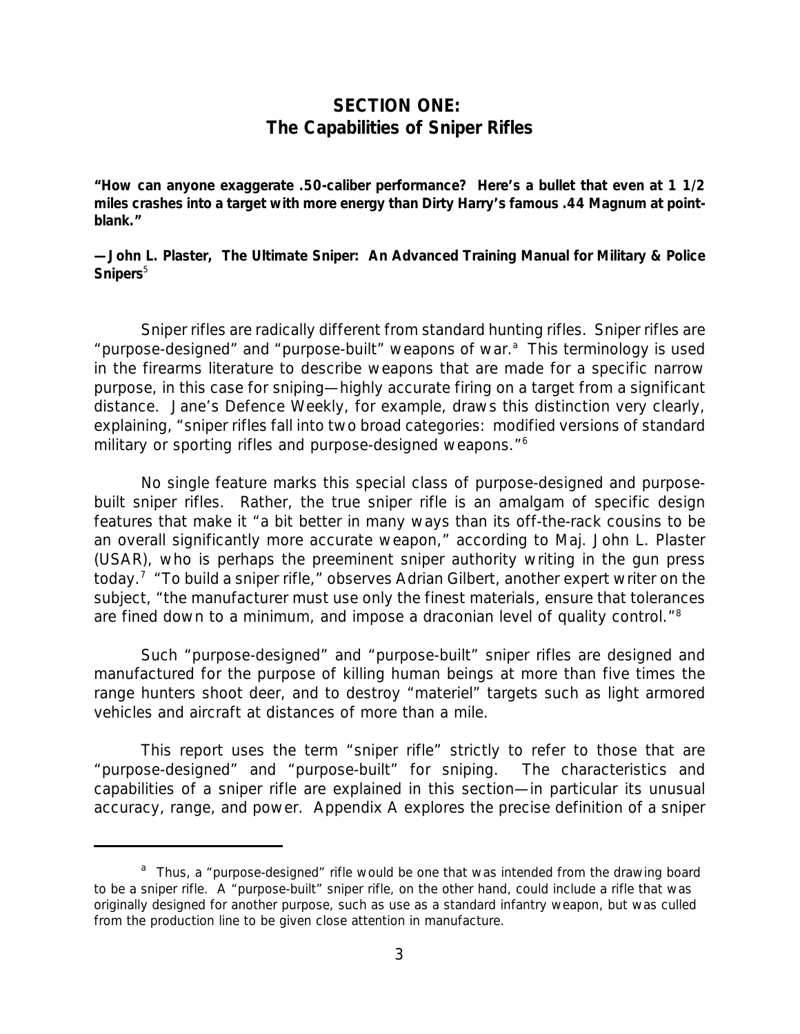## SECTION ONE: The Capabilities of Sniper Rifles

**"How can anyone exaggerate .50-caliber performance? Here's a bullet that even at 1 1/2 miles crashes into a target with more energy than Dirty Harry's famous .44 Magnum at point-blank."**

**—John L. Plaster, *The Ultimate Sniper: An Advanced Training Manual for Military & Police Snipers*[5]**

Sniper rifles are radically different from standard hunting rifles. Sniper rifles are "purpose-designed" and "purpose-built" weapons of war.[a] This terminology is used in the firearms literature to describe weapons that are made for a specific narrow purpose, in this case for sniping—highly accurate firing on a target from a significant distance. *Jane's Defence Weekly*, for example, draws this distinction very clearly, explaining, "sniper rifles fall into two broad categories: modified versions of standard military or sporting rifles and purpose-designed weapons."[6]

No single feature marks this special class of purpose-designed and purpose-built sniper rifles. Rather, the true sniper rifle is an amalgam of specific design features that make it "a bit better in many ways than its off-the-rack cousins to be an overall significantly more accurate weapon," according to Maj. John L. Plaster (USAR), who is perhaps the preeminent sniper authority writing in the gun press today.[7] "To build a sniper rifle," observes Adrian Gilbert, another expert writer on the subject, "the manufacturer must use only the finest materials, ensure that tolerances are fined down to a minimum, and impose a draconian level of quality control."[8]

Such "purpose-designed" and "purpose-built" sniper rifles are designed and manufactured for the purpose of killing human beings at more than five times the range hunters shoot deer, and to destroy "materiel" targets such as light armored vehicles and aircraft at distances of more than a mile.

This report uses the term "sniper rifle" strictly to refer to those that are "purpose-designed" and "purpose-built" for sniping. The characteristics and capabilities of a sniper rifle are explained in this section—in particular its unusual accuracy, range, and power. Appendix A explores the precise definition of a sniper

---

[a] Thus, a "purpose-designed" rifle would be one that was intended from the drawing board to be a sniper rifle. A "purpose-built" sniper rifle, on the other hand, could include a rifle that was originally designed for another purpose, such as use as a standard infantry weapon, but was culled from the production line to be given close attention in manufacture.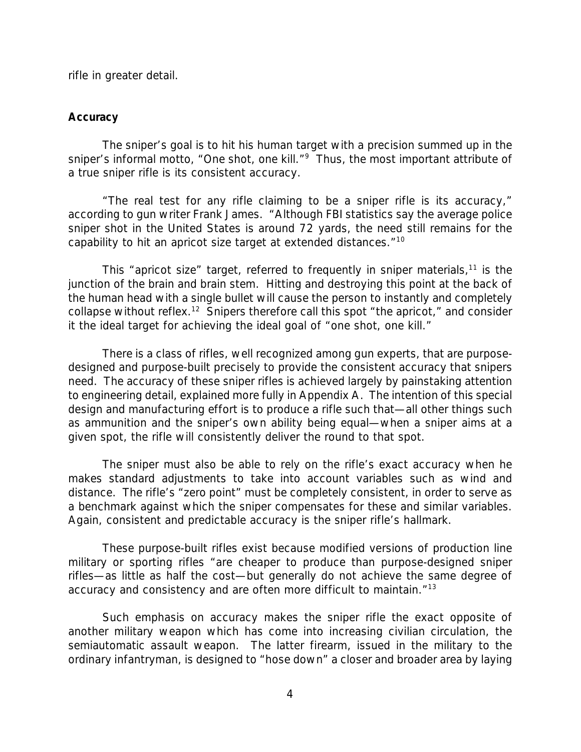rifle in greater detail.

**Accuracy**

The sniper's goal is to hit his human target with a precision summed up in the sniper's informal motto, "One shot, one kill."[9] Thus, the most important attribute of a true sniper rifle is its consistent accuracy.

"The real test for any rifle claiming to be a sniper rifle is its accuracy," according to gun writer Frank James. "Although FBI statistics say the average police sniper shot in the United States is around 72 yards, the need still remains for the capability to hit an apricot size target at extended distances."[10]

This "apricot size" target, referred to frequently in sniper materials,[11] is the junction of the brain and brain stem. Hitting and destroying this point at the back of the human head with a single bullet will cause the person to instantly and completely collapse without reflex.[12] Snipers therefore call this spot "the apricot," and consider it the ideal target for achieving the ideal goal of "one shot, one kill."

There is a class of rifles, well recognized among gun experts, that are purpose-designed and purpose-built precisely to provide the consistent accuracy that snipers need. The accuracy of these sniper rifles is achieved largely by painstaking attention to engineering detail, explained more fully in Appendix A. The intention of this special design and manufacturing effort is to produce a rifle such that—all other things such as ammunition and the sniper's own ability being equal—when a sniper aims at a given spot, the rifle will consistently deliver the round to that spot.

The sniper must also be able to rely on the rifle's exact accuracy when he makes standard adjustments to take into account variables such as wind and distance. The rifle's "zero point" must be completely consistent, in order to serve as a benchmark against which the sniper compensates for these and similar variables. Again, consistent and predictable accuracy is the sniper rifle's hallmark.

These purpose-built rifles exist because modified versions of production line military or sporting rifles "are cheaper to produce than purpose-designed sniper rifles—as little as half the cost—but generally do not achieve the same degree of accuracy and consistency and are often more difficult to maintain."[13]

Such emphasis on accuracy makes the sniper rifle the exact opposite of another military weapon which has come into increasing civilian circulation, the semiautomatic assault weapon. The latter firearm, issued in the military to the ordinary infantryman, is designed to "hose down" a closer and broader area by laying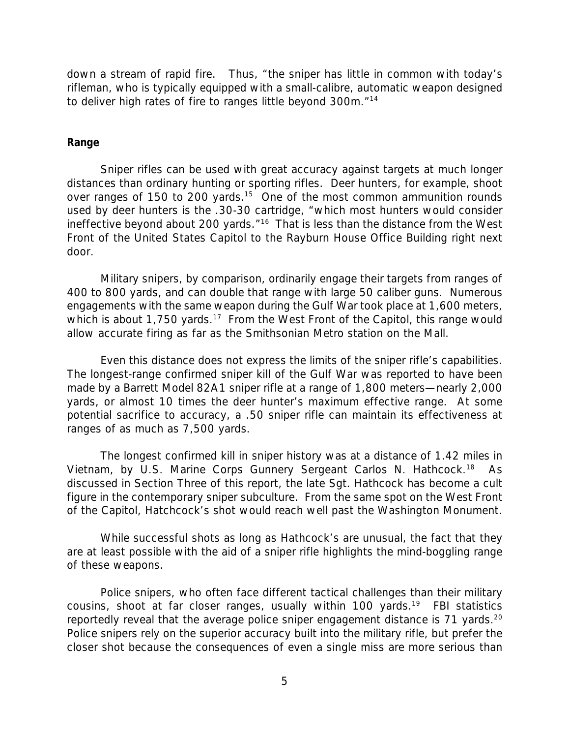down a stream of rapid fire. Thus, "the sniper has little in common with today's rifleman, who is typically equipped with a small-calibre, automatic weapon designed to deliver high rates of fire to ranges little beyond 300m."[14]

**Range**

Sniper rifles can be used with great accuracy against targets at much longer distances than ordinary hunting or sporting rifles. Deer hunters, for example, shoot over ranges of 150 to 200 yards.[15] One of the most common ammunition rounds used by deer hunters is the .30-30 cartridge, "which most hunters would consider ineffective beyond about 200 yards."[16] That is less than the distance from the West Front of the United States Capitol to the Rayburn House Office Building right next door.

Military snipers, by comparison, ordinarily engage their targets from ranges of 400 to 800 yards, and can double that range with large 50 caliber guns. Numerous engagements with the same weapon during the Gulf War took place at 1,600 meters, which is about 1,750 yards.[17] From the West Front of the Capitol, this range would allow accurate firing as far as the Smithsonian Metro station on the Mall.

Even this distance does not express the limits of the sniper rifle's capabilities. The longest-range confirmed sniper kill of the Gulf War was reported to have been made by a Barrett Model 82A1 sniper rifle at a range of 1,800 meters—nearly 2,000 yards, or almost 10 times the deer hunter's maximum effective range. At some potential sacrifice to accuracy, a .50 sniper rifle can maintain its effectiveness at ranges of as much as 7,500 yards.

The longest confirmed kill in sniper history was at a distance of 1.42 miles in Vietnam, by U.S. Marine Corps Gunnery Sergeant Carlos N. Hathcock.[18] As discussed in Section Three of this report, the late Sgt. Hathcock has become a cult figure in the contemporary sniper subculture. From the same spot on the West Front of the Capitol, Hatchcock's shot would reach well past the Washington Monument.

While successful shots as long as Hathcock's are unusual, the fact that they are at least possible with the aid of a sniper rifle highlights the mind-boggling range of these weapons.

Police snipers, who often face different tactical challenges than their military cousins, shoot at far closer ranges, usually within 100 yards.[19] FBI statistics reportedly reveal that the average police sniper engagement distance is 71 yards.[20] Police snipers rely on the superior accuracy built into the military rifle, but prefer the closer shot because the consequences of even a single miss are more serious than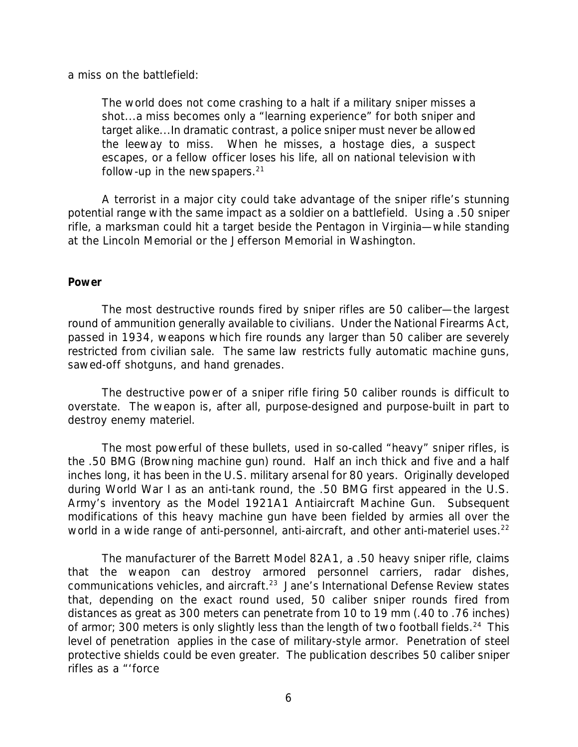a miss on the battlefield:

> The world does not come crashing to a halt if a military sniper misses a shot...a miss becomes only a "learning experience" for both sniper and target alike...In dramatic contrast, a police sniper must never be allowed the leeway to miss. When he misses, a hostage dies, a suspect escapes, or a fellow officer loses his life, all on national television with follow-up in the newspapers.[21]

A terrorist in a major city could take advantage of the sniper rifle's stunning potential range with the same impact as a soldier on a battlefield. Using a .50 sniper rifle, a marksman could hit a target beside the Pentagon in Virginia—while standing at the Lincoln Memorial or the Jefferson Memorial in Washington.

**Power**

The most destructive rounds fired by sniper rifles are 50 caliber—the largest round of ammunition generally available to civilians. Under the National Firearms Act, passed in 1934, weapons which fire rounds any larger than 50 caliber are severely restricted from civilian sale. The same law restricts fully automatic machine guns, sawed-off shotguns, and hand grenades.

The destructive power of a sniper rifle firing 50 caliber rounds is difficult to overstate. The weapon is, after all, purpose-designed and purpose-built in part to destroy enemy materiel.

The most powerful of these bullets, used in so-called "heavy" sniper rifles, is the .50 BMG (Browning machine gun) round. Half an inch thick and five and a half inches long, it has been in the U.S. military arsenal for 80 years. Originally developed during World War I as an anti-tank round, the .50 BMG first appeared in the U.S. Army's inventory as the Model 1921A1 Antiaircraft Machine Gun. Subsequent modifications of this heavy machine gun have been fielded by armies all over the world in a wide range of anti-personnel, anti-aircraft, and other anti-materiel uses.[22]

The manufacturer of the Barrett Model 82A1, a .50 heavy sniper rifle, claims that the weapon can destroy armored personnel carriers, radar dishes, communications vehicles, and aircraft.[23] Jane's International Defense Review states that, depending on the exact round used, 50 caliber sniper rounds fired from distances as great as 300 meters can penetrate from 10 to 19 mm (.40 to .76 inches) of armor; 300 meters is only slightly less than the length of two football fields.[24] This level of penetration applies in the case of military-style armor. Penetration of steel protective shields could be even greater. The publication describes 50 caliber sniper rifles as a "'force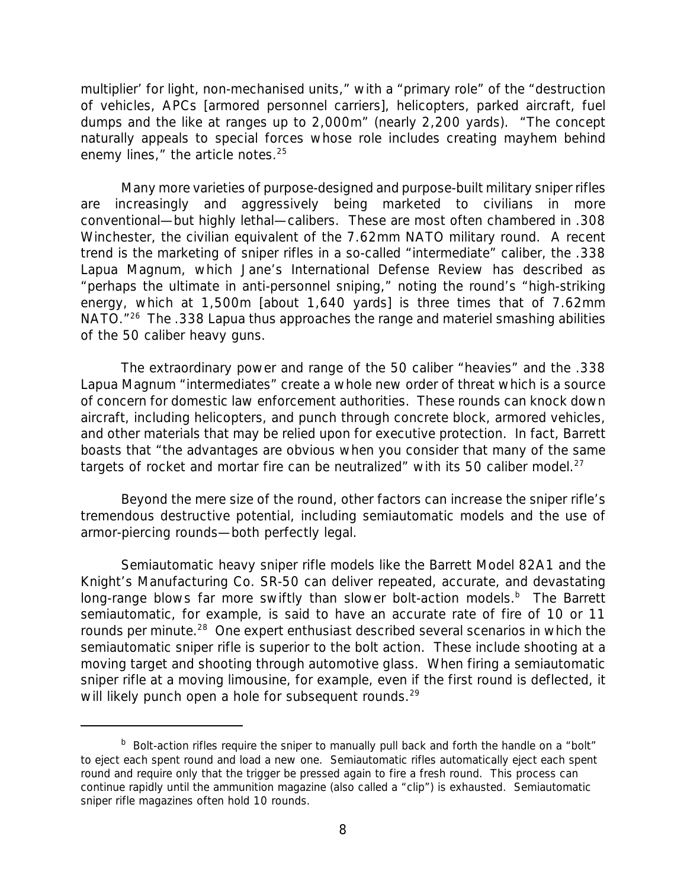multiplier' for light, non-mechanised units," with a "primary role" of the "destruction of vehicles, APCs [armored personnel carriers], helicopters, parked aircraft, fuel dumps and the like at ranges up to 2,000m" (nearly 2,200 yards). "The concept naturally appeals to special forces whose role includes creating mayhem behind enemy lines," the article notes.[25]

Many more varieties of purpose-designed and purpose-built military sniper rifles are increasingly and aggressively being marketed to civilians in more conventional—but highly lethal—calibers. These are most often chambered in .308 Winchester, the civilian equivalent of the 7.62mm NATO military round. A recent trend is the marketing of sniper rifles in a so-called "intermediate" caliber, the .338 Lapua Magnum, which Jane's International Defense Review has described as "perhaps the ultimate in anti-personnel sniping," noting the round's "high-striking energy, which at 1,500m [about 1,640 yards] is three times that of 7.62mm NATO."[26] The .338 Lapua thus approaches the range and materiel smashing abilities of the 50 caliber heavy guns.

The extraordinary power and range of the 50 caliber "heavies" and the .338 Lapua Magnum "intermediates" create a whole new order of threat which is a source of concern for domestic law enforcement authorities. These rounds can knock down aircraft, including helicopters, and punch through concrete block, armored vehicles, and other materials that may be relied upon for executive protection. In fact, Barrett boasts that "the advantages are obvious when you consider that many of the same targets of rocket and mortar fire can be neutralized" with its 50 caliber model.[27]

Beyond the mere size of the round, other factors can increase the sniper rifle's tremendous destructive potential, including semiautomatic models and the use of armor-piercing rounds—both perfectly legal.

Semiautomatic heavy sniper rifle models like the Barrett Model 82A1 and the Knight's Manufacturing Co. SR-50 can deliver repeated, accurate, and devastating long-range blows far more swiftly than slower bolt-action models.[b] The Barrett semiautomatic, for example, is said to have an accurate rate of fire of 10 or 11 rounds per minute.[28] One expert enthusiast described several scenarios in which the semiautomatic sniper rifle is superior to the bolt action. These include shooting at a moving target and shooting through automotive glass. When firing a semiautomatic sniper rifle at a moving limousine, for example, even if the first round is deflected, it will likely punch open a hole for subsequent rounds.[29]

---

[b] Bolt-action rifles require the sniper to manually pull back and forth the handle on a "bolt" to eject each spent round and load a new one. Semiautomatic rifles automatically eject each spent round and require only that the trigger be pressed again to fire a fresh round. This process can continue rapidly until the ammunition magazine (also called a "clip") is exhausted. Semiautomatic sniper rifle magazines often hold 10 rounds.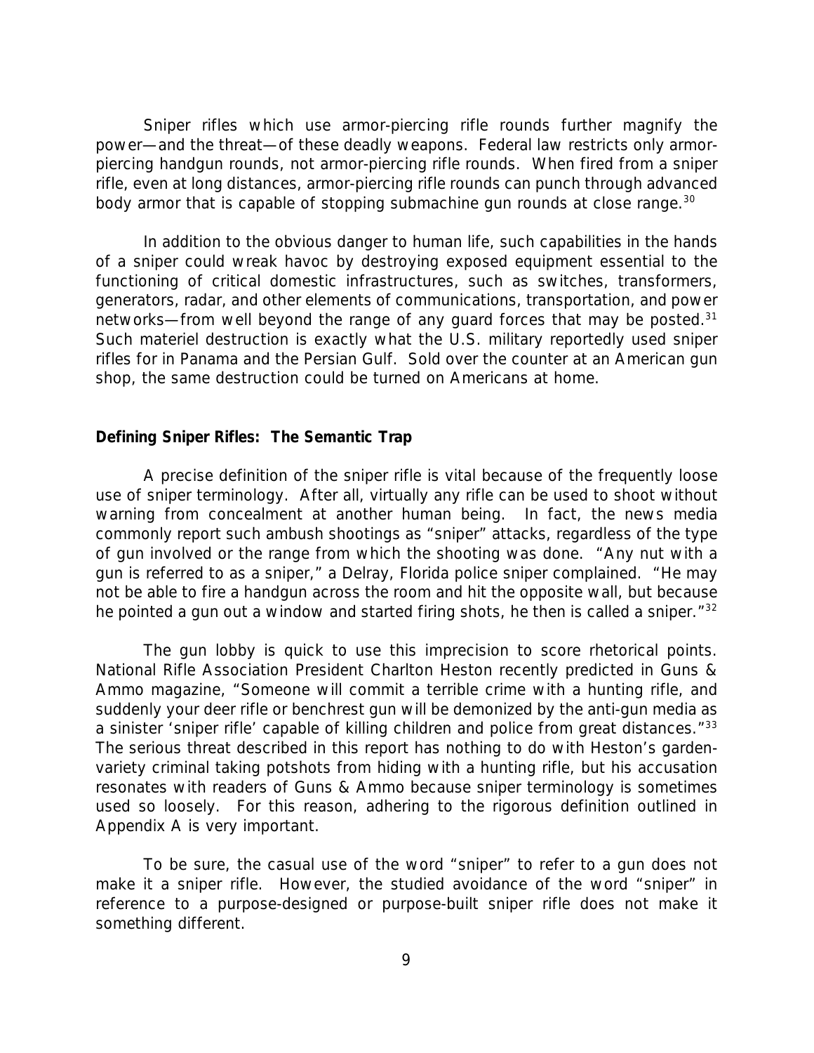Sniper rifles which use armor-piercing rifle rounds further magnify the power—and the threat—of these deadly weapons. Federal law restricts only armor-piercing handgun rounds, not armor-piercing rifle rounds. When fired from a sniper rifle, even at long distances, armor-piercing rifle rounds can punch through advanced body armor that is capable of stopping submachine gun rounds at close range.[30]

In addition to the obvious danger to human life, such capabilities in the hands of a sniper could wreak havoc by destroying exposed equipment essential to the functioning of critical domestic infrastructures, such as switches, transformers, generators, radar, and other elements of communications, transportation, and power networks—from well beyond the range of any guard forces that may be posted.[31] Such materiel destruction is exactly what the U.S. military reportedly used sniper rifles for in Panama and the Persian Gulf. Sold over the counter at an American gun shop, the same destruction could be turned on Americans at home.

**Defining Sniper Rifles: The Semantic Trap**

A precise definition of the sniper rifle is vital because of the frequently loose use of sniper terminology. After all, virtually any rifle can be used to shoot without warning from concealment at another human being. In fact, the news media commonly report such ambush shootings as "sniper" attacks, regardless of the type of gun involved or the range from which the shooting was done. "Any nut with a gun is referred to as a sniper," a Delray, Florida police sniper complained. "He may not be able to fire a handgun across the room and hit the opposite wall, but because he pointed a gun out a window and started firing shots, he then is called a sniper."[32]

The gun lobby is quick to use this imprecision to score rhetorical points. National Rifle Association President Charlton Heston recently predicted in Guns & Ammo magazine, "Someone will commit a terrible crime with a hunting rifle, and suddenly your deer rifle or benchrest gun will be demonized by the anti-gun media as a sinister 'sniper rifle' capable of killing children and police from great distances."[33] The serious threat described in this report has nothing to do with Heston's garden-variety criminal taking potshots from hiding with a hunting rifle, but his accusation resonates with readers of Guns & Ammo because sniper terminology is sometimes used so loosely. For this reason, adhering to the rigorous definition outlined in Appendix A is very important.

To be sure, the casual use of the word "sniper" to refer to a gun does not make it a sniper rifle. However, the studied avoidance of the word "sniper" in reference to a purpose-designed or purpose-built sniper rifle does not make it something different.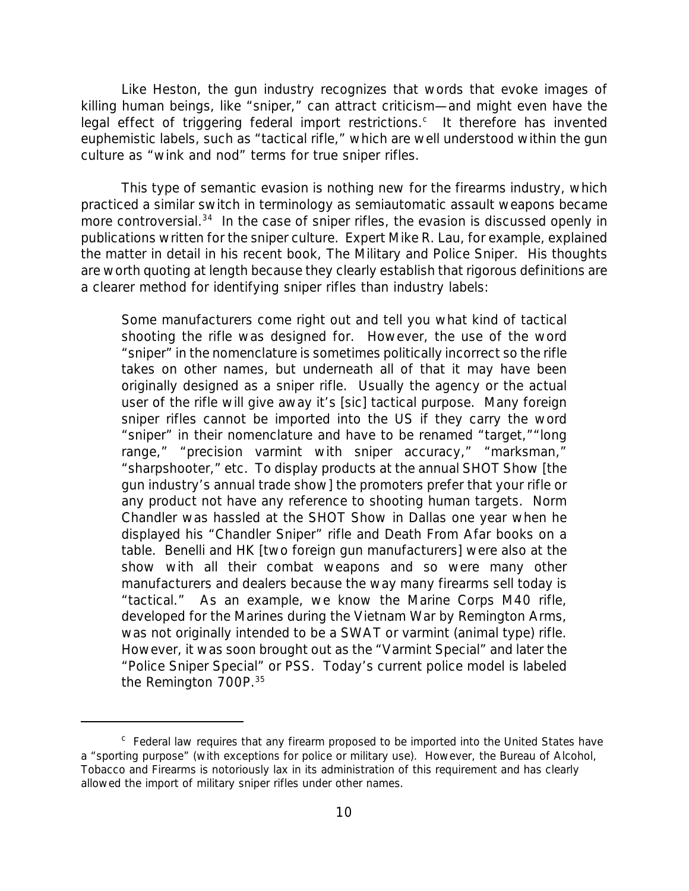Like Heston, the gun industry recognizes that words that evoke images of killing human beings, like "sniper," can attract criticism—and might even have the legal effect of triggering federal import restrictions.[c] It therefore has invented euphemistic labels, such as "tactical rifle," which are well understood within the gun culture as "wink and nod" terms for true sniper rifles.

This type of semantic evasion is nothing new for the firearms industry, which practiced a similar switch in terminology as semiautomatic assault weapons became more controversial.[34] In the case of sniper rifles, the evasion is discussed openly in publications written for the sniper culture. Expert Mike R. Lau, for example, explained the matter in detail in his recent book, The Military and Police Sniper. His thoughts are worth quoting at length because they clearly establish that rigorous definitions are a clearer method for identifying sniper rifles than industry labels:

> Some manufacturers come right out and tell you what kind of tactical shooting the rifle was designed for. However, the use of the word "sniper" in the nomenclature is sometimes politically incorrect so the rifle takes on other names, but underneath all of that it may have been originally designed as a sniper rifle. Usually the agency or the actual user of the rifle will give away it's [sic] tactical purpose. Many foreign sniper rifles cannot be imported into the US if they carry the word "sniper" in their nomenclature and have to be renamed "target,""long range," "precision varmint with sniper accuracy," "marksman," "sharpshooter," etc. To display products at the annual SHOT Show [the gun industry's annual trade show] the promoters prefer that your rifle or any product not have any reference to shooting human targets. Norm Chandler was hassled at the SHOT Show in Dallas one year when he displayed his "Chandler Sniper" rifle and Death From Afar books on a table. Benelli and HK [two foreign gun manufacturers] were also at the show with all their combat weapons and so were many other manufacturers and dealers because the way many firearms sell today is "tactical." As an example, we know the Marine Corps M40 rifle, developed for the Marines during the Vietnam War by Remington Arms, was not originally intended to be a SWAT or varmint (animal type) rifle. However, it was soon brought out as the "Varmint Special" and later the "Police Sniper Special" or PSS. Today's current police model is labeled the Remington 700P.[35]

---

[c] Federal law requires that any firearm proposed to be imported into the United States have a "sporting purpose" (with exceptions for police or military use). However, the Bureau of Alcohol, Tobacco and Firearms is notoriously lax in its administration of this requirement and has clearly allowed the import of military sniper rifles under other names.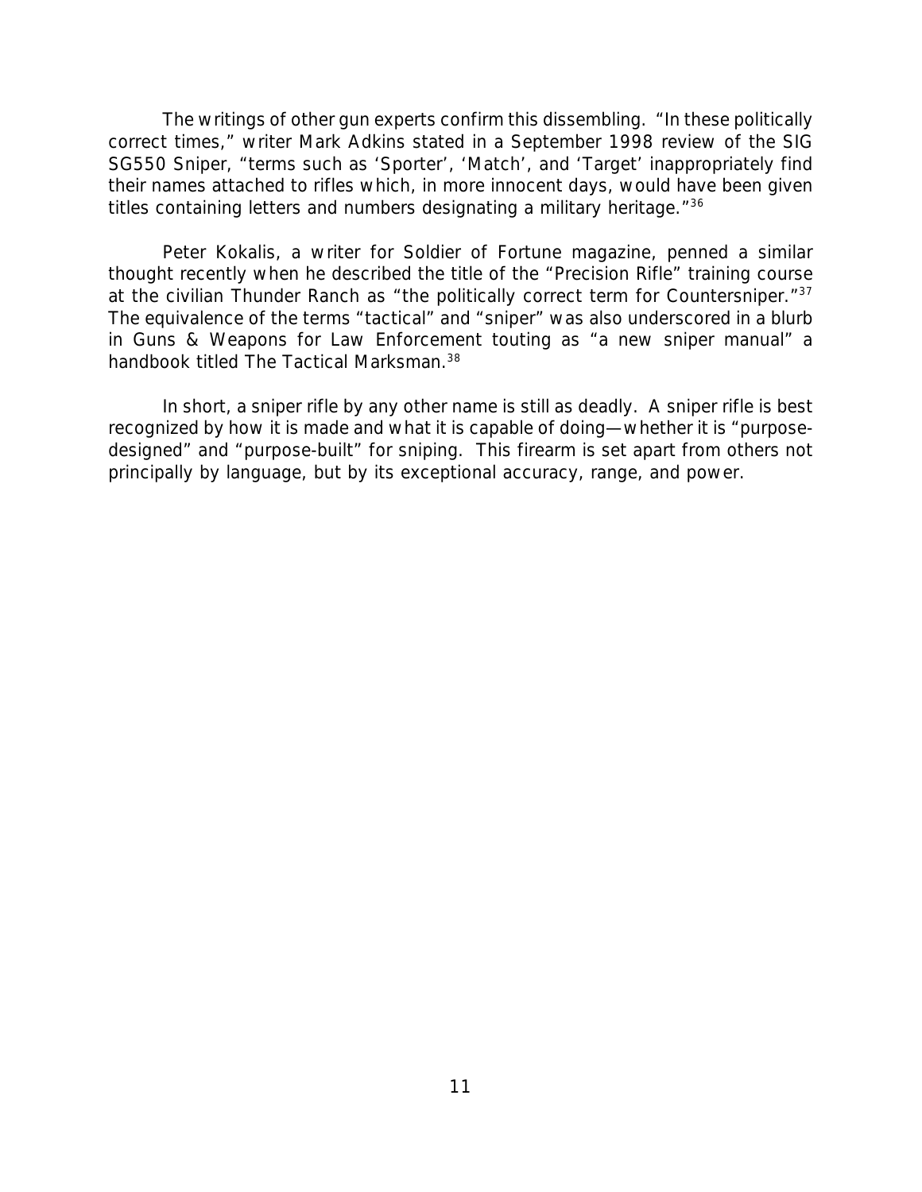The writings of other gun experts confirm this dissembling. "In these politically correct times," writer Mark Adkins stated in a September 1998 review of the SIG SG550 Sniper, "terms such as 'Sporter', 'Match', and 'Target' inappropriately find their names attached to rifles which, in more innocent days, would have been given titles containing letters and numbers designating a military heritage."[36]

Peter Kokalis, a writer for Soldier of Fortune magazine, penned a similar thought recently when he described the title of the "Precision Rifle" training course at the civilian Thunder Ranch as "the politically correct term for Countersniper."[37] The equivalence of the terms "tactical" and "sniper" was also underscored in a blurb in Guns & Weapons for Law Enforcement touting as "a new sniper manual" a handbook titled The Tactical Marksman.[38]

In short, a sniper rifle by any other name is still as deadly. A sniper rifle is best recognized by how it is made and what it is capable of doing—whether it is "purpose-designed" and "purpose-built" for sniping. This firearm is set apart from others not principally by language, but by its exceptional accuracy, range, and power.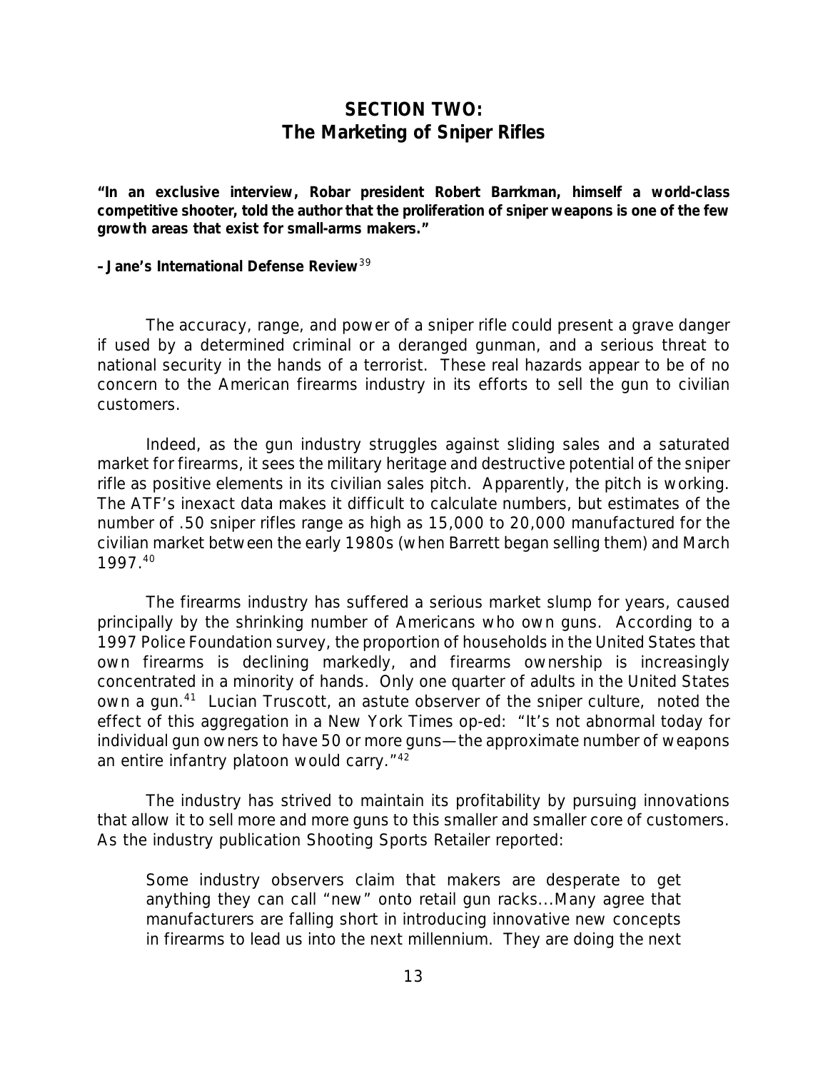## SECTION TWO:
## The Marketing of Sniper Rifles

**"In an exclusive interview, Robar president Robert Barrkman, himself a world-class competitive shooter, told the author that the proliferation of sniper weapons is one of the few growth areas that exist for small-arms makers."**

**– Jane's International Defense Review**[39]

The accuracy, range, and power of a sniper rifle could present a grave danger if used by a determined criminal or a deranged gunman, and a serious threat to national security in the hands of a terrorist. These real hazards appear to be of no concern to the American firearms industry in its efforts to sell the gun to civilian customers.

Indeed, as the gun industry struggles against sliding sales and a saturated market for firearms, it sees the military heritage and destructive potential of the sniper rifle as positive elements in its civilian sales pitch. Apparently, the pitch is working. The ATF's inexact data makes it difficult to calculate numbers, but estimates of the number of .50 sniper rifles range as high as 15,000 to 20,000 manufactured for the civilian market between the early 1980s (when Barrett began selling them) and March 1997.[40]

The firearms industry has suffered a serious market slump for years, caused principally by the shrinking number of Americans who own guns. According to a 1997 Police Foundation survey, the proportion of households in the United States that own firearms is declining markedly, and firearms ownership is increasingly concentrated in a minority of hands. Only one quarter of adults in the United States own a gun.[41] Lucian Truscott, an astute observer of the sniper culture, noted the effect of this aggregation in a New York Times op-ed: "It's not abnormal today for individual gun owners to have 50 or more guns—the approximate number of weapons an entire infantry platoon would carry."[42]

The industry has strived to maintain its profitability by pursuing innovations that allow it to sell more and more guns to this smaller and smaller core of customers. As the industry publication Shooting Sports Retailer reported:

> Some industry observers claim that makers are desperate to get anything they can call "new" onto retail gun racks...Many agree that manufacturers are falling short in introducing innovative new concepts in firearms to lead us into the next millennium. They are doing the next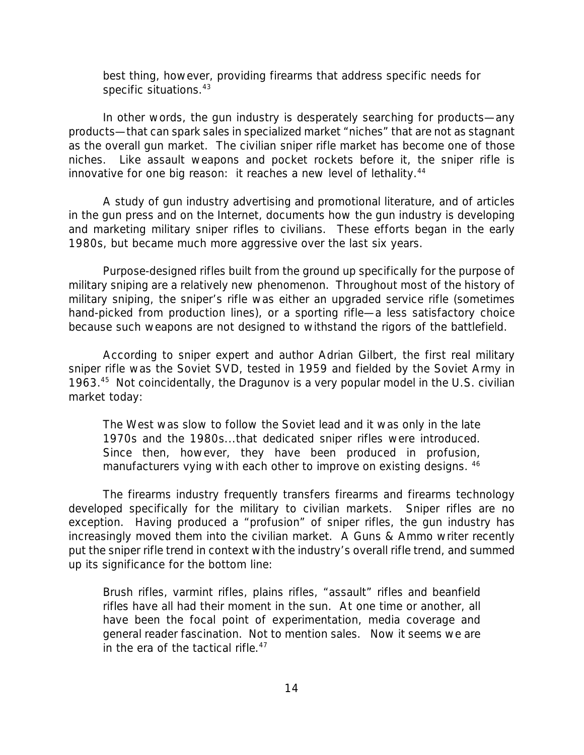> best thing, however, providing firearms that address specific needs for specific situations.[43]

In other words, the gun industry is desperately searching for products—any products—that can spark sales in specialized market "niches" that are not as stagnant as the overall gun market. The civilian sniper rifle market has become one of those niches. Like assault weapons and pocket rockets before it, the sniper rifle is innovative for one big reason: it reaches a new level of lethality.[44]

A study of gun industry advertising and promotional literature, and of articles in the gun press and on the Internet, documents how the gun industry is developing and marketing military sniper rifles to civilians. These efforts began in the early 1980s, but became much more aggressive over the last six years.

Purpose-designed rifles built from the ground up specifically for the purpose of military sniping are a relatively new phenomenon. Throughout most of the history of military sniping, the sniper's rifle was either an upgraded service rifle (sometimes hand-picked from production lines), or a sporting rifle—a less satisfactory choice because such weapons are not designed to withstand the rigors of the battlefield.

According to sniper expert and author Adrian Gilbert, the first real military sniper rifle was the Soviet SVD, tested in 1959 and fielded by the Soviet Army in 1963.[45] Not coincidentally, the Dragunov is a very popular model in the U.S. civilian market today:

> The West was slow to follow the Soviet lead and it was only in the late 1970s and the 1980s...that dedicated sniper rifles were introduced. Since then, however, they have been produced in profusion, manufacturers vying with each other to improve on existing designs.[46]

The firearms industry frequently transfers firearms and firearms technology developed specifically for the military to civilian markets. Sniper rifles are no exception. Having produced a "profusion" of sniper rifles, the gun industry has increasingly moved them into the civilian market. A *Guns & Ammo* writer recently put the sniper rifle trend in context with the industry's overall rifle trend, and summed up its significance for the bottom line:

> Brush rifles, varmint rifles, plains rifles, "assault" rifles and beanfield rifles have all had their moment in the sun. At one time or another, all have been the focal point of experimentation, media coverage and general reader fascination. Not to mention sales. Now it seems we are in the era of the tactical rifle.[47]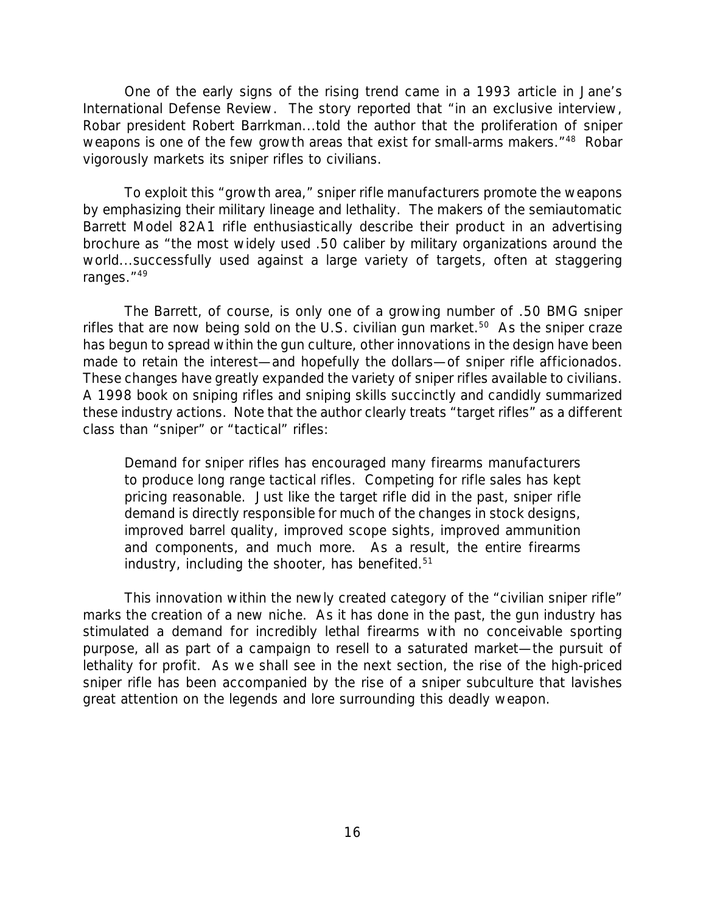One of the early signs of the rising trend came in a 1993 article in *Jane's International Defense Review*. The story reported that "in an exclusive interview, Robar president Robert Barrkman...told the author that the proliferation of sniper weapons is one of the few growth areas that exist for small-arms makers."[48] Robar vigorously markets its sniper rifles to civilians.

To exploit this "growth area," sniper rifle manufacturers promote the weapons by emphasizing their military lineage and lethality. The makers of the semiautomatic Barrett Model 82A1 rifle enthusiastically describe their product in an advertising brochure as "the most widely used .50 caliber by military organizations around the world...successfully used against a large variety of targets, often at staggering ranges."[49]

The Barrett, of course, is only one of a growing number of .50 BMG sniper rifles that are now being sold on the U.S. civilian gun market.[50] As the sniper craze has begun to spread within the gun culture, other innovations in the design have been made to retain the interest—and hopefully the dollars—of sniper rifle afficionados. These changes have greatly expanded the variety of sniper rifles available to civilians. A 1998 book on sniping rifles and sniping skills succinctly and candidly summarized these industry actions. Note that the author clearly treats "target rifles" as a different class than "sniper" or "tactical" rifles:

> Demand for sniper rifles has encouraged many firearms manufacturers to produce long range tactical rifles. Competing for rifle sales has kept pricing reasonable. Just like the target rifle did in the past, sniper rifle demand is directly responsible for much of the changes in stock designs, improved barrel quality, improved scope sights, improved ammunition and components, and much more. As a result, the entire firearms industry, including the shooter, has benefited.[51]

This innovation within the newly created category of the "civilian sniper rifle" marks the creation of a new niche. As it has done in the past, the gun industry has stimulated a demand for incredibly lethal firearms with no conceivable sporting purpose, all as part of a campaign to resell to a saturated market—the pursuit of lethality for profit. As we shall see in the next section, the rise of the high-priced sniper rifle has been accompanied by the rise of a sniper subculture that lavishes great attention on the legends and lore surrounding this deadly weapon.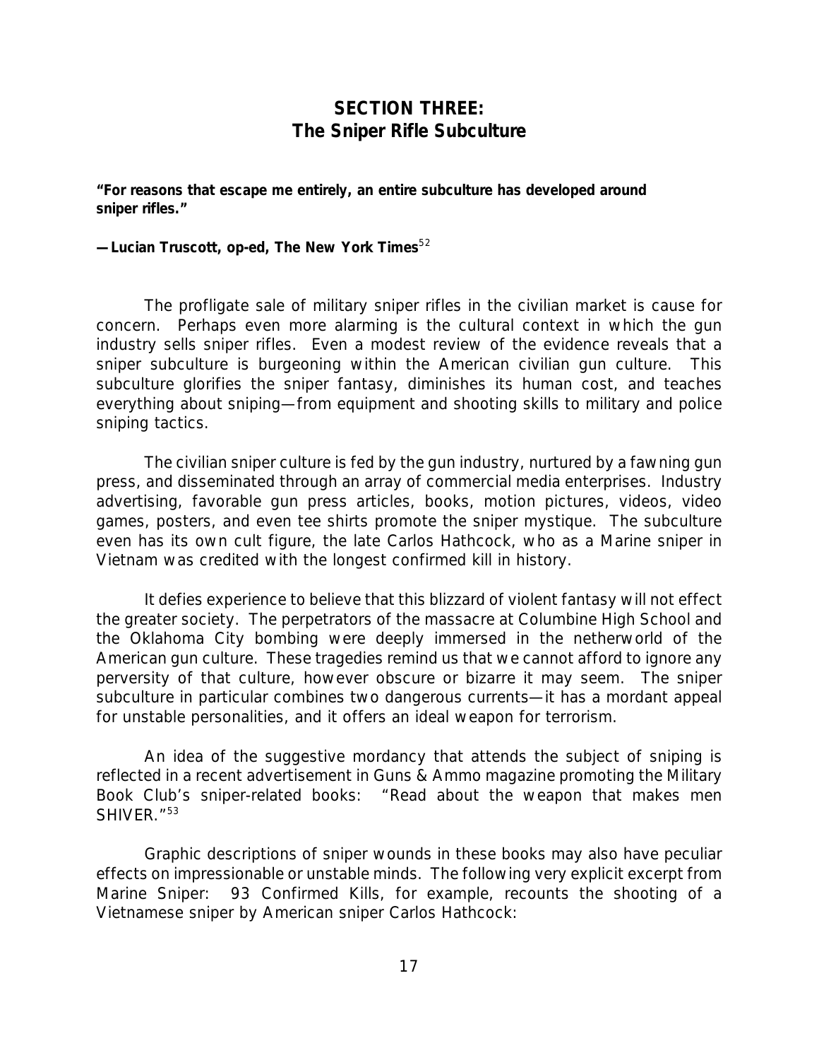# SECTION THREE: The Sniper Rifle Subculture

**"For reasons that escape me entirely, an entire subculture has developed around sniper rifles."**

**—Lucian Truscott, op-ed, *The New York Times***[52]

The profligate sale of military sniper rifles in the civilian market is cause for concern. Perhaps even more alarming is the cultural context in which the gun industry sells sniper rifles. Even a modest review of the evidence reveals that a sniper subculture is burgeoning within the American civilian gun culture. This subculture glorifies the sniper fantasy, diminishes its human cost, and teaches everything about sniping—from equipment and shooting skills to military and police sniping tactics.

The civilian sniper culture is fed by the gun industry, nurtured by a fawning gun press, and disseminated through an array of commercial media enterprises. Industry advertising, favorable gun press articles, books, motion pictures, videos, video games, posters, and even tee shirts promote the sniper mystique. The subculture even has its own cult figure, the late Carlos Hathcock, who as a Marine sniper in Vietnam was credited with the longest confirmed kill in history.

It defies experience to believe that this blizzard of violent fantasy will not effect the greater society. The perpetrators of the massacre at Columbine High School and the Oklahoma City bombing were deeply immersed in the netherworld of the American gun culture. These tragedies remind us that we cannot afford to ignore any perversity of that culture, however obscure or bizarre it may seem. The sniper subculture in particular combines two dangerous currents—it has a mordant appeal for unstable personalities, and it offers an ideal weapon for terrorism.

An idea of the suggestive mordancy that attends the subject of sniping is reflected in a recent advertisement in *Guns & Ammo* magazine promoting the Military Book Club's sniper-related books: "Read about the weapon that makes men SHIVER."[53]

Graphic descriptions of sniper wounds in these books may also have peculiar effects on impressionable or unstable minds. The following very explicit excerpt from *Marine Sniper: 93 Confirmed Kills*, for example, recounts the shooting of a Vietnamese sniper by American sniper Carlos Hathcock: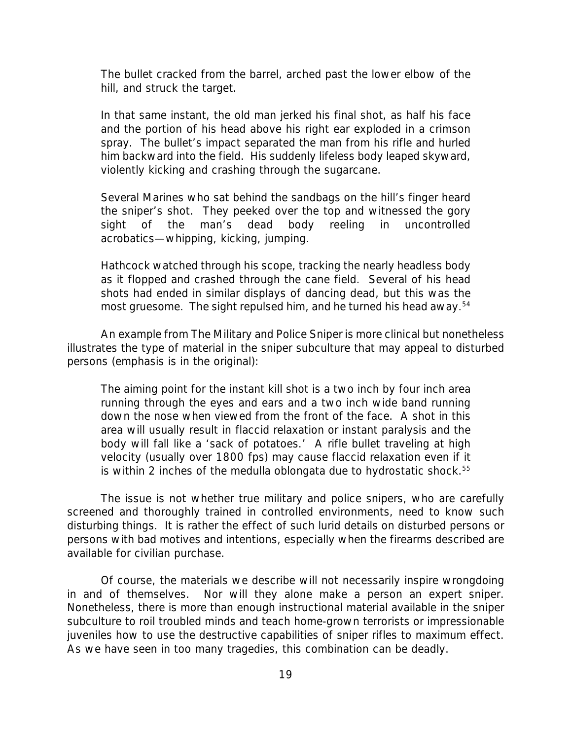> The bullet cracked from the barrel, arched past the lower elbow of the hill, and struck the target.
>
> In that same instant, the old man jerked his final shot, as half his face and the portion of his head above his right ear exploded in a crimson spray. The bullet's impact separated the man from his rifle and hurled him backward into the field. His suddenly lifeless body leaped skyward, violently kicking and crashing through the sugarcane.
>
> Several Marines who sat behind the sandbags on the hill's finger heard the sniper's shot. They peeked over the top and witnessed the gory sight of the man's dead body reeling in uncontrolled acrobatics—whipping, kicking, jumping.
>
> Hathcock watched through his scope, tracking the nearly headless body as it flopped and crashed through the cane field. Several of his head shots had ended in similar displays of dancing dead, but this was the most gruesome. The sight repulsed him, and he turned his head away.[54]

An example from The Military and Police Sniper is more clinical but nonetheless illustrates the type of material in the sniper subculture that may appeal to disturbed persons (emphasis is in the original):

> The aiming point for the instant kill shot is a two inch by four inch area running through the eyes and ears and a two inch wide band running down the nose when viewed from the front of the face. A shot in this area will usually result in flaccid relaxation or instant paralysis and the body will fall like a 'sack of potatoes.' A rifle bullet traveling at high velocity (usually over 1800 fps) may cause flaccid relaxation even if it is within 2 inches of the medulla oblongata due to hydrostatic shock.[55]

The issue is not whether true military and police snipers, who are carefully screened and thoroughly trained in controlled environments, need to know such disturbing things. It is rather the effect of such lurid details on disturbed persons or persons with bad motives and intentions, especially when the firearms described are available for civilian purchase.

Of course, the materials we describe will not necessarily inspire wrongdoing in and of themselves. Nor will they alone make a person an expert sniper. Nonetheless, there is more than enough instructional material available in the sniper subculture to roil troubled minds and teach home-grown terrorists or impressionable juveniles how to use the destructive capabilities of sniper rifles to maximum effect. As we have seen in too many tragedies, this combination can be deadly.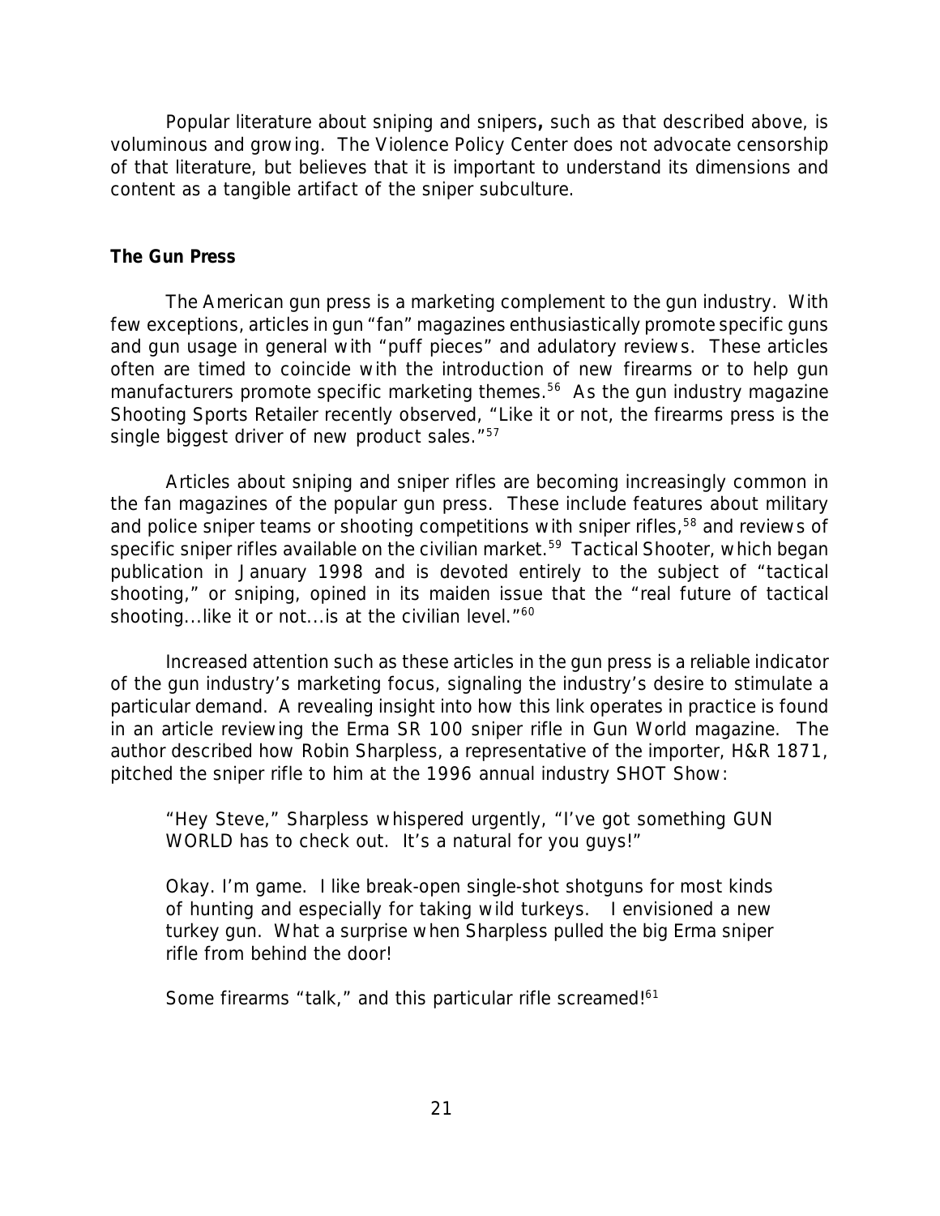Popular literature about sniping and snipers**,** such as that described above, is voluminous and growing. The Violence Policy Center does not advocate censorship of that literature, but believes that it is important to understand its dimensions and content as a tangible artifact of the sniper subculture.

**The Gun Press**

The American gun press is a marketing complement to the gun industry. With few exceptions, articles in gun "fan" magazines enthusiastically promote specific guns and gun usage in general with "puff pieces" and adulatory reviews. These articles often are timed to coincide with the introduction of new firearms or to help gun manufacturers promote specific marketing themes.[56] As the gun industry magazine *Shooting Sports Retailer* recently observed, "Like it or not, the firearms press is the single biggest driver of new product sales."[57]

Articles about sniping and sniper rifles are becoming increasingly common in the fan magazines of the popular gun press. These include features about military and police sniper teams or shooting competitions with sniper rifles,[58] and reviews of specific sniper rifles available on the civilian market.[59] *Tactical Shooter*, which began publication in January 1998 and is devoted entirely to the subject of "tactical shooting," or sniping, opined in its maiden issue that the "real future of tactical shooting...like it or not...is at the civilian level."[60]

Increased attention such as these articles in the gun press is a reliable indicator of the gun industry's marketing focus, signaling the industry's desire to stimulate a particular demand. A revealing insight into how this link operates in practice is found in an article reviewing the Erma SR 100 sniper rifle in *Gun World* magazine. The author described how Robin Sharpless, a representative of the importer, H&R 1871, pitched the sniper rifle to him at the 1996 annual industry SHOT Show:

> "Hey Steve," Sharpless whispered urgently, "I've got something GUN WORLD has to check out. It's a natural for you guys!"
>
> Okay. I'm game. I like break-open single-shot shotguns for most kinds of hunting and especially for taking wild turkeys. I envisioned a new turkey gun. What a surprise when Sharpless pulled the big Erma sniper rifle from behind the door!
>
> Some firearms "talk," and this particular rifle screamed![61]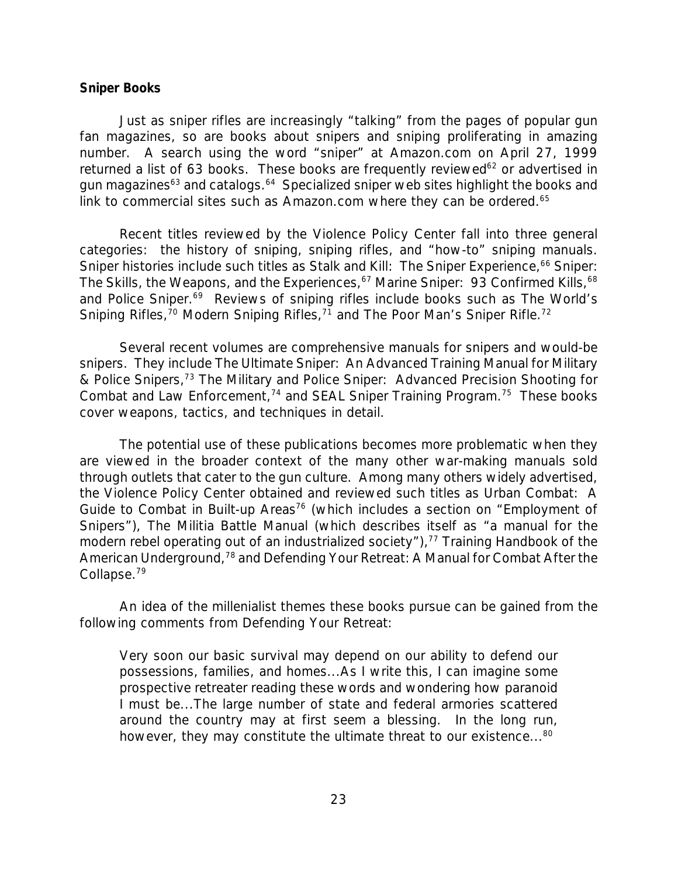**Sniper Books**

Just as sniper rifles are increasingly "talking" from the pages of popular gun fan magazines, so are books about snipers and sniping proliferating in amazing number. A search using the word "sniper" at Amazon.com on April 27, 1999 returned a list of 63 books. These books are frequently reviewed[62] or advertised in gun magazines[63] and catalogs.[64] Specialized sniper web sites highlight the books and link to commercial sites such as Amazon.com where they can be ordered.[65]

Recent titles reviewed by the Violence Policy Center fall into three general categories: the history of sniping, sniping rifles, and "how-to" sniping manuals. Sniper histories include such titles as Stalk and Kill: The Sniper Experience,[66] Sniper: The Skills, the Weapons, and the Experiences,[67] Marine Sniper: 93 Confirmed Kills,[68] and Police Sniper.[69] Reviews of sniping rifles include books such as The World's Sniping Rifles,[70] Modern Sniping Rifles,[71] and The Poor Man's Sniper Rifle.[72]

Several recent volumes are comprehensive manuals for snipers and would-be snipers. They include The Ultimate Sniper: An Advanced Training Manual for Military & Police Snipers,[73] The Military and Police Sniper: Advanced Precision Shooting for Combat and Law Enforcement,[74] and SEAL Sniper Training Program.[75] These books cover weapons, tactics, and techniques in detail.

The potential use of these publications becomes more problematic when they are viewed in the broader context of the many other war-making manuals sold through outlets that cater to the gun culture. Among many others widely advertised, the Violence Policy Center obtained and reviewed such titles as Urban Combat: A Guide to Combat in Built-up Areas[76] (which includes a section on "Employment of Snipers"), The Militia Battle Manual (which describes itself as "a manual for the modern rebel operating out of an industrialized society"),[77] Training Handbook of the American Underground,[78] and Defending Your Retreat: A Manual for Combat After the Collapse.[79]

An idea of the millenialist themes these books pursue can be gained from the following comments from Defending Your Retreat:

> Very soon our basic survival may depend on our ability to defend our possessions, families, and homes...As I write this, I can imagine some prospective retreater reading these words and wondering how paranoid I must be...The large number of state and federal armories scattered around the country may at first seem a blessing. In the long run, however, they may constitute the ultimate threat to our existence...[80]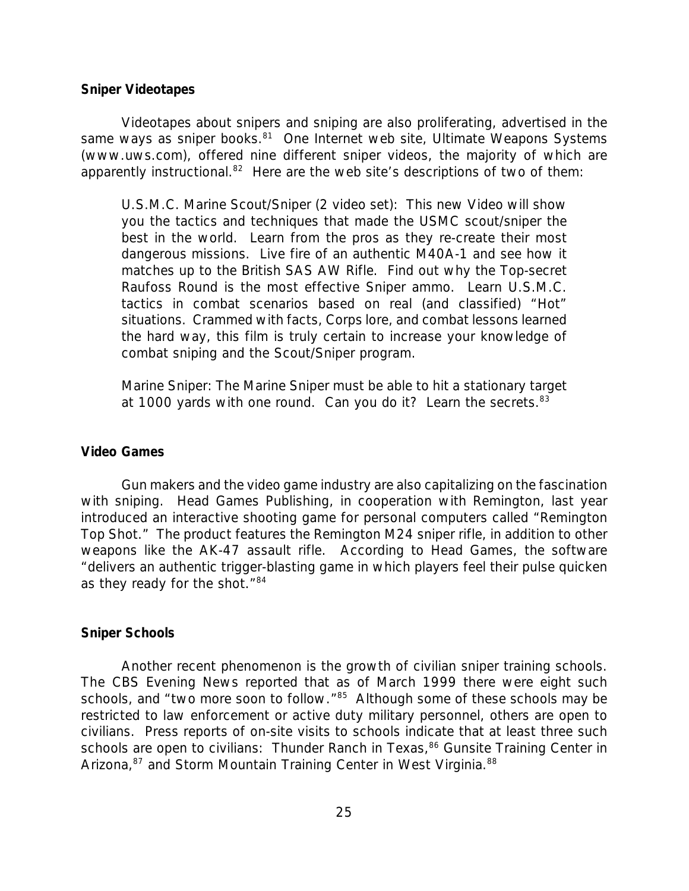**Sniper Videotapes**

Videotapes about snipers and sniping are also proliferating, advertised in the same ways as sniper books.[81] One Internet web site, Ultimate Weapons Systems (www.uws.com), offered nine different sniper videos, the majority of which are apparently instructional.[82] Here are the web site's descriptions of two of them:

> U.S.M.C. Marine Scout/Sniper (2 video set): This new Video will show you the tactics and techniques that made the USMC scout/sniper the best in the world. Learn from the pros as they re-create their most dangerous missions. Live fire of an authentic M40A-1 and see how it matches up to the British SAS AW Rifle. Find out why the Top-secret Raufoss Round is the most effective Sniper ammo. Learn U.S.M.C. tactics in combat scenarios based on real (and classified) "Hot" situations. Crammed with facts, Corps lore, and combat lessons learned the hard way, this film is truly certain to increase your knowledge of combat sniping and the Scout/Sniper program.
>
> Marine Sniper: The Marine Sniper must be able to hit a stationary target at 1000 yards with one round. Can you do it? Learn the secrets.[83]

**Video Games**

Gun makers and the video game industry are also capitalizing on the fascination with sniping. Head Games Publishing, in cooperation with Remington, last year introduced an interactive shooting game for personal computers called "Remington Top Shot." The product features the Remington M24 sniper rifle, in addition to other weapons like the AK-47 assault rifle. According to Head Games, the software "delivers an authentic trigger-blasting game in which players feel their pulse quicken as they ready for the shot."[84]

**Sniper Schools**

Another recent phenomenon is the growth of civilian sniper training schools. The CBS Evening News reported that as of March 1999 there were eight such schools, and "two more soon to follow."[85] Although some of these schools may be restricted to law enforcement or active duty military personnel, others are open to civilians. Press reports of on-site visits to schools indicate that at least three such schools are open to civilians: Thunder Ranch in Texas,[86] Gunsite Training Center in Arizona,[87] and Storm Mountain Training Center in West Virginia.[88]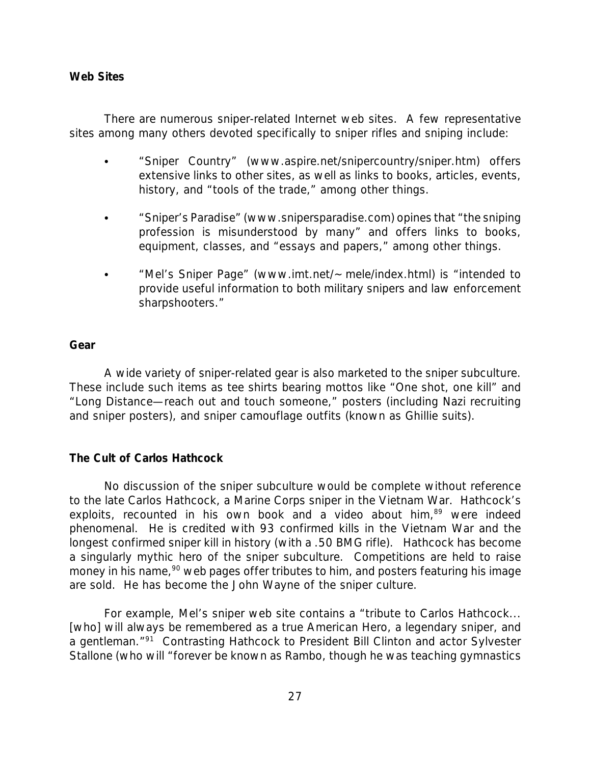### Web Sites

There are numerous sniper-related Internet web sites. A few representative sites among many others devoted specifically to sniper rifles and sniping include:

- "Sniper Country" (www.aspire.net/snipercountry/sniper.htm) offers extensive links to other sites, as well as links to books, articles, events, history, and "tools of the trade," among other things.
- "Sniper's Paradise" (www.snipersparadise.com) opines that "the sniping profession is misunderstood by many" and offers links to books, equipment, classes, and "essays and papers," among other things.
- "Mel's Sniper Page" (www.imt.net/~mele/index.html) is "intended to provide useful information to both military snipers and law enforcement sharpshooters."

### Gear

A wide variety of sniper-related gear is also marketed to the sniper subculture. These include such items as tee shirts bearing mottos like "One shot, one kill" and "Long Distance—reach out and touch someone," posters (including Nazi recruiting and sniper posters), and sniper camouflage outfits (known as Ghillie suits).

### The Cult of Carlos Hathcock

No discussion of the sniper subculture would be complete without reference to the late Carlos Hathcock, a Marine Corps sniper in the Vietnam War. Hathcock's exploits, recounted in his own book and a video about him,[89] were indeed phenomenal. He is credited with 93 confirmed kills in the Vietnam War and the longest confirmed sniper kill in history (with a .50 BMG rifle). Hathcock has become a singularly mythic hero of the sniper subculture. Competitions are held to raise money in his name,[90] web pages offer tributes to him, and posters featuring his image are sold. He has become the John Wayne of the sniper culture.

For example, Mel's sniper web site contains a "tribute to Carlos Hathcock... [who] will always be remembered as a true American Hero, a legendary sniper, and a gentleman."[91] Contrasting Hathcock to President Bill Clinton and actor Sylvester Stallone (who will "forever be known as Rambo, though he was teaching gymnastics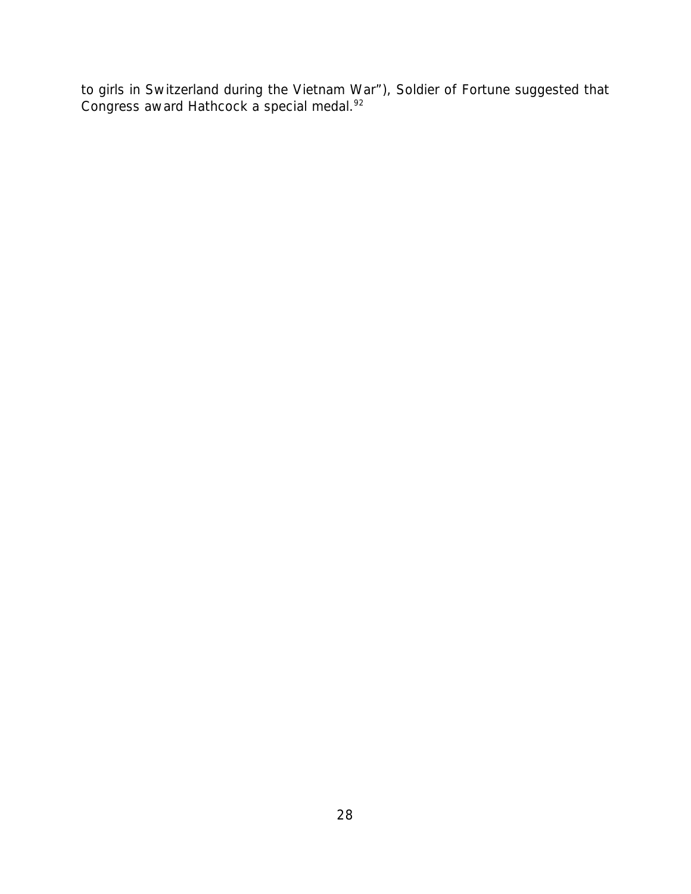to girls in Switzerland during the Vietnam War"), Soldier of Fortune suggested that Congress award Hathcock a special medal.[92]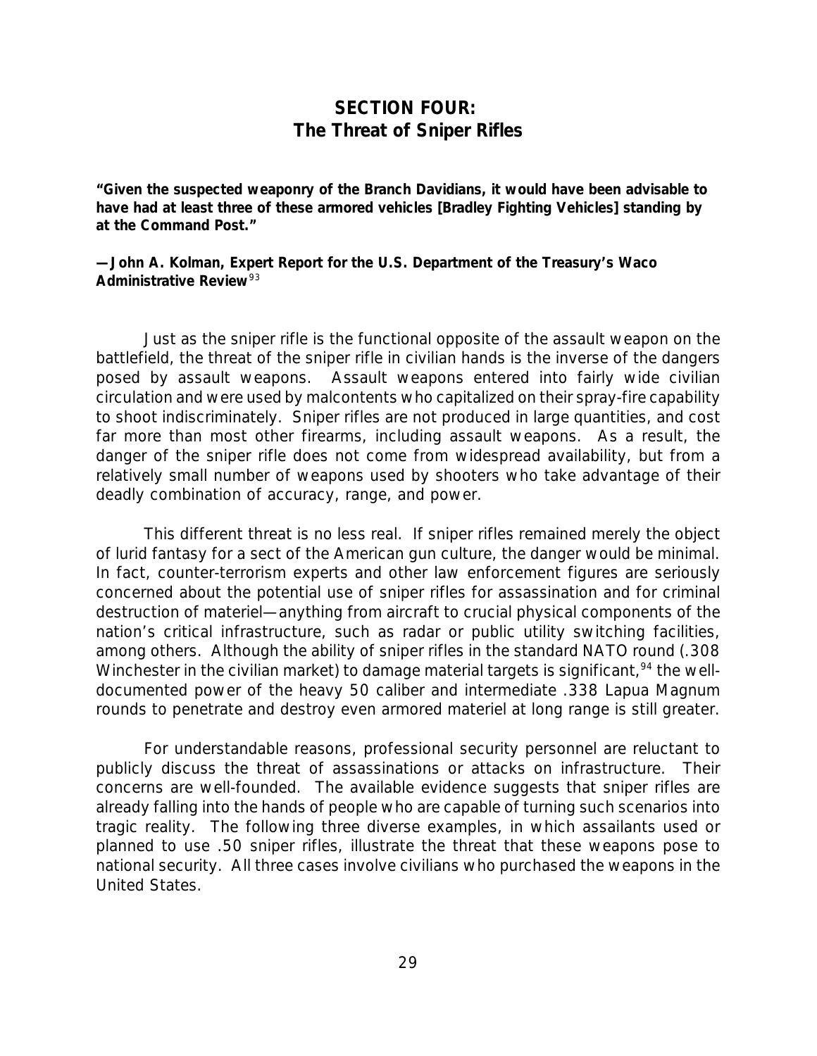# SECTION FOUR:
# The Threat of Sniper Rifles

**"Given the suspected weaponry of the Branch Davidians, it would have been advisable to have had at least three of these armored vehicles [Bradley Fighting Vehicles] standing by at the Command Post."**

**—John A. Kolman, Expert Report for the U.S. Department of the Treasury's Waco Administrative Review**[93]

Just as the sniper rifle is the functional opposite of the assault weapon on the battlefield, the threat of the sniper rifle in civilian hands is the inverse of the dangers posed by assault weapons. Assault weapons entered into fairly wide civilian circulation and were used by malcontents who capitalized on their spray-fire capability to shoot indiscriminately. Sniper rifles are not produced in large quantities, and cost far more than most other firearms, including assault weapons. As a result, the danger of the sniper rifle does not come from widespread availability, but from a relatively small number of weapons used by shooters who take advantage of their deadly combination of accuracy, range, and power.

This different threat is no less real. If sniper rifles remained merely the object of lurid fantasy for a sect of the American gun culture, the danger would be minimal. In fact, counter-terrorism experts and other law enforcement figures are seriously concerned about the potential use of sniper rifles for assassination and for criminal destruction of materiel—anything from aircraft to crucial physical components of the nation's critical infrastructure, such as radar or public utility switching facilities, among others. Although the ability of sniper rifles in the standard NATO round (.308 Winchester in the civilian market) to damage material targets is significant,[94] the well-documented power of the heavy 50 caliber and intermediate .338 Lapua Magnum rounds to penetrate and destroy even armored materiel at long range is still greater.

For understandable reasons, professional security personnel are reluctant to publicly discuss the threat of assassinations or attacks on infrastructure. Their concerns are well-founded. The available evidence suggests that sniper rifles are already falling into the hands of people who are capable of turning such scenarios into tragic reality. The following three diverse examples, in which assailants used or planned to use .50 sniper rifles, illustrate the threat that these weapons pose to national security. All three cases involve civilians who purchased the weapons in the United States.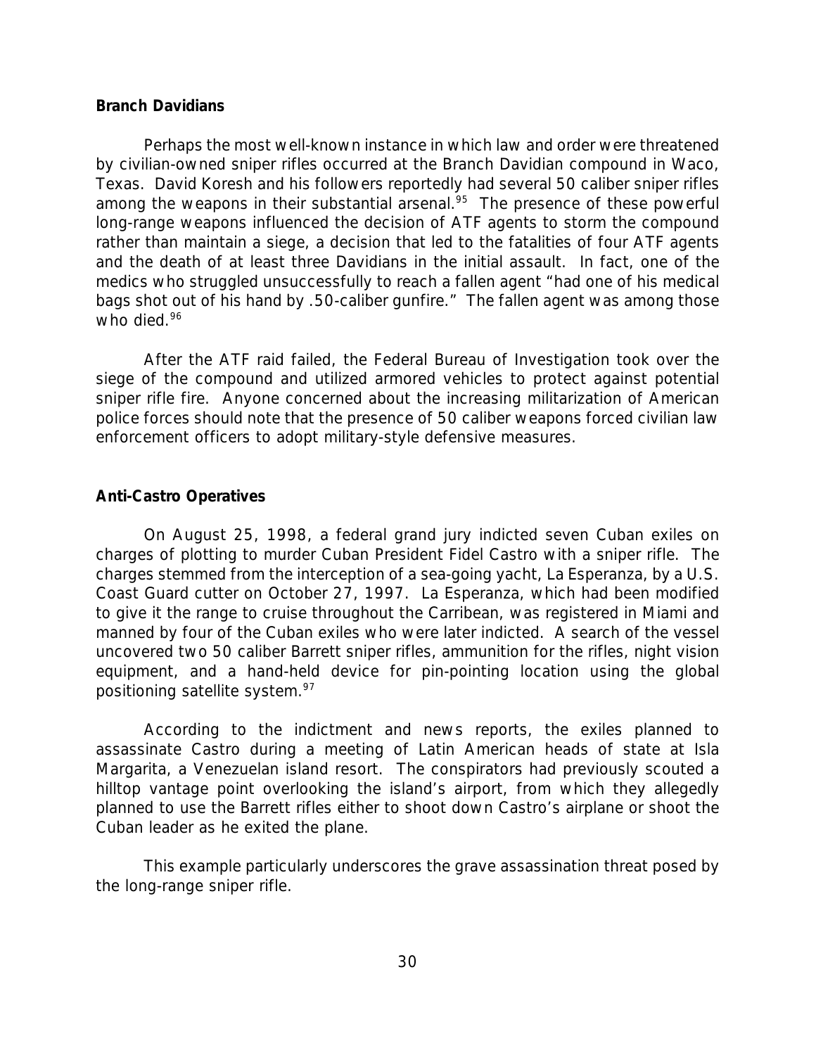**Branch Davidians**

Perhaps the most well-known instance in which law and order were threatened by civilian-owned sniper rifles occurred at the Branch Davidian compound in Waco, Texas. David Koresh and his followers reportedly had several 50 caliber sniper rifles among the weapons in their substantial arsenal.[95] The presence of these powerful long-range weapons influenced the decision of ATF agents to storm the compound rather than maintain a siege, a decision that led to the fatalities of four ATF agents and the death of at least three Davidians in the initial assault. In fact, one of the medics who struggled unsuccessfully to reach a fallen agent "had one of his medical bags shot out of his hand by .50-caliber gunfire." The fallen agent was among those who died.[96]

After the ATF raid failed, the Federal Bureau of Investigation took over the siege of the compound and utilized armored vehicles to protect against potential sniper rifle fire. Anyone concerned about the increasing militarization of American police forces should note that the presence of 50 caliber weapons forced civilian law enforcement officers to adopt military-style defensive measures.

**Anti-Castro Operatives**

On August 25, 1998, a federal grand jury indicted seven Cuban exiles on charges of plotting to murder Cuban President Fidel Castro with a sniper rifle. The charges stemmed from the interception of a sea-going yacht, La Esperanza, by a U.S. Coast Guard cutter on October 27, 1997. La Esperanza, which had been modified to give it the range to cruise throughout the Carribean, was registered in Miami and manned by four of the Cuban exiles who were later indicted. A search of the vessel uncovered two 50 caliber Barrett sniper rifles, ammunition for the rifles, night vision equipment, and a hand-held device for pin-pointing location using the global positioning satellite system.[97]

According to the indictment and news reports, the exiles planned to assassinate Castro during a meeting of Latin American heads of state at Isla Margarita, a Venezuelan island resort. The conspirators had previously scouted a hilltop vantage point overlooking the island's airport, from which they allegedly planned to use the Barrett rifles either to shoot down Castro's airplane or shoot the Cuban leader as he exited the plane.

This example particularly underscores the grave assassination threat posed by the long-range sniper rifle.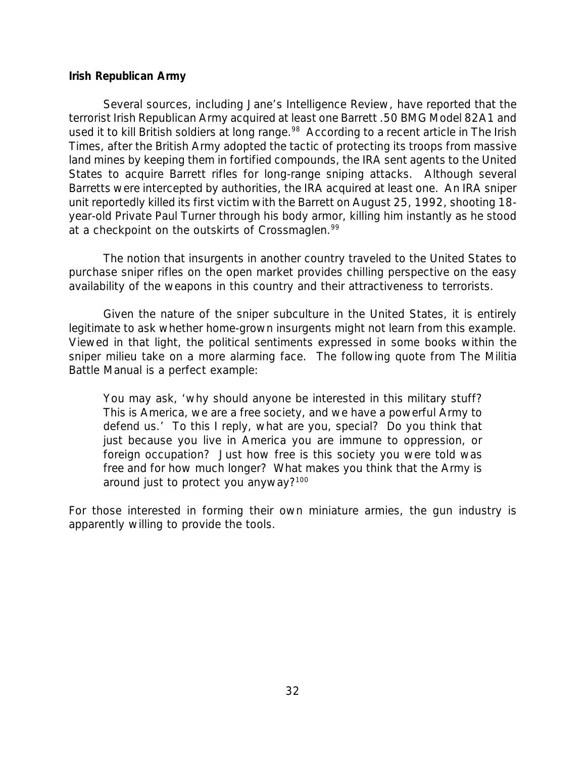**Irish Republican Army**

Several sources, including Jane's Intelligence Review, have reported that the terrorist Irish Republican Army acquired at least one Barrett .50 BMG Model 82A1 and used it to kill British soldiers at long range.[98] According to a recent article in The Irish Times, after the British Army adopted the tactic of protecting its troops from massive land mines by keeping them in fortified compounds, the IRA sent agents to the United States to acquire Barrett rifles for long-range sniping attacks. Although several Barretts were intercepted by authorities, the IRA acquired at least one. An IRA sniper unit reportedly killed its first victim with the Barrett on August 25, 1992, shooting 18-year-old Private Paul Turner through his body armor, killing him instantly as he stood at a checkpoint on the outskirts of Crossmaglen.[99]

The notion that insurgents in another country traveled to the United States to purchase sniper rifles on the open market provides chilling perspective on the easy availability of the weapons in this country and their attractiveness to terrorists.

Given the nature of the sniper subculture in the United States, it is entirely legitimate to ask whether home-grown insurgents might not learn from this example. Viewed in that light, the political sentiments expressed in some books within the sniper milieu take on a more alarming face. The following quote from The Militia Battle Manual is a perfect example:

> You may ask, 'why should anyone be interested in this military stuff? This is America, we are a free society, and we have a powerful Army to defend us.' To this I reply, what are you, special? Do you think that just because you live in America you are immune to oppression, or foreign occupation? Just how free is this society you were told was free and for how much longer? What makes you think that the Army is around just to protect you anyway?[100]

For those interested in forming their own miniature armies, the gun industry is apparently willing to provide the tools.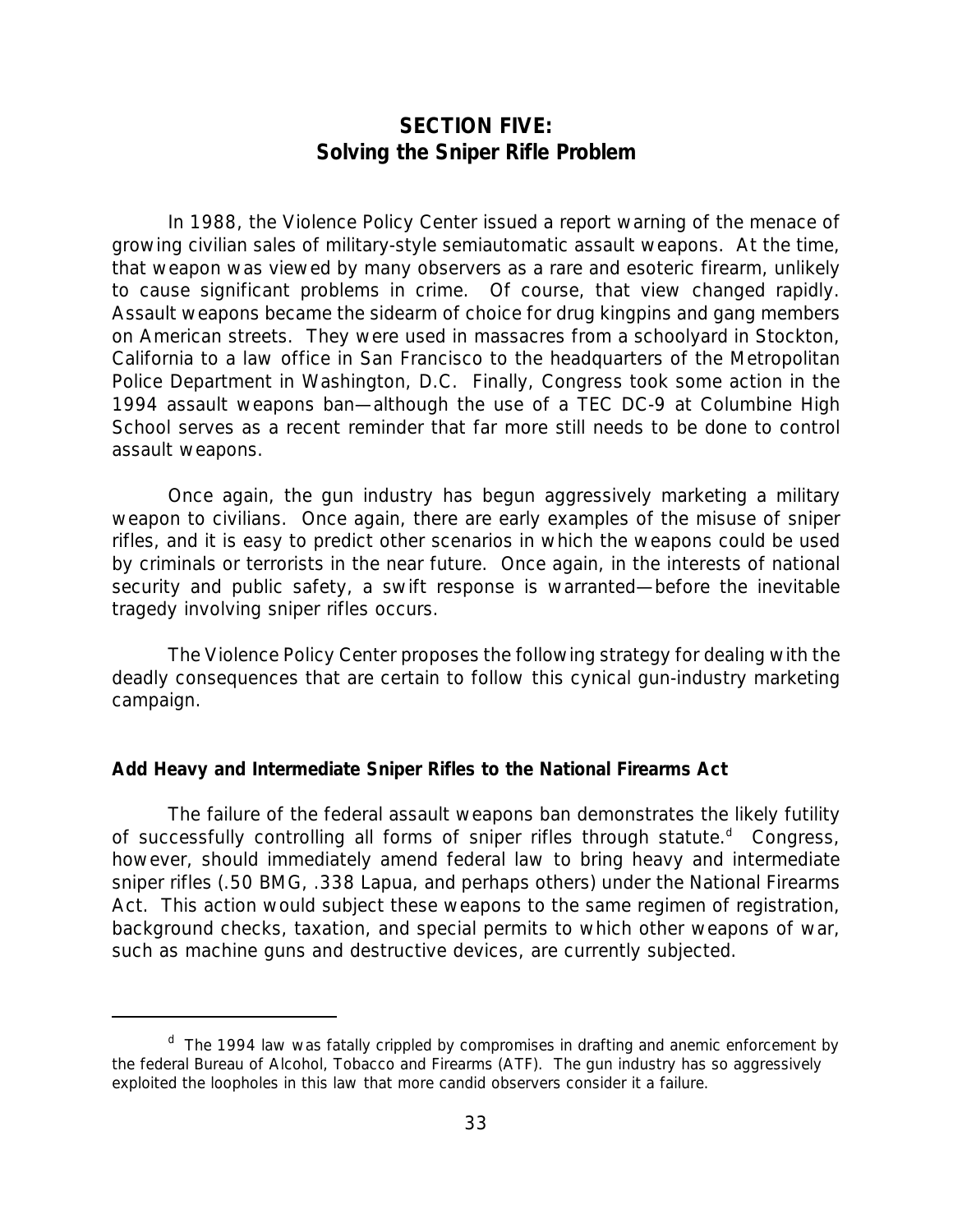## SECTION FIVE: Solving the Sniper Rifle Problem

In 1988, the Violence Policy Center issued a report warning of the menace of growing civilian sales of military-style semiautomatic assault weapons. At the time, that weapon was viewed by many observers as a rare and esoteric firearm, unlikely to cause significant problems in crime. Of course, that view changed rapidly. Assault weapons became the sidearm of choice for drug kingpins and gang members on American streets. They were used in massacres from a schoolyard in Stockton, California to a law office in San Francisco to the headquarters of the Metropolitan Police Department in Washington, D.C. Finally, Congress took some action in the 1994 assault weapons ban—although the use of a TEC DC-9 at Columbine High School serves as a recent reminder that far more still needs to be done to control assault weapons.

Once again, the gun industry has begun aggressively marketing a military weapon to civilians. Once again, there are early examples of the misuse of sniper rifles, and it is easy to predict other scenarios in which the weapons could be used by criminals or terrorists in the near future. Once again, in the interests of national security and public safety, a swift response is warranted—before the inevitable tragedy involving sniper rifles occurs.

The Violence Policy Center proposes the following strategy for dealing with the deadly consequences that are certain to follow this cynical gun-industry marketing campaign.

**Add Heavy and Intermediate Sniper Rifles to the National Firearms Act**

The failure of the federal assault weapons ban demonstrates the likely futility of successfully controlling all forms of sniper rifles through statute.[d] Congress, however, should immediately amend federal law to bring heavy and intermediate sniper rifles (.50 BMG, .338 Lapua, and perhaps others) under the National Firearms Act. This action would subject these weapons to the same regimen of registration, background checks, taxation, and special permits to which other weapons of war, such as machine guns and destructive devices, are currently subjected.

---

[d] The 1994 law was fatally crippled by compromises in drafting and anemic enforcement by the federal Bureau of Alcohol, Tobacco and Firearms (ATF). The gun industry has so aggressively exploited the loopholes in this law that more candid observers consider it a failure.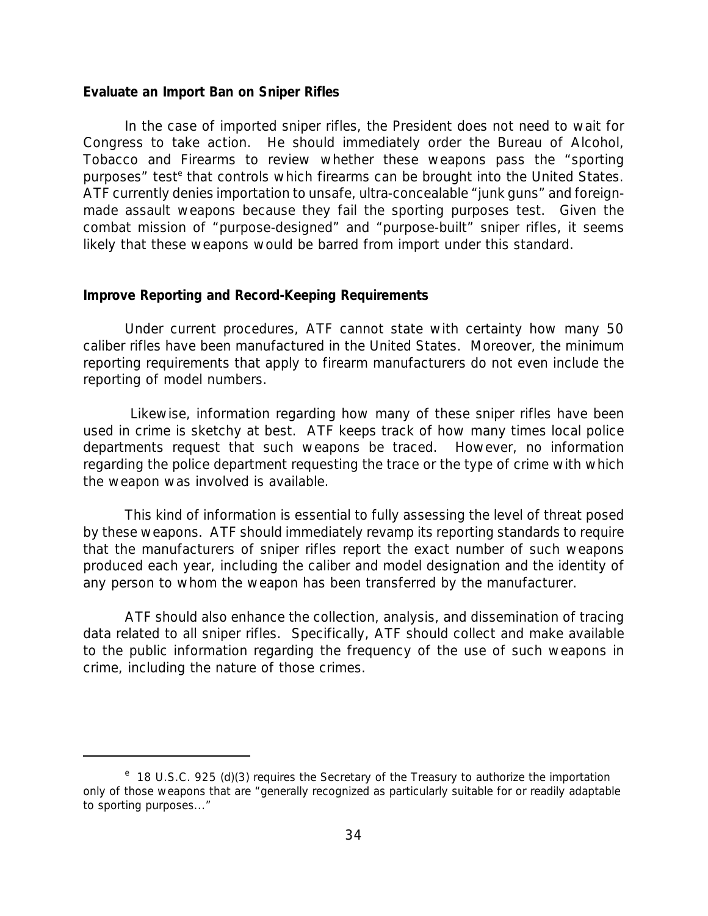**Evaluate an Import Ban on Sniper Rifles**

In the case of imported sniper rifles, the President does not need to wait for Congress to take action. He should immediately order the Bureau of Alcohol, Tobacco and Firearms to review whether these weapons pass the "sporting purposes" test[e] that controls which firearms can be brought into the United States. ATF currently denies importation to unsafe, ultra-concealable "junk guns" and foreign-made assault weapons because they fail the sporting purposes test. Given the combat mission of "purpose-designed" and "purpose-built" sniper rifles, it seems likely that these weapons would be barred from import under this standard.

**Improve Reporting and Record-Keeping Requirements**

Under current procedures, ATF cannot state with certainty how many 50 caliber rifles have been manufactured in the United States. Moreover, the minimum reporting requirements that apply to firearm manufacturers do not even include the reporting of model numbers.

Likewise, information regarding how many of these sniper rifles have been used in crime is sketchy at best. ATF keeps track of how many times local police departments request that such weapons be traced. However, no information regarding the police department requesting the trace or the type of crime with which the weapon was involved is available.

This kind of information is essential to fully assessing the level of threat posed by these weapons. ATF should immediately revamp its reporting standards to require that the manufacturers of sniper rifles report the exact number of such weapons produced each year, including the caliber and model designation and the identity of any person to whom the weapon has been transferred by the manufacturer.

ATF should also enhance the collection, analysis, and dissemination of tracing data related to all sniper rifles. Specifically, ATF should collect and make available to the public information regarding the frequency of the use of such weapons in crime, including the nature of those crimes.

---

[e] 18 U.S.C. 925 (d)(3) requires the Secretary of the Treasury to authorize the importation only of those weapons that are "generally recognized as particularly suitable for or readily adaptable to sporting purposes..."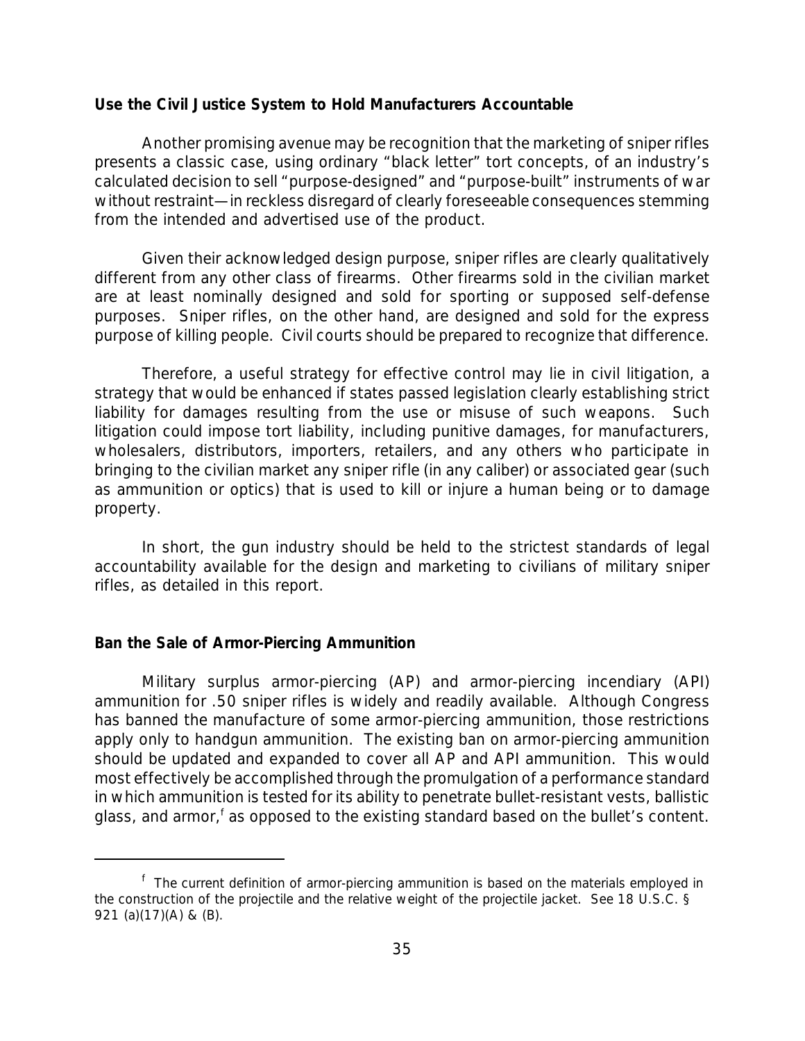**Use the Civil Justice System to Hold Manufacturers Accountable**

Another promising avenue may be recognition that the marketing of sniper rifles presents a classic case, using ordinary "black letter" tort concepts, of an industry's calculated decision to sell "purpose-designed" and "purpose-built" instruments of war without restraint—in reckless disregard of clearly foreseeable consequences stemming from the intended and advertised use of the product.

Given their acknowledged design purpose, sniper rifles are clearly qualitatively different from any other class of firearms. Other firearms sold in the civilian market are at least nominally designed and sold for sporting or supposed self-defense purposes. Sniper rifles, on the other hand, are designed and sold for the express purpose of killing people. Civil courts should be prepared to recognize that difference.

Therefore, a useful strategy for effective control may lie in civil litigation, a strategy that would be enhanced if states passed legislation clearly establishing strict liability for damages resulting from the use or misuse of such weapons. Such litigation could impose tort liability, including punitive damages, for manufacturers, wholesalers, distributors, importers, retailers, and any others who participate in bringing to the civilian market any sniper rifle (in any caliber) or associated gear (such as ammunition or optics) that is used to kill or injure a human being or to damage property.

In short, the gun industry should be held to the strictest standards of legal accountability available for the design and marketing to civilians of military sniper rifles, as detailed in this report.

**Ban the Sale of Armor-Piercing Ammunition**

Military surplus armor-piercing (AP) and armor-piercing incendiary (API) ammunition for .50 sniper rifles is widely and readily available. Although Congress has banned the manufacture of some armor-piercing ammunition, those restrictions apply only to handgun ammunition. The existing ban on armor-piercing ammunition should be updated and expanded to cover all AP and API ammunition. This would most effectively be accomplished through the promulgation of a performance standard in which ammunition is tested for its ability to penetrate bullet-resistant vests, ballistic glass, and armor,[f] as opposed to the existing standard based on the bullet's content.

---

[f] The current definition of armor-piercing ammunition is based on the materials employed in the construction of the projectile and the relative weight of the projectile jacket. See 18 U.S.C. § 921 (a)(17)(A) & (B).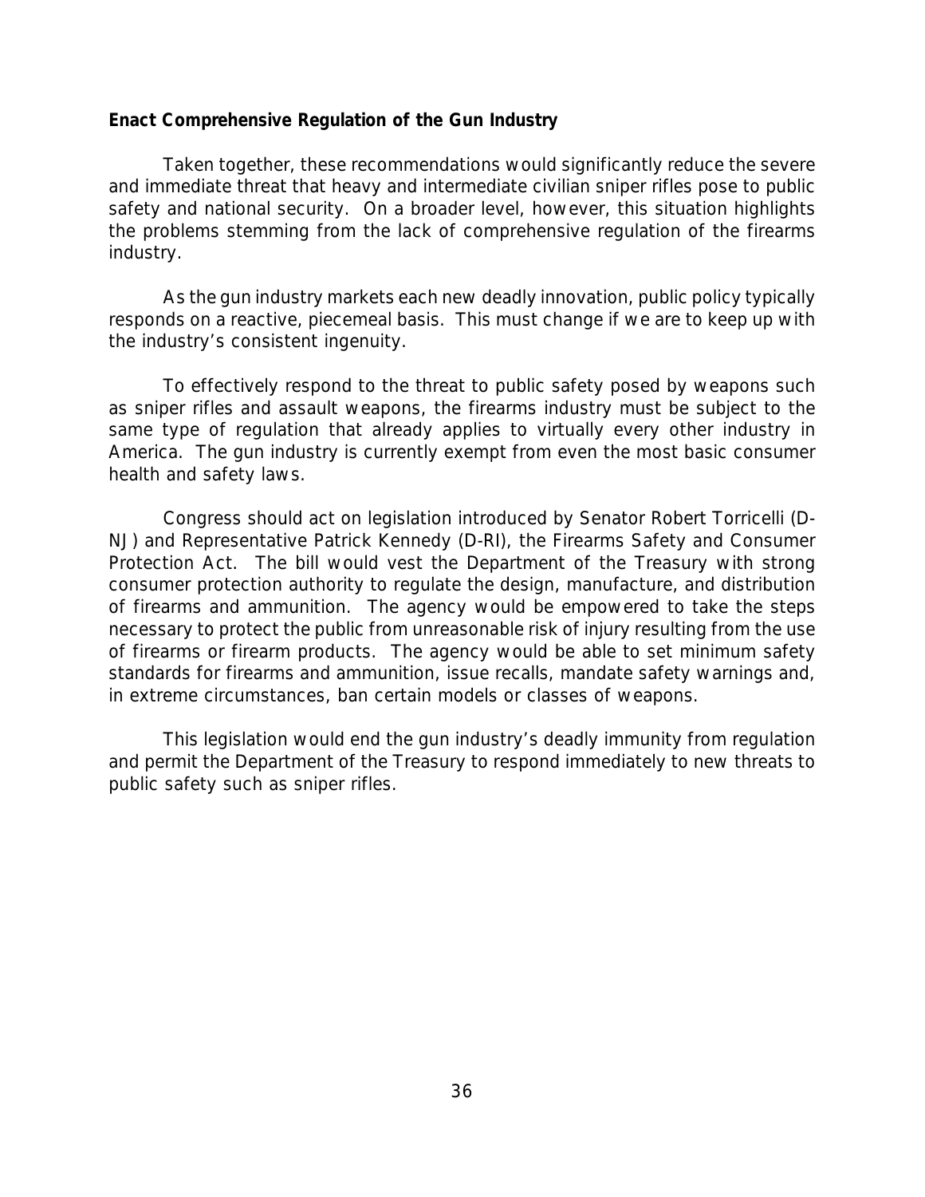**Enact Comprehensive Regulation of the Gun Industry**

Taken together, these recommendations would significantly reduce the severe and immediate threat that heavy and intermediate civilian sniper rifles pose to public safety and national security. On a broader level, however, this situation highlights the problems stemming from the lack of comprehensive regulation of the firearms industry.

As the gun industry markets each new deadly innovation, public policy typically responds on a reactive, piecemeal basis. This must change if we are to keep up with the industry's consistent ingenuity.

To effectively respond to the threat to public safety posed by weapons such as sniper rifles and assault weapons, the firearms industry must be subject to the same type of regulation that already applies to virtually every other industry in America. The gun industry is currently exempt from even the most basic consumer health and safety laws.

Congress should act on legislation introduced by Senator Robert Torricelli (D-NJ) and Representative Patrick Kennedy (D-RI), the Firearms Safety and Consumer Protection Act. The bill would vest the Department of the Treasury with strong consumer protection authority to regulate the design, manufacture, and distribution of firearms and ammunition. The agency would be empowered to take the steps necessary to protect the public from unreasonable risk of injury resulting from the use of firearms or firearm products. The agency would be able to set minimum safety standards for firearms and ammunition, issue recalls, mandate safety warnings and, in extreme circumstances, ban certain models or classes of weapons.

This legislation would end the gun industry's deadly immunity from regulation and permit the Department of the Treasury to respond immediately to new threats to public safety such as sniper rifles.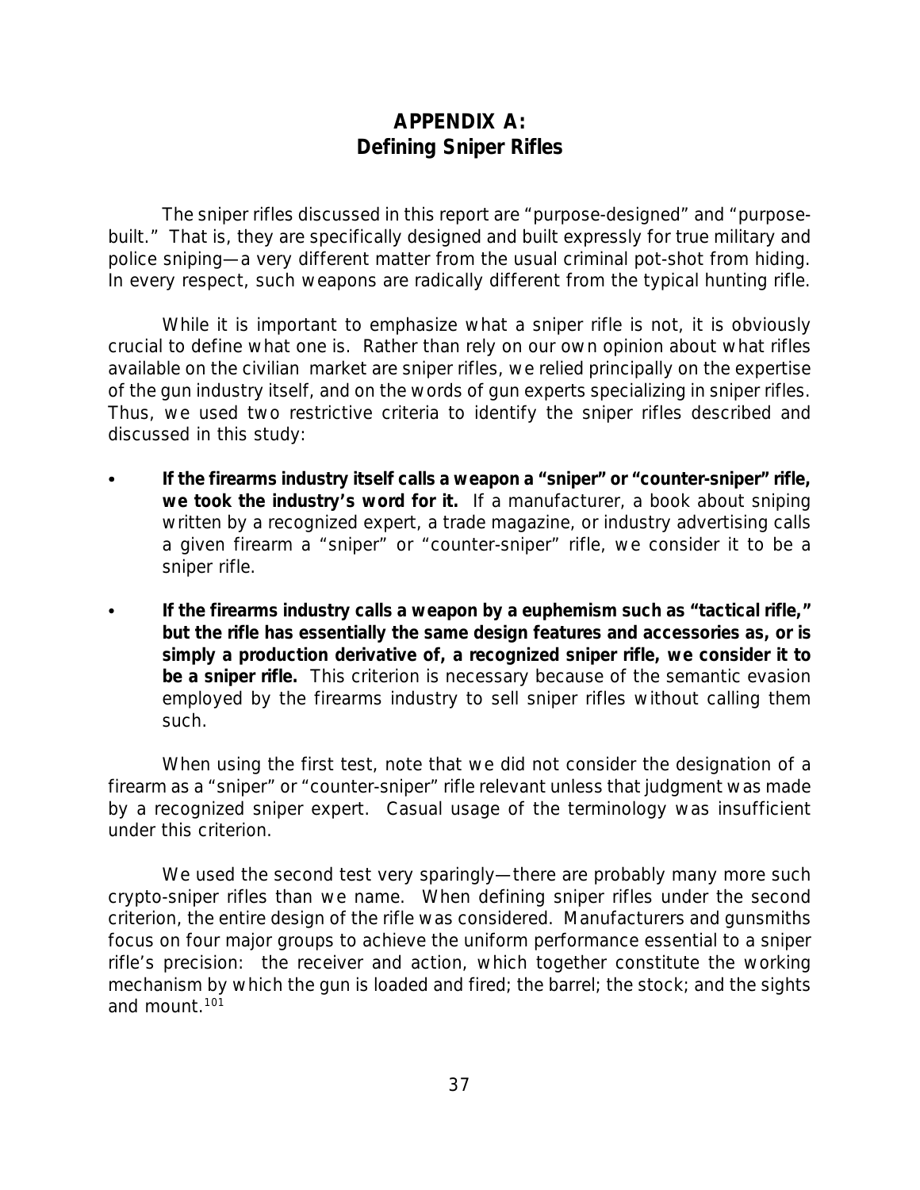# APPENDIX A:
# Defining Sniper Rifles

The sniper rifles discussed in this report are "purpose-designed" and "purpose-built." That is, they are specifically designed and built expressly for true military and police sniping—a very different matter from the usual criminal pot-shot from hiding. In every respect, such weapons are radically different from the typical hunting rifle.

While it is important to emphasize what a sniper rifle is not, it is obviously crucial to define what one is. Rather than rely on our own opinion about what rifles available on the civilian market are sniper rifles, we relied principally on the expertise of the gun industry itself, and on the words of gun experts specializing in sniper rifles. Thus, we used two restrictive criteria to identify the sniper rifles described and discussed in this study:

- **If the firearms industry itself calls a weapon a "sniper" or "counter-sniper" rifle, we took the industry's word for it.** If a manufacturer, a book about sniping written by a recognized expert, a trade magazine, or industry advertising calls a given firearm a "sniper" or "counter-sniper" rifle, we consider it to be a sniper rifle.
- **If the firearms industry calls a weapon by a euphemism such as "tactical rifle," but the rifle has essentially the same design features and accessories as, or is simply a production derivative of, a recognized sniper rifle, we consider it to be a sniper rifle.** This criterion is necessary because of the semantic evasion employed by the firearms industry to sell sniper rifles without calling them such.

When using the first test, note that we did not consider the designation of a firearm as a "sniper" or "counter-sniper" rifle relevant unless that judgment was made by a recognized sniper expert. Casual usage of the terminology was insufficient under this criterion.

We used the second test very sparingly—there are probably many more such crypto-sniper rifles than we name. When defining sniper rifles under the second criterion, the entire design of the rifle was considered. Manufacturers and gunsmiths focus on four major groups to achieve the uniform performance essential to a sniper rifle's precision: the receiver and action, which together constitute the working mechanism by which the gun is loaded and fired; the barrel; the stock; and the sights and mount.[101]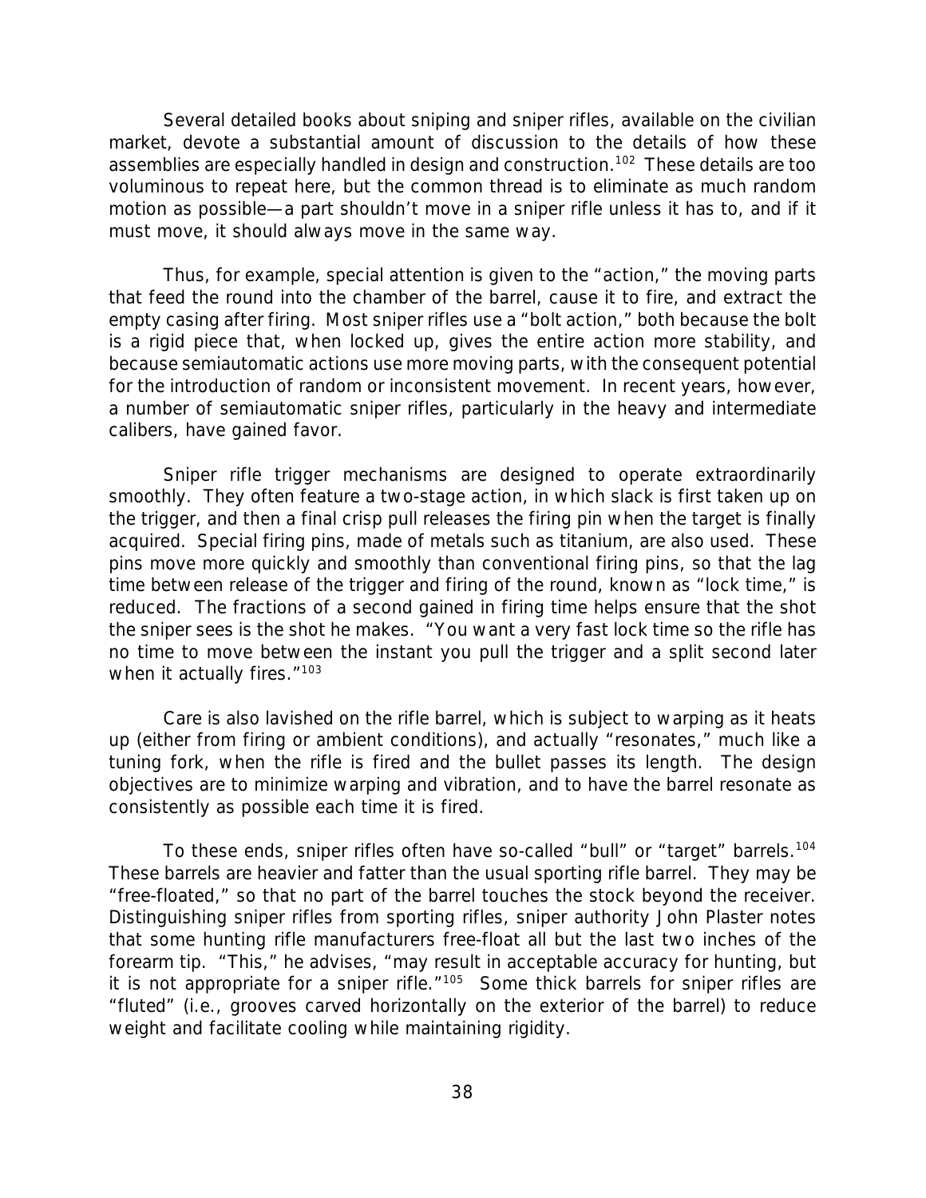Several detailed books about sniping and sniper rifles, available on the civilian market, devote a substantial amount of discussion to the details of how these assemblies are especially handled in design and construction.[102] These details are too voluminous to repeat here, but the common thread is to eliminate as much random motion as possible—a part shouldn't move in a sniper rifle unless it has to, and if it must move, it should always move in the same way.

Thus, for example, special attention is given to the "action," the moving parts that feed the round into the chamber of the barrel, cause it to fire, and extract the empty casing after firing. Most sniper rifles use a "bolt action," both because the bolt is a rigid piece that, when locked up, gives the entire action more stability, and because semiautomatic actions use more moving parts, with the consequent potential for the introduction of random or inconsistent movement. In recent years, however, a number of semiautomatic sniper rifles, particularly in the heavy and intermediate calibers, have gained favor.

Sniper rifle trigger mechanisms are designed to operate extraordinarily smoothly. They often feature a two-stage action, in which slack is first taken up on the trigger, and then a final crisp pull releases the firing pin when the target is finally acquired. Special firing pins, made of metals such as titanium, are also used. These pins move more quickly and smoothly than conventional firing pins, so that the lag time between release of the trigger and firing of the round, known as "lock time," is reduced. The fractions of a second gained in firing time helps ensure that the shot the sniper sees is the shot he makes. "You want a very fast lock time so the rifle has no time to move between the instant you pull the trigger and a split second later when it actually fires."[103]

Care is also lavished on the rifle barrel, which is subject to warping as it heats up (either from firing or ambient conditions), and actually "resonates," much like a tuning fork, when the rifle is fired and the bullet passes its length. The design objectives are to minimize warping and vibration, and to have the barrel resonate as consistently as possible each time it is fired.

To these ends, sniper rifles often have so-called "bull" or "target" barrels.[104] These barrels are heavier and fatter than the usual sporting rifle barrel. They may be "free-floated," so that no part of the barrel touches the stock beyond the receiver. Distinguishing sniper rifles from sporting rifles, sniper authority John Plaster notes that some hunting rifle manufacturers free-float all but the last two inches of the forearm tip. "This," he advises, "may result in acceptable accuracy for hunting, but it is not appropriate for a sniper rifle."[105] Some thick barrels for sniper rifles are "fluted" (i.e., grooves carved horizontally on the exterior of the barrel) to reduce weight and facilitate cooling while maintaining rigidity.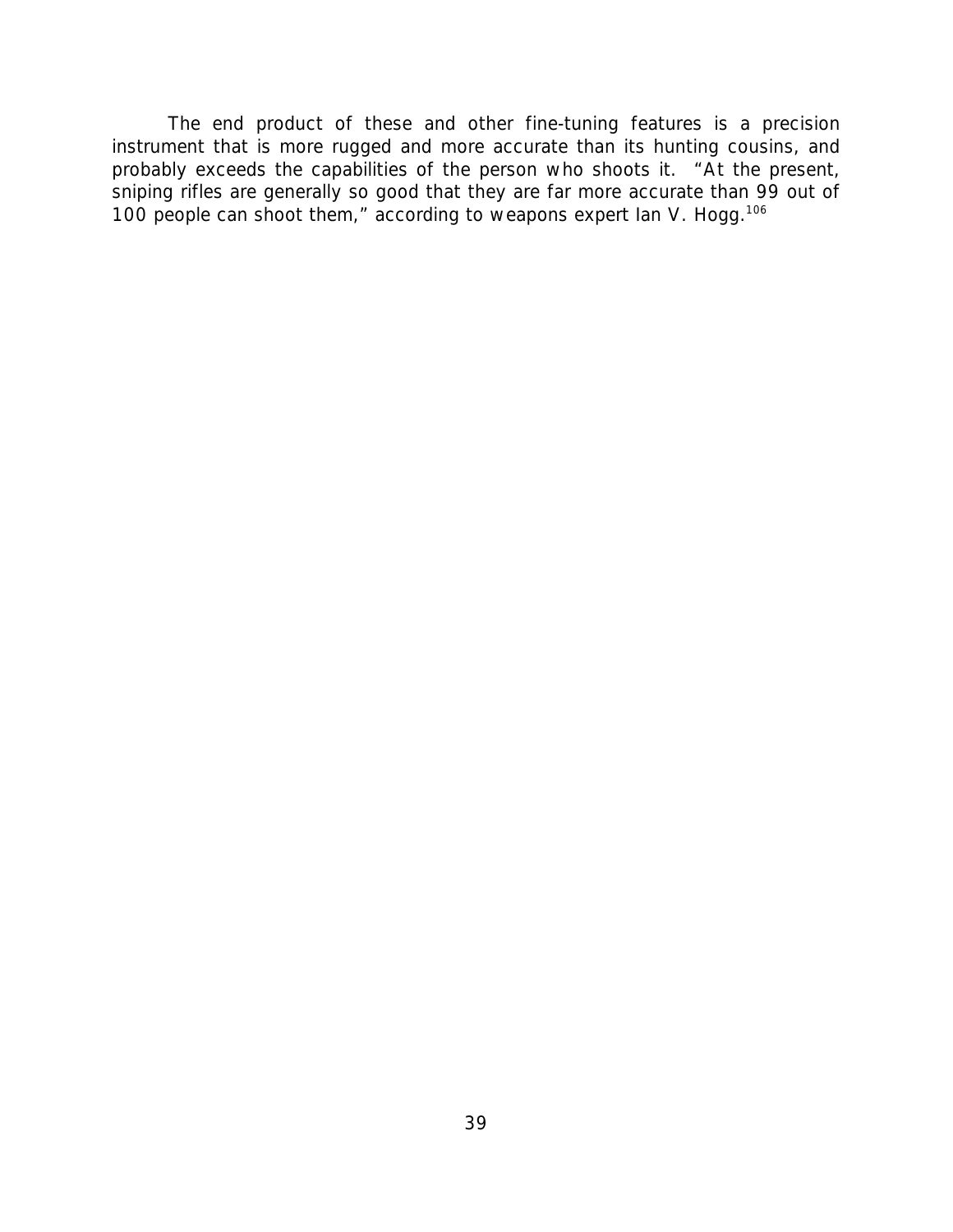The end product of these and other fine-tuning features is a precision instrument that is more rugged and more accurate than its hunting cousins, and probably exceeds the capabilities of the person who shoots it. "At the present, sniping rifles are generally so good that they are far more accurate than 99 out of 100 people can shoot them," according to weapons expert Ian V. Hogg.[106]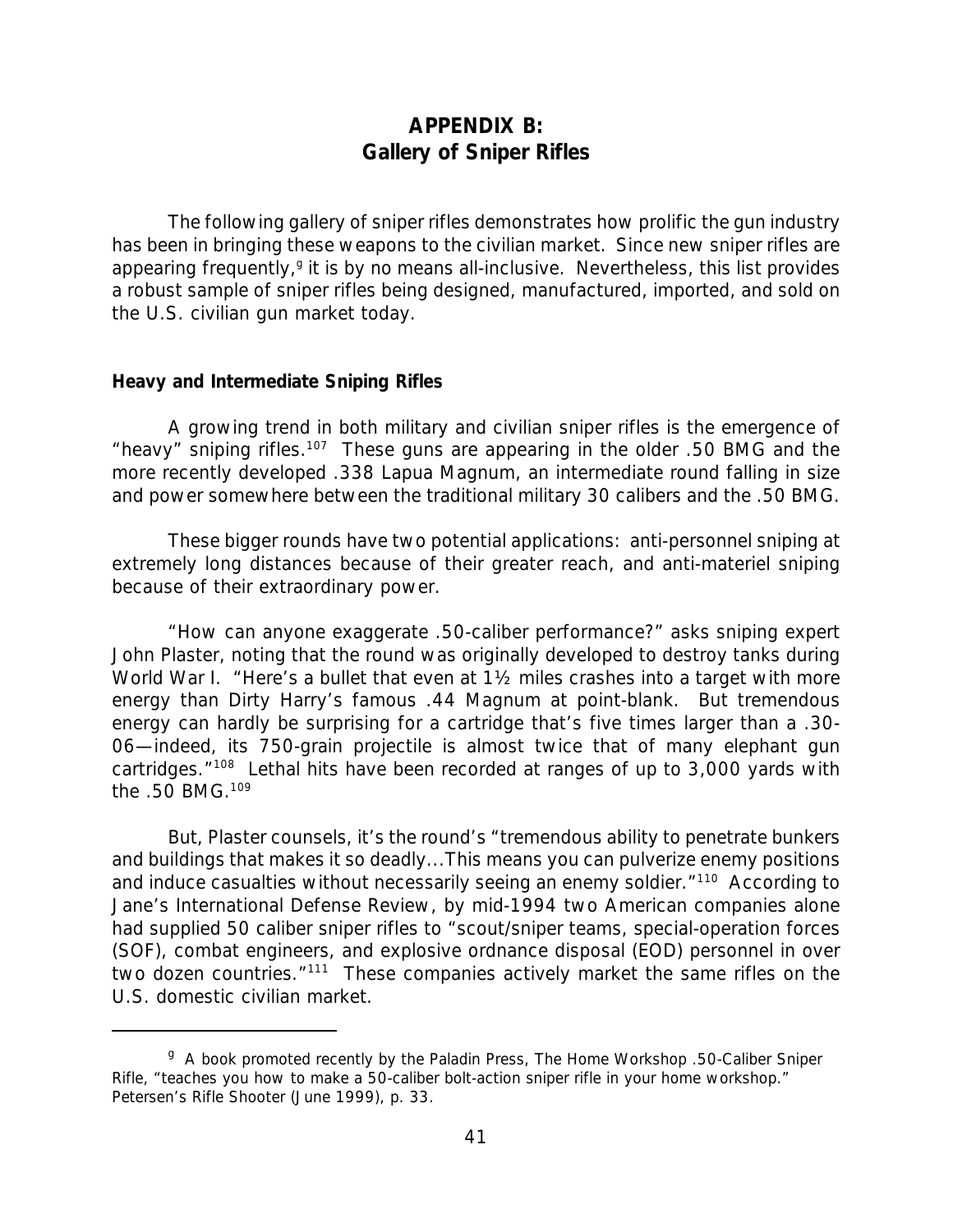# APPENDIX B:
# Gallery of Sniper Rifles

The following gallery of sniper rifles demonstrates how prolific the gun industry has been in bringing these weapons to the civilian market. Since new sniper rifles are appearing frequently,[g] it is by no means all-inclusive. Nevertheless, this list provides a robust sample of sniper rifles being designed, manufactured, imported, and sold on the U.S. civilian gun market today.

## Heavy and Intermediate Sniping Rifles

A growing trend in both military and civilian sniper rifles is the emergence of "heavy" sniping rifles.[107] These guns are appearing in the older .50 BMG and the more recently developed .338 Lapua Magnum, an intermediate round falling in size and power somewhere between the traditional military 30 calibers and the .50 BMG.

These bigger rounds have two potential applications: anti-personnel sniping at extremely long distances because of their greater reach, and anti-materiel sniping because of their extraordinary power.

"How can anyone exaggerate .50-caliber performance?" asks sniping expert John Plaster, noting that the round was originally developed to destroy tanks during World War I. "Here's a bullet that even at 1½ miles crashes into a target with more energy than Dirty Harry's famous .44 Magnum at point-blank. But tremendous energy can hardly be surprising for a cartridge that's five times larger than a .30-06—indeed, its 750-grain projectile is almost twice that of many elephant gun cartridges."[108] Lethal hits have been recorded at ranges of up to 3,000 yards with the .50 BMG.[109]

But, Plaster counsels, it's the round's "tremendous ability to penetrate bunkers and buildings that makes it so deadly...This means you can pulverize enemy positions and induce casualties without necessarily seeing an enemy soldier."[110] According to Jane's International Defense Review, by mid-1994 two American companies alone had supplied 50 caliber sniper rifles to "scout/sniper teams, special-operation forces (SOF), combat engineers, and explosive ordnance disposal (EOD) personnel in over two dozen countries."[111] These companies actively market the same rifles on the U.S. domestic civilian market.

---

[g] A book promoted recently by the Paladin Press, The Home Workshop .50-Caliber Sniper Rifle, "teaches you how to make a 50-caliber bolt-action sniper rifle in your home workshop." Petersen's Rifle Shooter (June 1999), p. 33.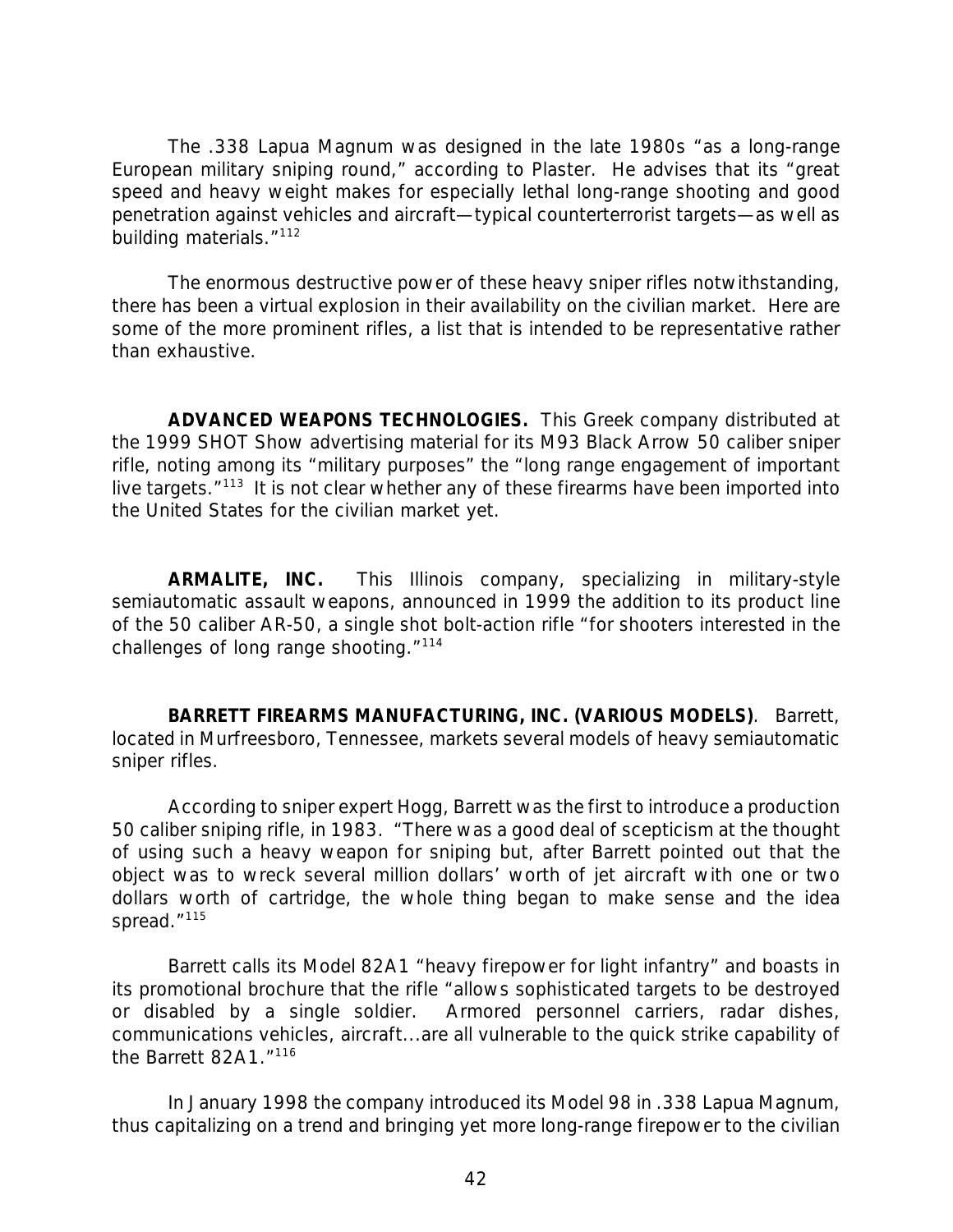The .338 Lapua Magnum was designed in the late 1980s "as a long-range European military sniping round," according to Plaster. He advises that its "great speed and heavy weight makes for especially lethal long-range shooting and good penetration against vehicles and aircraft—typical counterterrorist targets—as well as building materials."[112]

The enormous destructive power of these heavy sniper rifles notwithstanding, there has been a virtual explosion in their availability on the civilian market. Here are some of the more prominent rifles, a list that is intended to be representative rather than exhaustive.

**ADVANCED WEAPONS TECHNOLOGIES.** This Greek company distributed at the 1999 SHOT Show advertising material for its M93 Black Arrow 50 caliber sniper rifle, noting among its "military purposes" the "long range engagement of important live targets."[113] It is not clear whether any of these firearms have been imported into the United States for the civilian market yet.

**ARMALITE, INC.** This Illinois company, specializing in military-style semiautomatic assault weapons, announced in 1999 the addition to its product line of the 50 caliber AR-50, a single shot bolt-action rifle "for shooters interested in the challenges of long range shooting."[114]

**BARRETT FIREARMS MANUFACTURING, INC. (VARIOUS MODELS)**. Barrett, located in Murfreesboro, Tennessee, markets several models of heavy semiautomatic sniper rifles.

According to sniper expert Hogg, Barrett was the first to introduce a production 50 caliber sniping rifle, in 1983. "There was a good deal of scepticism at the thought of using such a heavy weapon for sniping but, after Barrett pointed out that the object was to wreck several million dollars' worth of jet aircraft with one or two dollars worth of cartridge, the whole thing began to make sense and the idea spread."[115]

Barrett calls its Model 82A1 "heavy firepower for light infantry" and boasts in its promotional brochure that the rifle "allows sophisticated targets to be destroyed or disabled by a single soldier. Armored personnel carriers, radar dishes, communications vehicles, aircraft...are all vulnerable to the quick strike capability of the Barrett 82A1."[116]

In January 1998 the company introduced its Model 98 in .338 Lapua Magnum, thus capitalizing on a trend and bringing yet more long-range firepower to the civilian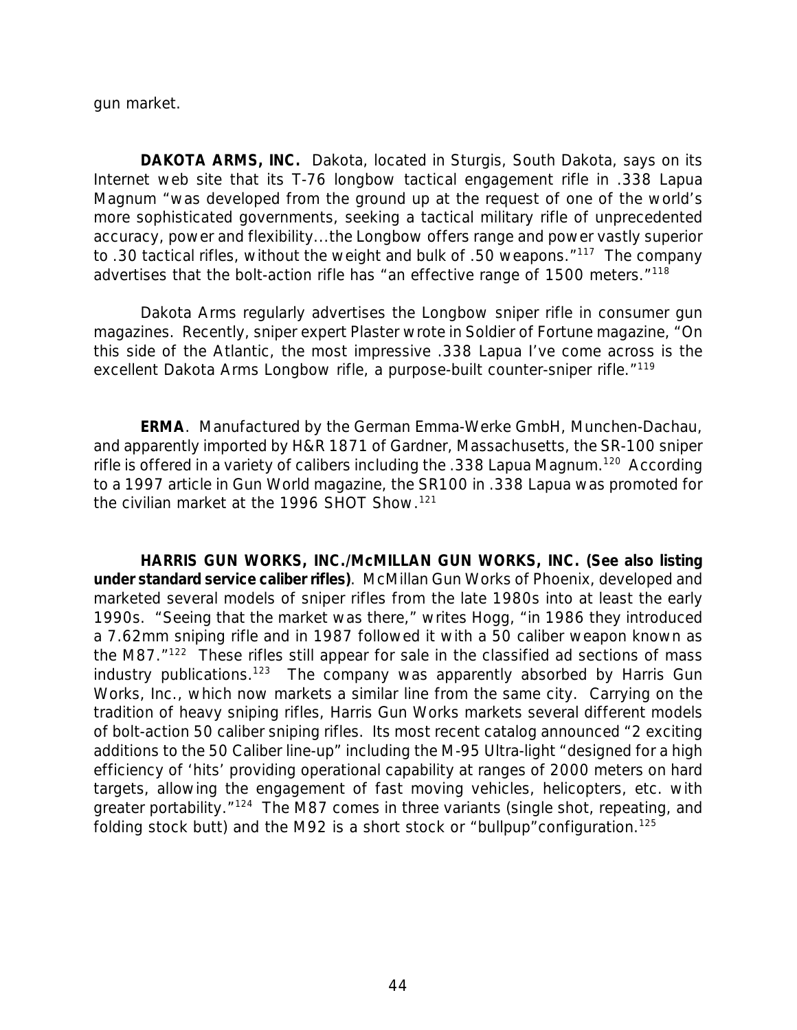gun market.

**DAKOTA ARMS, INC.** Dakota, located in Sturgis, South Dakota, says on its Internet web site that its T-76 longbow tactical engagement rifle in .338 Lapua Magnum "was developed from the ground up at the request of one of the world's more sophisticated governments, seeking a tactical military rifle of unprecedented accuracy, power and flexibility...the Longbow offers range and power vastly superior to .30 tactical rifles, without the weight and bulk of .50 weapons."[117] The company advertises that the bolt-action rifle has "an effective range of 1500 meters."[118]

Dakota Arms regularly advertises the Longbow sniper rifle in consumer gun magazines. Recently, sniper expert Plaster wrote in Soldier of Fortune magazine, "On this side of the Atlantic, the most impressive .338 Lapua I've come across is the excellent Dakota Arms Longbow rifle, a purpose-built counter-sniper rifle."[119]

**ERMA**. Manufactured by the German Emma-Werke GmbH, Munchen-Dachau, and apparently imported by H&R 1871 of Gardner, Massachusetts, the SR-100 sniper rifle is offered in a variety of calibers including the .338 Lapua Magnum.[120] According to a 1997 article in Gun World magazine, the SR100 in .338 Lapua was promoted for the civilian market at the 1996 SHOT Show.[121]

**HARRIS GUN WORKS, INC./McMILLAN GUN WORKS, INC. (See also listing under standard service caliber rifles)**. McMillan Gun Works of Phoenix, developed and marketed several models of sniper rifles from the late 1980s into at least the early 1990s. "Seeing that the market was there," writes Hogg, "in 1986 they introduced a 7.62mm sniping rifle and in 1987 followed it with a 50 caliber weapon known as the M87."[122] These rifles still appear for sale in the classified ad sections of mass industry publications.[123] The company was apparently absorbed by Harris Gun Works, Inc., which now markets a similar line from the same city. Carrying on the tradition of heavy sniping rifles, Harris Gun Works markets several different models of bolt-action 50 caliber sniping rifles. Its most recent catalog announced "2 exciting additions to the 50 Caliber line-up" including the M-95 Ultra-light "designed for a high efficiency of 'hits' providing operational capability at ranges of 2000 meters on hard targets, allowing the engagement of fast moving vehicles, helicopters, etc. with greater portability."[124] The M87 comes in three variants (single shot, repeating, and folding stock butt) and the M92 is a short stock or "bullpup"configuration.[125]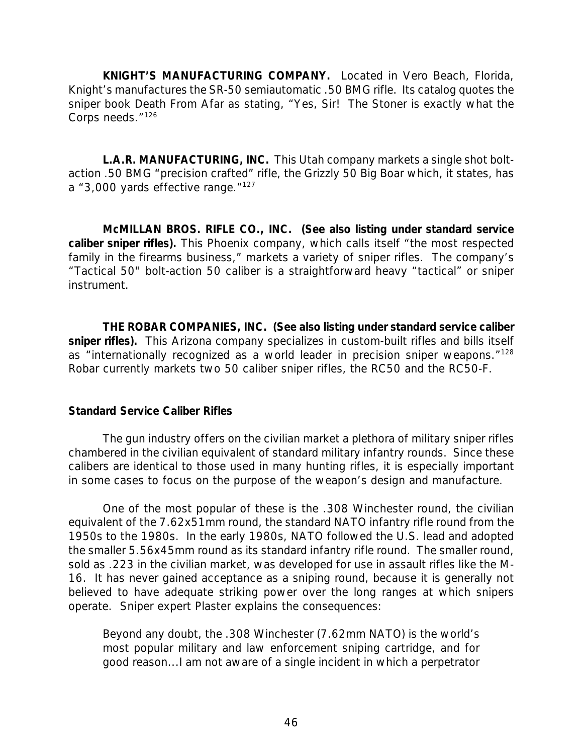**KNIGHT'S MANUFACTURING COMPANY.** Located in Vero Beach, Florida, Knight's manufactures the SR-50 semiautomatic .50 BMG rifle. Its catalog quotes the sniper book Death From Afar as stating, "Yes, Sir! The Stoner is exactly what the Corps needs."[126]

**L.A.R. MANUFACTURING, INC.** This Utah company markets a single shot bolt-action .50 BMG "precision crafted" rifle, the Grizzly 50 Big Boar which, it states, has a "3,000 yards effective range."[127]

**McMILLAN BROS. RIFLE CO., INC. (See also listing under standard service caliber sniper rifles).** This Phoenix company, which calls itself "the most respected family in the firearms business," markets a variety of sniper rifles. The company's "Tactical 50" bolt-action 50 caliber is a straightforward heavy "tactical" or sniper instrument.

**THE ROBAR COMPANIES, INC. (See also listing under standard service caliber sniper rifles).** This Arizona company specializes in custom-built rifles and bills itself as "internationally recognized as a world leader in precision sniper weapons."[128] Robar currently markets two 50 caliber sniper rifles, the RC50 and the RC50-F.

**Standard Service Caliber Rifles**

The gun industry offers on the civilian market a plethora of military sniper rifles chambered in the civilian equivalent of standard military infantry rounds. Since these calibers are identical to those used in many hunting rifles, it is especially important in some cases to focus on the purpose of the weapon's design and manufacture.

One of the most popular of these is the .308 Winchester round, the civilian equivalent of the 7.62x51mm round, the standard NATO infantry rifle round from the 1950s to the 1980s. In the early 1980s, NATO followed the U.S. lead and adopted the smaller 5.56x45mm round as its standard infantry rifle round. The smaller round, sold as .223 in the civilian market, was developed for use in assault rifles like the M-16. It has never gained acceptance as a sniping round, because it is generally not believed to have adequate striking power over the long ranges at which snipers operate. Sniper expert Plaster explains the consequences:

> Beyond any doubt, the .308 Winchester (7.62mm NATO) is the world's most popular military and law enforcement sniping cartridge, and for good reason...I am not aware of a single incident in which a perpetrator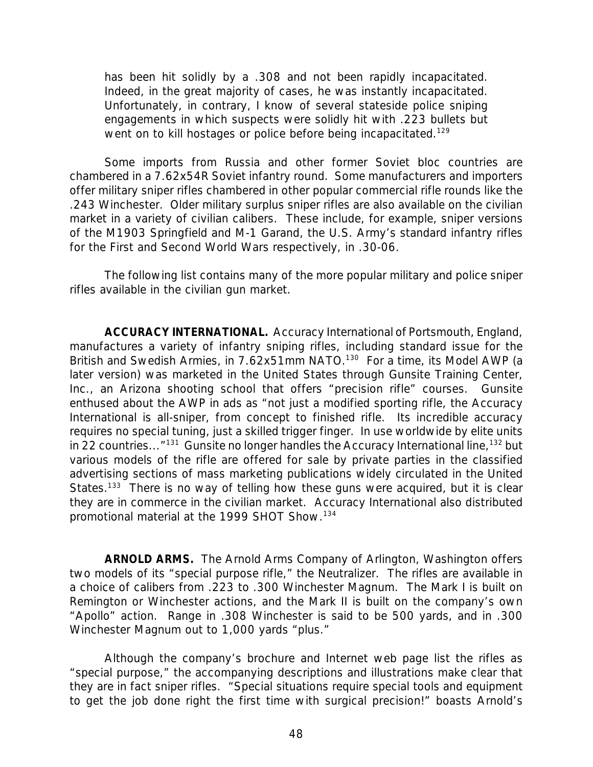> has been hit solidly by a .308 and not been rapidly incapacitated. Indeed, in the great majority of cases, he was instantly incapacitated. Unfortunately, in contrary, I know of several stateside police sniping engagements in which suspects were solidly hit with .223 bullets but went on to kill hostages or police before being incapacitated.[129]

Some imports from Russia and other former Soviet bloc countries are chambered in a 7.62x54R Soviet infantry round. Some manufacturers and importers offer military sniper rifles chambered in other popular commercial rifle rounds like the .243 Winchester. Older military surplus sniper rifles are also available on the civilian market in a variety of civilian calibers. These include, for example, sniper versions of the M1903 Springfield and M-1 Garand, the U.S. Army's standard infantry rifles for the First and Second World Wars respectively, in .30-06.

The following list contains many of the more popular military and police sniper rifles available in the civilian gun market.

**ACCURACY INTERNATIONAL.** Accuracy International of Portsmouth, England, manufactures a variety of infantry sniping rifles, including standard issue for the British and Swedish Armies, in 7.62x51mm NATO.[130] For a time, its Model AWP (a later version) was marketed in the United States through Gunsite Training Center, Inc., an Arizona shooting school that offers "precision rifle" courses. Gunsite enthused about the AWP in ads as "not just a modified sporting rifle, the Accuracy International is all-sniper, from concept to finished rifle. Its incredible accuracy requires no special tuning, just a skilled trigger finger. In use worldwide by elite units in 22 countries..."[131] Gunsite no longer handles the Accuracy International line,[132] but various models of the rifle are offered for sale by private parties in the classified advertising sections of mass marketing publications widely circulated in the United States.[133] There is no way of telling how these guns were acquired, but it is clear they are in commerce in the civilian market. Accuracy International also distributed promotional material at the 1999 SHOT Show.[134]

**ARNOLD ARMS.** The Arnold Arms Company of Arlington, Washington offers two models of its "special purpose rifle," the Neutralizer. The rifles are available in a choice of calibers from .223 to .300 Winchester Magnum. The Mark I is built on Remington or Winchester actions, and the Mark II is built on the company's own "Apollo" action. Range in .308 Winchester is said to be 500 yards, and in .300 Winchester Magnum out to 1,000 yards "plus."

Although the company's brochure and Internet web page list the rifles as "special purpose," the accompanying descriptions and illustrations make clear that they are in fact sniper rifles. "Special situations require special tools and equipment to get the job done right the first time with surgical precision!" boasts Arnold's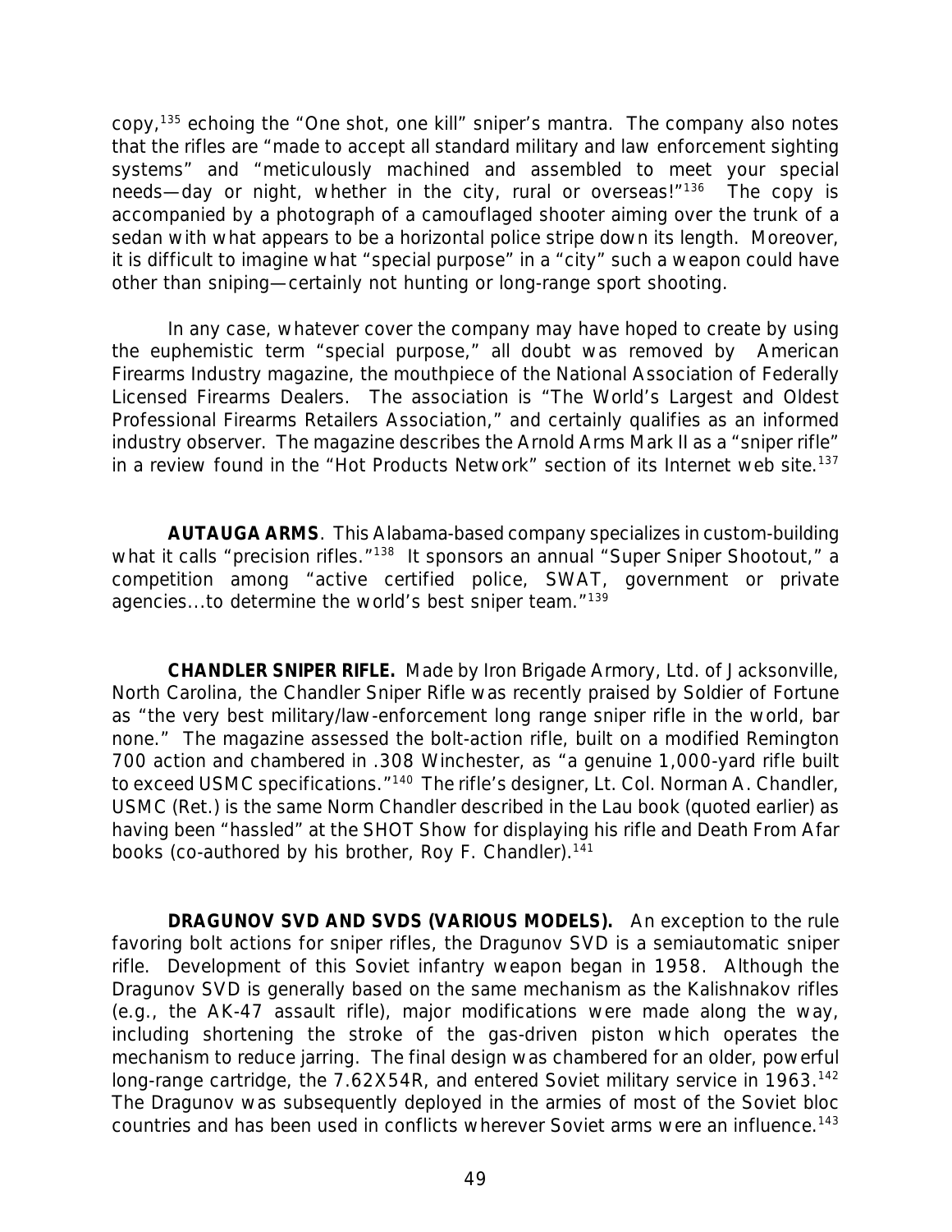copy,[135] echoing the "One shot, one kill" sniper's mantra. The company also notes that the rifles are "made to accept all standard military and law enforcement sighting systems" and "meticulously machined and assembled to meet your special needs—day or night, whether in the city, rural or overseas!"[136] The copy is accompanied by a photograph of a camouflaged shooter aiming over the trunk of a sedan with what appears to be a horizontal police stripe down its length. Moreover, it is difficult to imagine what "special purpose" in a "city" such a weapon could have other than sniping—certainly not hunting or long-range sport shooting.

In any case, whatever cover the company may have hoped to create by using the euphemistic term "special purpose," all doubt was removed by *American Firearms Industry* magazine, the mouthpiece of the National Association of Federally Licensed Firearms Dealers. The association is "The World's Largest and Oldest Professional Firearms Retailers Association," and certainly qualifies as an informed industry observer. The magazine describes the Arnold Arms Mark II as a "sniper rifle" in a review found in the "Hot Products Network" section of its Internet web site.[137]

**AUTAUGA ARMS**. This Alabama-based company specializes in custom-building what it calls "precision rifles."[138] It sponsors an annual "Super Sniper Shootout," a competition among "active certified police, SWAT, government or private agencies...to determine the world's best sniper team."[139]

**CHANDLER SNIPER RIFLE.** Made by Iron Brigade Armory, Ltd. of Jacksonville, North Carolina, the Chandler Sniper Rifle was recently praised by *Soldier of Fortune* as "the very best military/law-enforcement long range sniper rifle in the world, bar none." The magazine assessed the bolt-action rifle, built on a modified Remington 700 action and chambered in .308 Winchester, as "a genuine 1,000-yard rifle built to exceed USMC specifications."[140] The rifle's designer, Lt. Col. Norman A. Chandler, USMC (Ret.) is the same Norm Chandler described in the Lau book (quoted earlier) as having been "hassled" at the SHOT Show for displaying his rifle and *Death From Afar* books (co-authored by his brother, Roy F. Chandler).[141]

**DRAGUNOV SVD AND SVDS (VARIOUS MODELS).** An exception to the rule favoring bolt actions for sniper rifles, the Dragunov SVD is a semiautomatic sniper rifle. Development of this Soviet infantry weapon began in 1958. Although the Dragunov SVD is generally based on the same mechanism as the Kalishnakov rifles (e.g., the AK-47 assault rifle), major modifications were made along the way, including shortening the stroke of the gas-driven piston which operates the mechanism to reduce jarring. The final design was chambered for an older, powerful long-range cartridge, the 7.62X54R, and entered Soviet military service in 1963.[142] The Dragunov was subsequently deployed in the armies of most of the Soviet bloc countries and has been used in conflicts wherever Soviet arms were an influence.[143]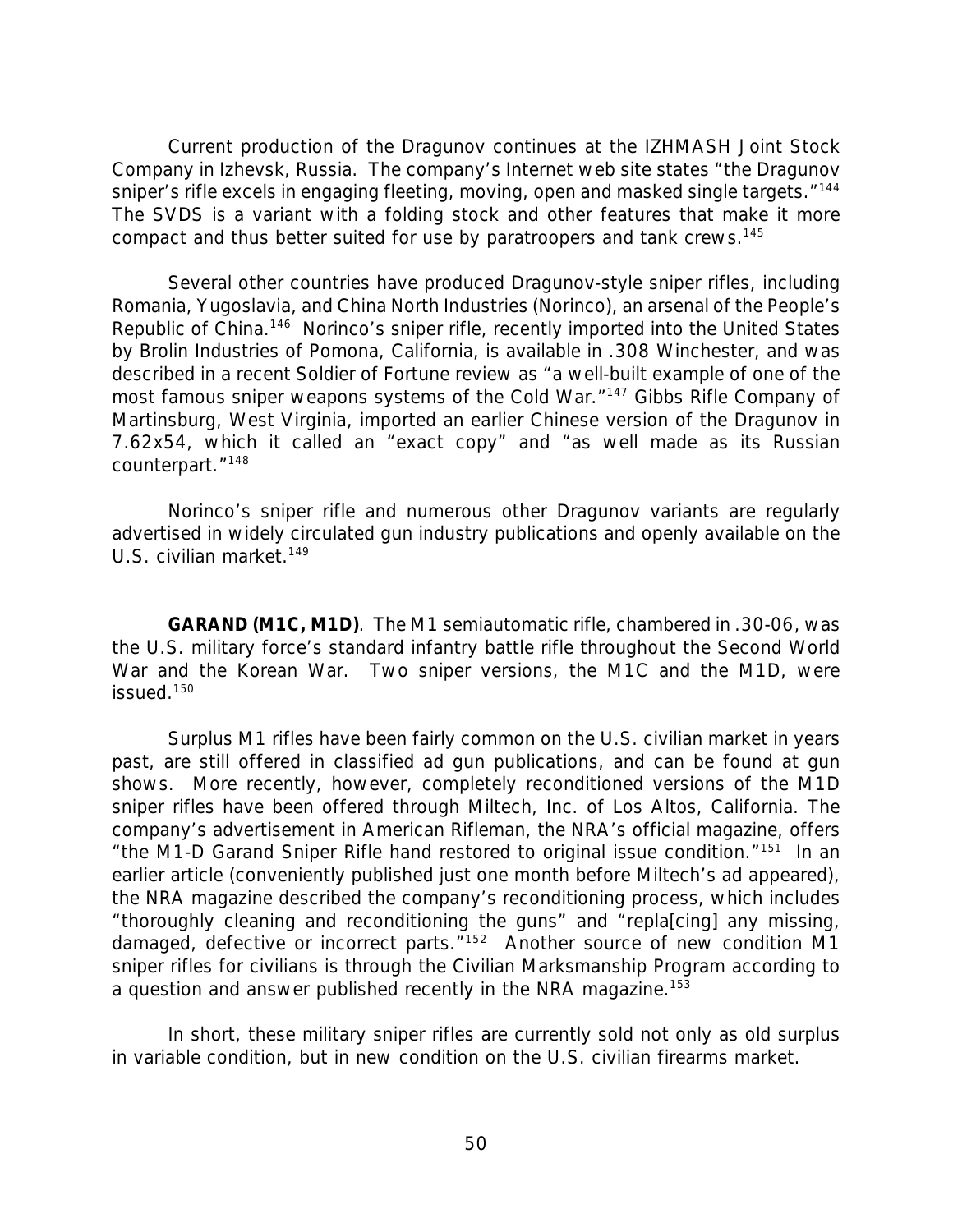Current production of the Dragunov continues at the IZHMASH Joint Stock Company in Izhevsk, Russia. The company's Internet web site states "the Dragunov sniper's rifle excels in engaging fleeting, moving, open and masked single targets."[144] The SVDS is a variant with a folding stock and other features that make it more compact and thus better suited for use by paratroopers and tank crews.[145]

Several other countries have produced Dragunov-style sniper rifles, including Romania, Yugoslavia, and China North Industries (Norinco), an arsenal of the People's Republic of China.[146] Norinco's sniper rifle, recently imported into the United States by Brolin Industries of Pomona, California, is available in .308 Winchester, and was described in a recent Soldier of Fortune review as "a well-built example of one of the most famous sniper weapons systems of the Cold War."[147] Gibbs Rifle Company of Martinsburg, West Virginia, imported an earlier Chinese version of the Dragunov in 7.62x54, which it called an "exact copy" and "as well made as its Russian counterpart."[148]

Norinco's sniper rifle and numerous other Dragunov variants are regularly advertised in widely circulated gun industry publications and openly available on the U.S. civilian market.[149]

**GARAND (M1C, M1D)**. The M1 semiautomatic rifle, chambered in .30-06, was the U.S. military force's standard infantry battle rifle throughout the Second World War and the Korean War. Two sniper versions, the M1C and the M1D, were issued.[150]

Surplus M1 rifles have been fairly common on the U.S. civilian market in years past, are still offered in classified ad gun publications, and can be found at gun shows. More recently, however, completely reconditioned versions of the M1D sniper rifles have been offered through Miltech, Inc. of Los Altos, California. The company's advertisement in American Rifleman, the NRA's official magazine, offers "the M1-D Garand Sniper Rifle hand restored to original issue condition."[151] In an earlier article (conveniently published just one month before Miltech's ad appeared), the NRA magazine described the company's reconditioning process, which includes "thoroughly cleaning and reconditioning the guns" and "repla[cing] any missing, damaged, defective or incorrect parts."[152] Another source of new condition M1 sniper rifles for civilians is through the Civilian Marksmanship Program according to a question and answer published recently in the NRA magazine.[153]

In short, these military sniper rifles are currently sold not only as old surplus in variable condition, but in new condition on the U.S. civilian firearms market.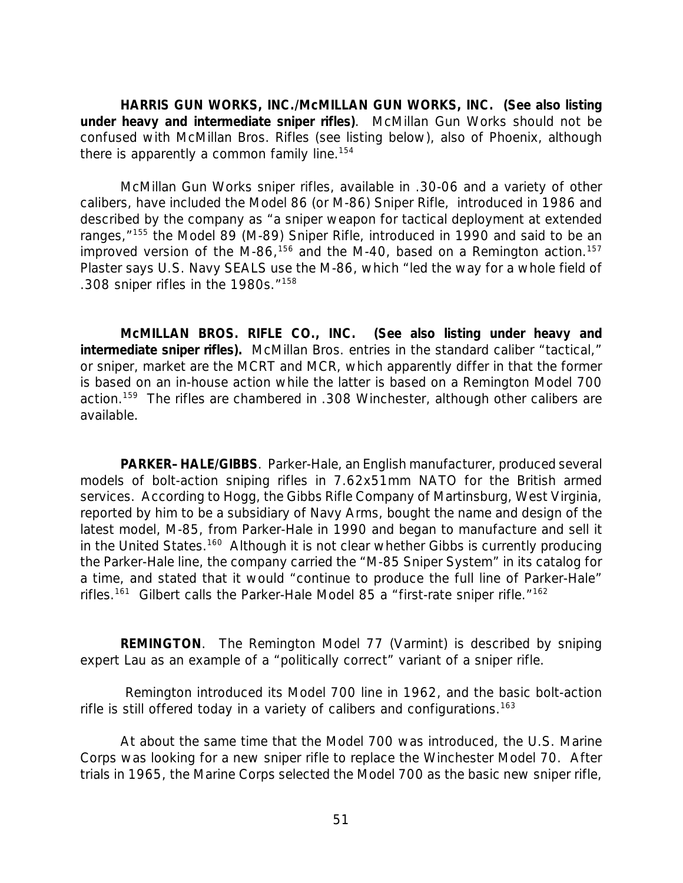**HARRIS GUN WORKS, INC./McMILLAN GUN WORKS, INC. (See also listing under heavy and intermediate sniper rifles)**. McMillan Gun Works should not be confused with McMillan Bros. Rifles (see listing below), also of Phoenix, although there is apparently a common family line.[154]

McMillan Gun Works sniper rifles, available in .30-06 and a variety of other calibers, have included the Model 86 (or M-86) Sniper Rifle, introduced in 1986 and described by the company as "a sniper weapon for tactical deployment at extended ranges,"[155] the Model 89 (M-89) Sniper Rifle, introduced in 1990 and said to be an improved version of the M-86,[156] and the M-40, based on a Remington action.[157] Plaster says U.S. Navy SEALS use the M-86, which "led the way for a whole field of .308 sniper rifles in the 1980s."[158]

**McMILLAN BROS. RIFLE CO., INC. (See also listing under heavy and intermediate sniper rifles).** McMillan Bros. entries in the standard caliber "tactical," or sniper, market are the MCRT and MCR, which apparently differ in that the former is based on an in-house action while the latter is based on a Remington Model 700 action.[159] The rifles are chambered in .308 Winchester, although other calibers are available.

**PARKER–HALE/GIBBS**. Parker-Hale, an English manufacturer, produced several models of bolt-action sniping rifles in 7.62x51mm NATO for the British armed services. According to Hogg, the Gibbs Rifle Company of Martinsburg, West Virginia, reported by him to be a subsidiary of Navy Arms, bought the name and design of the latest model, M-85, from Parker-Hale in 1990 and began to manufacture and sell it in the United States.[160] Although it is not clear whether Gibbs is currently producing the Parker-Hale line, the company carried the "M-85 Sniper System" in its catalog for a time, and stated that it would "continue to produce the full line of Parker-Hale" rifles.[161] Gilbert calls the Parker-Hale Model 85 a "first-rate sniper rifle."[162]

**REMINGTON**. The Remington Model 77 (Varmint) is described by sniping expert Lau as an example of a "politically correct" variant of a sniper rifle.

Remington introduced its Model 700 line in 1962, and the basic bolt-action rifle is still offered today in a variety of calibers and configurations.[163]

At about the same time that the Model 700 was introduced, the U.S. Marine Corps was looking for a new sniper rifle to replace the Winchester Model 70. After trials in 1965, the Marine Corps selected the Model 700 as the basic new sniper rifle,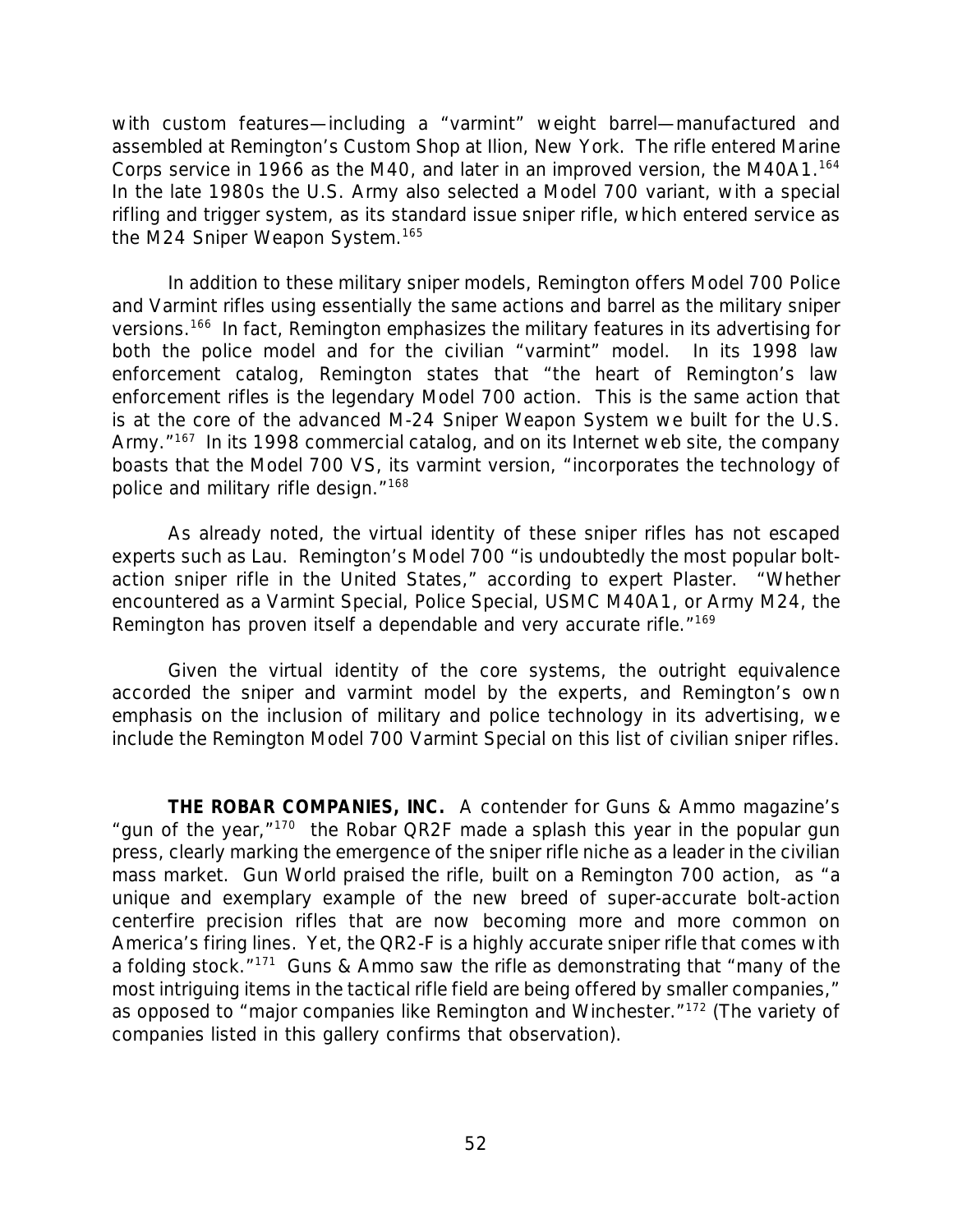with custom features—including a "varmint" weight barrel—manufactured and assembled at Remington's Custom Shop at Ilion, New York. The rifle entered Marine Corps service in 1966 as the M40, and later in an improved version, the M40A1.[164] In the late 1980s the U.S. Army also selected a Model 700 variant, with a special rifling and trigger system, as its standard issue sniper rifle, which entered service as the M24 Sniper Weapon System.[165]

In addition to these military sniper models, Remington offers Model 700 Police and Varmint rifles using essentially the same actions and barrel as the military sniper versions.[166] In fact, Remington emphasizes the military features in its advertising for both the police model and for the civilian "varmint" model. In its 1998 law enforcement catalog, Remington states that "the heart of Remington's law enforcement rifles is the legendary Model 700 action. This is the same action that is at the core of the advanced M-24 Sniper Weapon System we built for the U.S. Army."[167] In its 1998 commercial catalog, and on its Internet web site, the company boasts that the Model 700 VS, its varmint version, "incorporates the technology of police and military rifle design."[168]

As already noted, the virtual identity of these sniper rifles has not escaped experts such as Lau. Remington's Model 700 "is undoubtedly the most popular bolt-action sniper rifle in the United States," according to expert Plaster. "Whether encountered as a Varmint Special, Police Special, USMC M40A1, or Army M24, the Remington has proven itself a dependable and very accurate rifle."[169]

Given the virtual identity of the core systems, the outright equivalence accorded the sniper and varmint model by the experts, and Remington's own emphasis on the inclusion of military and police technology in its advertising, we include the Remington Model 700 Varmint Special on this list of civilian sniper rifles.

**THE ROBAR COMPANIES, INC.** A contender for Guns & Ammo magazine's "gun of the year,"[170] the Robar QR2F made a splash this year in the popular gun press, clearly marking the emergence of the sniper rifle niche as a leader in the civilian mass market. Gun World praised the rifle, built on a Remington 700 action, as "a unique and exemplary example of the new breed of super-accurate bolt-action centerfire precision rifles that are now becoming more and more common on America's firing lines. Yet, the QR2-F is a highly accurate sniper rifle that comes with a folding stock."[171] Guns & Ammo saw the rifle as demonstrating that "many of the most intriguing items in the tactical rifle field are being offered by smaller companies," as opposed to "major companies like Remington and Winchester."[172] (The variety of companies listed in this gallery confirms that observation).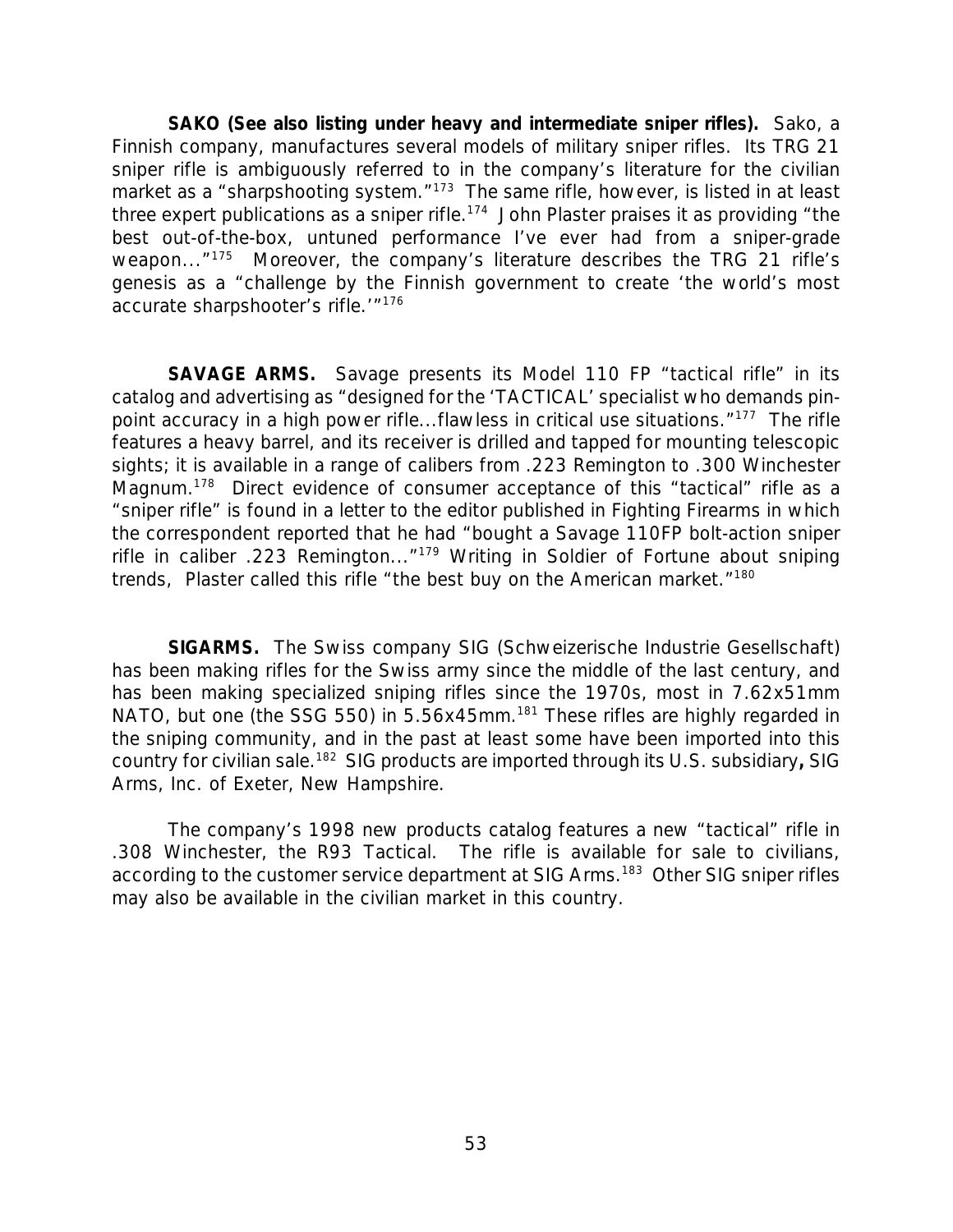**SAKO (See also listing under heavy and intermediate sniper rifles).** Sako, a Finnish company, manufactures several models of military sniper rifles. Its TRG 21 sniper rifle is ambiguously referred to in the company's literature for the civilian market as a "sharpshooting system."[173] The same rifle, however, is listed in at least three expert publications as a sniper rifle.[174] John Plaster praises it as providing "the best out-of-the-box, untuned performance I've ever had from a sniper-grade weapon..."[175] Moreover, the company's literature describes the TRG 21 rifle's genesis as a "challenge by the Finnish government to create 'the world's most accurate sharpshooter's rifle.'"[176]

**SAVAGE ARMS.** Savage presents its Model 110 FP "tactical rifle" in its catalog and advertising as "designed for the 'TACTICAL' specialist who demands pin-point accuracy in a high power rifle...flawless in critical use situations."[177] The rifle features a heavy barrel, and its receiver is drilled and tapped for mounting telescopic sights; it is available in a range of calibers from .223 Remington to .300 Winchester Magnum.[178] Direct evidence of consumer acceptance of this "tactical" rifle as a "sniper rifle" is found in a letter to the editor published in Fighting Firearms in which the correspondent reported that he had "bought a Savage 110FP bolt-action sniper rifle in caliber .223 Remington..."[179] Writing in Soldier of Fortune about sniping trends, Plaster called this rifle "the best buy on the American market."[180]

**SIGARMS.** The Swiss company SIG (Schweizerische Industrie Gesellschaft) has been making rifles for the Swiss army since the middle of the last century, and has been making specialized sniping rifles since the 1970s, most in 7.62x51mm NATO, but one (the SSG 550) in 5.56x45mm.[181] These rifles are highly regarded in the sniping community, and in the past at least some have been imported into this country for civilian sale.[182] SIG products are imported through its U.S. subsidiary**,** SIG Arms, Inc. of Exeter, New Hampshire.

The company's 1998 new products catalog features a new "tactical" rifle in .308 Winchester, the R93 Tactical. The rifle is available for sale to civilians, according to the customer service department at SIG Arms.[183] Other SIG sniper rifles may also be available in the civilian market in this country.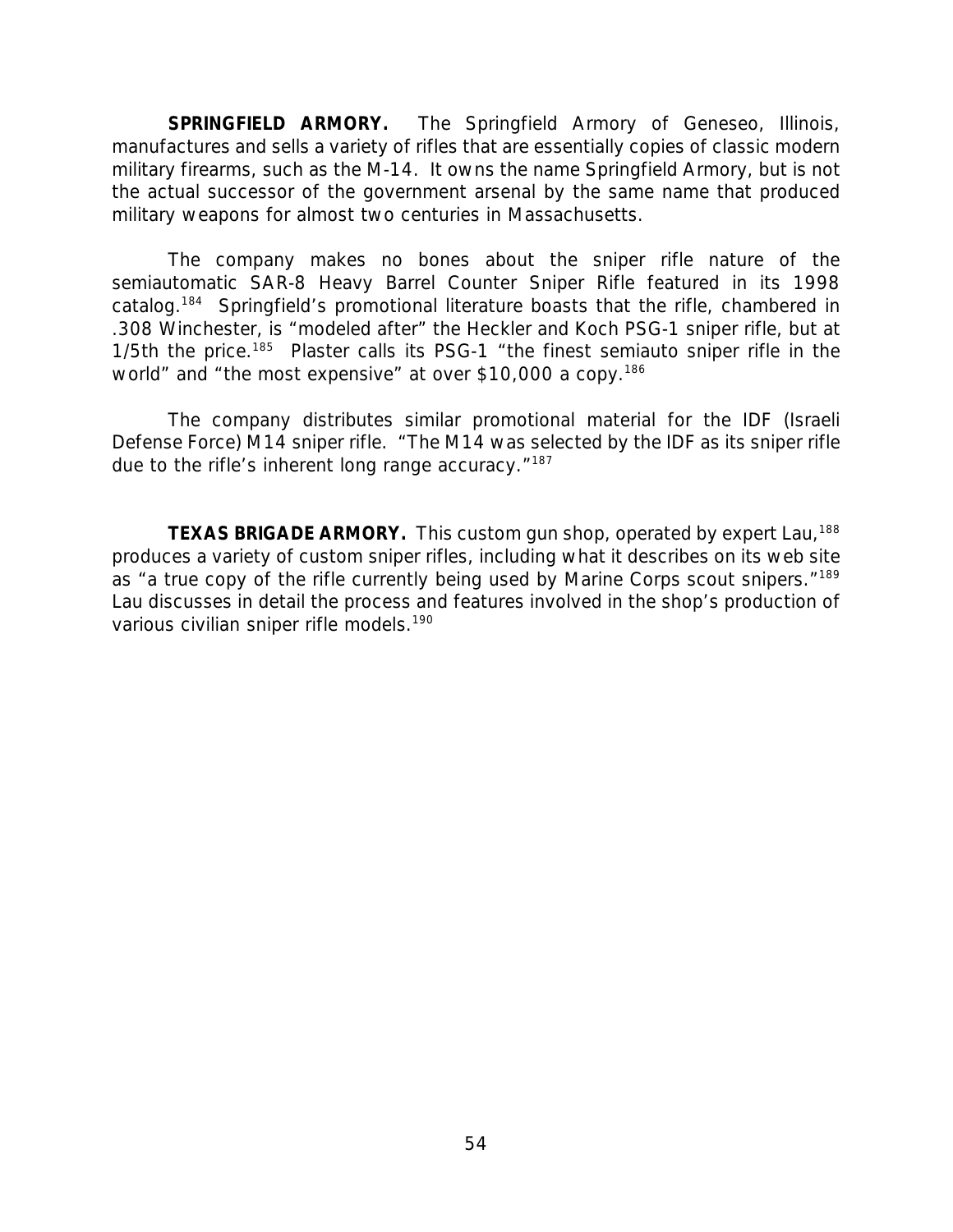**SPRINGFIELD ARMORY.** The Springfield Armory of Geneseo, Illinois, manufactures and sells a variety of rifles that are essentially copies of classic modern military firearms, such as the M-14. It owns the name Springfield Armory, but is not the actual successor of the government arsenal by the same name that produced military weapons for almost two centuries in Massachusetts.

The company makes no bones about the sniper rifle nature of the semiautomatic SAR-8 Heavy Barrel Counter Sniper Rifle featured in its 1998 catalog.[184] Springfield's promotional literature boasts that the rifle, chambered in .308 Winchester, is "modeled after" the Heckler and Koch PSG-1 sniper rifle, but at 1/5th the price.[185] Plaster calls its PSG-1 "the finest semiauto sniper rifle in the world" and "the most expensive" at over $10,000 a copy.[186]

The company distributes similar promotional material for the IDF (Israeli Defense Force) M14 sniper rifle. "The M14 was selected by the IDF as its sniper rifle due to the rifle's inherent long range accuracy."[187]

**TEXAS BRIGADE ARMORY.** This custom gun shop, operated by expert Lau,[188] produces a variety of custom sniper rifles, including what it describes on its web site as "a true copy of the rifle currently being used by Marine Corps scout snipers."[189] Lau discusses in detail the process and features involved in the shop's production of various civilian sniper rifle models.[190]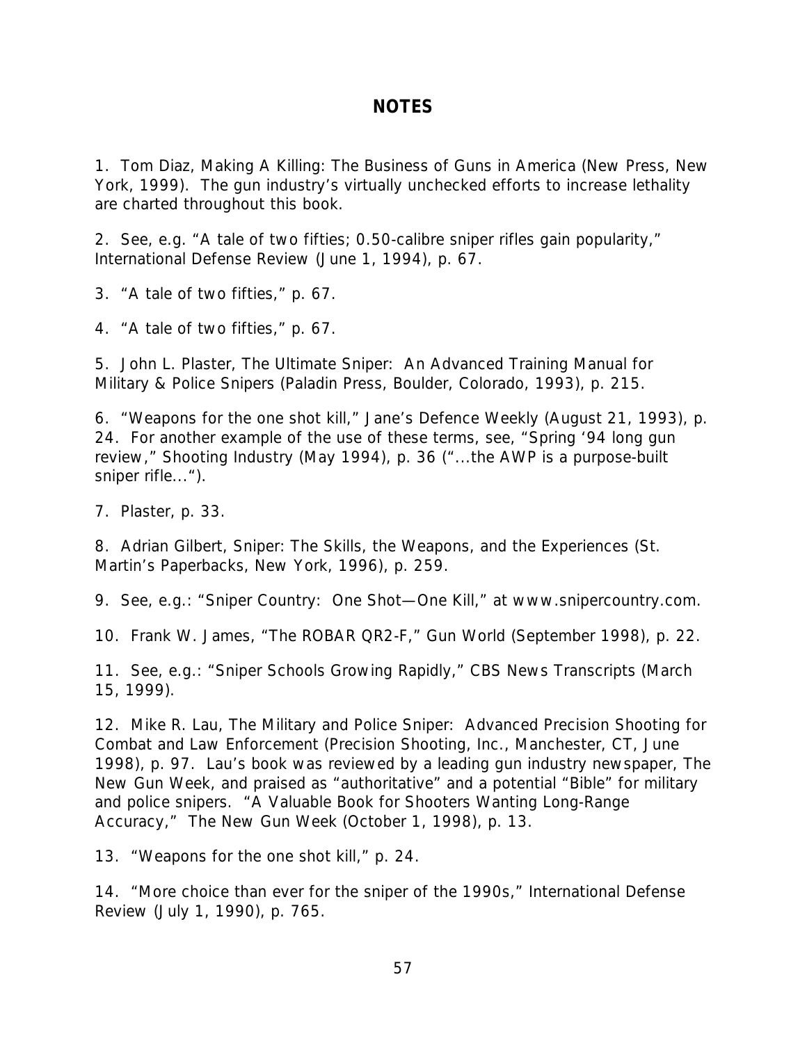## NOTES

1. Tom Diaz, Making A Killing: The Business of Guns in America (New Press, New York, 1999). The gun industry's virtually unchecked efforts to increase lethality are charted throughout this book.

2. See, e.g. "A tale of two fifties; 0.50-calibre sniper rifles gain popularity," International Defense Review (June 1, 1994), p. 67.

3. "A tale of two fifties," p. 67.

4. "A tale of two fifties," p. 67.

5. John L. Plaster, The Ultimate Sniper: An Advanced Training Manual for Military & Police Snipers (Paladin Press, Boulder, Colorado, 1993), p. 215.

6. "Weapons for the one shot kill," Jane's Defence Weekly (August 21, 1993), p. 24. For another example of the use of these terms, see, "Spring '94 long gun review," Shooting Industry (May 1994), p. 36 ("...the AWP is a purpose-built sniper rifle...").

7. Plaster, p. 33.

8. Adrian Gilbert, Sniper: The Skills, the Weapons, and the Experiences (St. Martin's Paperbacks, New York, 1996), p. 259.

9. See, e.g.: "Sniper Country: One Shot—One Kill," at www.snipercountry.com.

10. Frank W. James, "The ROBAR QR2-F," Gun World (September 1998), p. 22.

11. See, e.g.: "Sniper Schools Growing Rapidly," CBS News Transcripts (March 15, 1999).

12. Mike R. Lau, The Military and Police Sniper: Advanced Precision Shooting for Combat and Law Enforcement (Precision Shooting, Inc., Manchester, CT, June 1998), p. 97. Lau's book was reviewed by a leading gun industry newspaper, The New Gun Week, and praised as "authoritative" and a potential "Bible" for military and police snipers. "A Valuable Book for Shooters Wanting Long-Range Accuracy," The New Gun Week (October 1, 1998), p. 13.

13. "Weapons for the one shot kill," p. 24.

14. "More choice than ever for the sniper of the 1990s," International Defense Review (July 1, 1990), p. 765.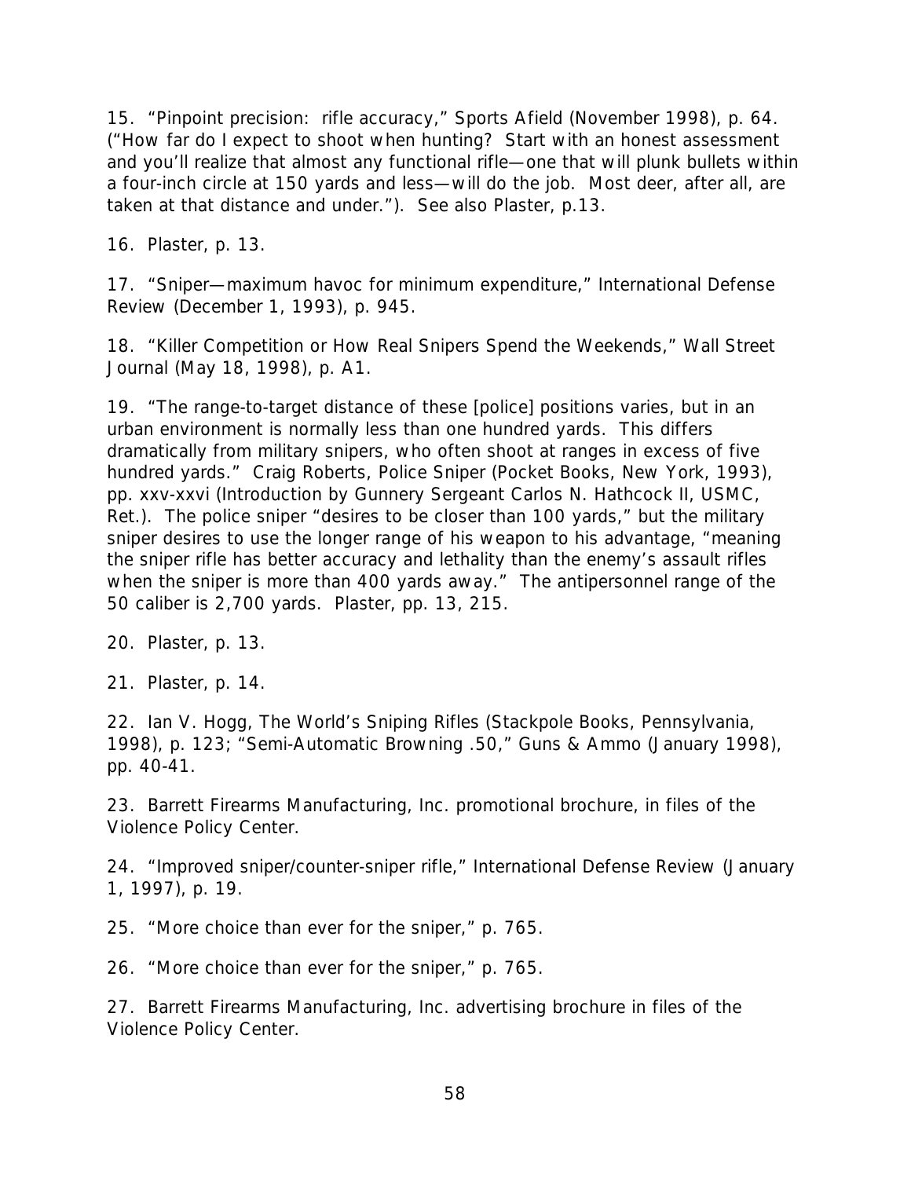15. "Pinpoint precision: rifle accuracy," Sports Afield (November 1998), p. 64. ("How far do I expect to shoot when hunting? Start with an honest assessment and you'll realize that almost any functional rifle—one that will plunk bullets within a four-inch circle at 150 yards and less—will do the job. Most deer, after all, are taken at that distance and under."). See also Plaster, p.13.

16. Plaster, p. 13.

17. "Sniper—maximum havoc for minimum expenditure," International Defense Review (December 1, 1993), p. 945.

18. "Killer Competition or How Real Snipers Spend the Weekends," Wall Street Journal (May 18, 1998), p. A1.

19. "The range-to-target distance of these [police] positions varies, but in an urban environment is normally less than one hundred yards. This differs dramatically from military snipers, who often shoot at ranges in excess of five hundred yards." Craig Roberts, Police Sniper (Pocket Books, New York, 1993), pp. xxv-xxvi (Introduction by Gunnery Sergeant Carlos N. Hathcock II, USMC, Ret.). The police sniper "desires to be closer than 100 yards," but the military sniper desires to use the longer range of his weapon to his advantage, "meaning the sniper rifle has better accuracy and lethality than the enemy's assault rifles when the sniper is more than 400 yards away." The antipersonnel range of the 50 caliber is 2,700 yards. Plaster, pp. 13, 215.

20. Plaster, p. 13.

21. Plaster, p. 14.

22. Ian V. Hogg, The World's Sniping Rifles (Stackpole Books, Pennsylvania, 1998), p. 123; "Semi-Automatic Browning .50," Guns & Ammo (January 1998), pp. 40-41.

23. Barrett Firearms Manufacturing, Inc. promotional brochure, in files of the Violence Policy Center.

24. "Improved sniper/counter-sniper rifle," International Defense Review (January 1, 1997), p. 19.

25. "More choice than ever for the sniper," p. 765.

26. "More choice than ever for the sniper," p. 765.

27. Barrett Firearms Manufacturing, Inc. advertising brochure in files of the Violence Policy Center.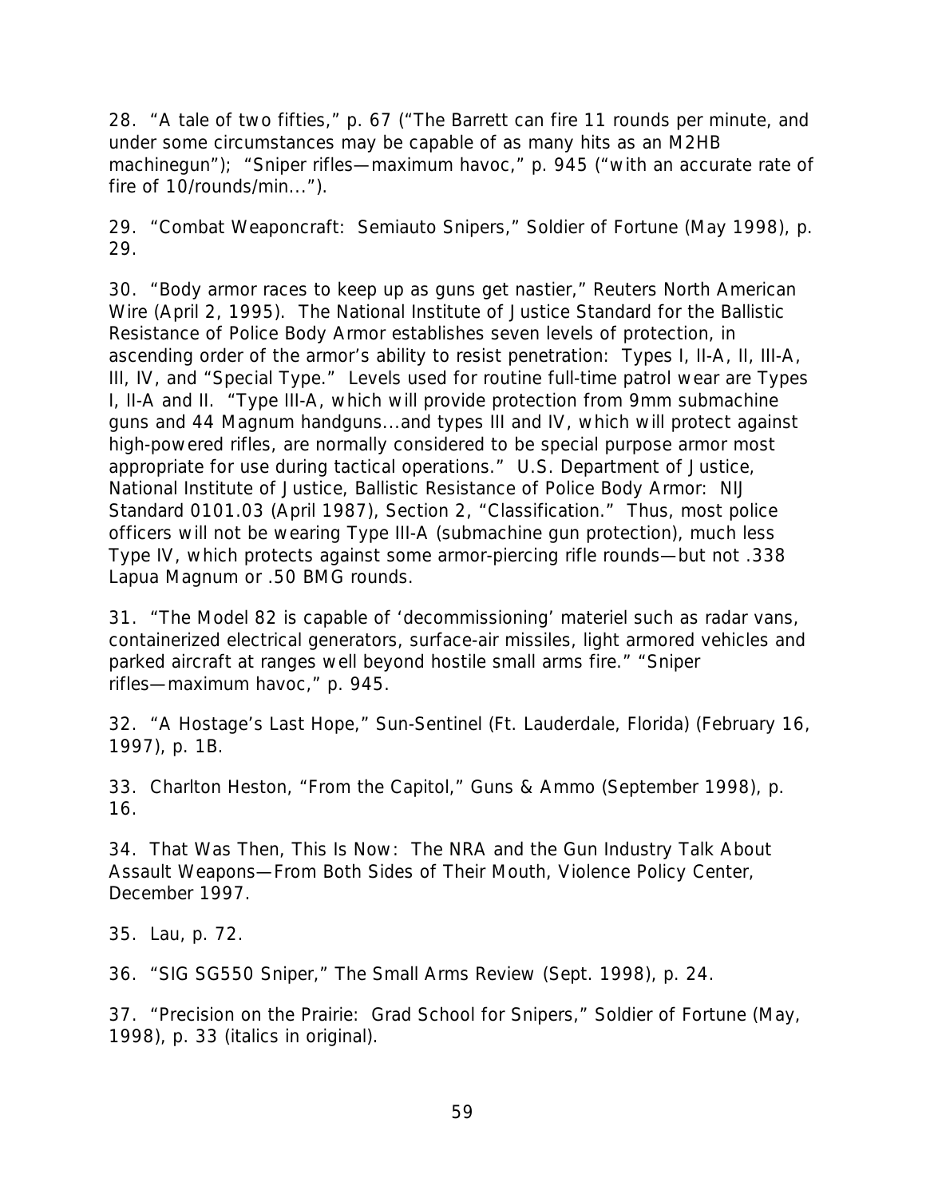28. "A tale of two fifties," p. 67 ("The Barrett can fire 11 rounds per minute, and under some circumstances may be capable of as many hits as an M2HB machinegun"); "Sniper rifles—maximum havoc," p. 945 ("with an accurate rate of fire of 10/rounds/min...").

29. "Combat Weaponcraft: Semiauto Snipers," Soldier of Fortune (May 1998), p. 29.

30. "Body armor races to keep up as guns get nastier," Reuters North American Wire (April 2, 1995). The National Institute of Justice Standard for the Ballistic Resistance of Police Body Armor establishes seven levels of protection, in ascending order of the armor's ability to resist penetration: Types I, II-A, II, III-A, III, IV, and "Special Type." Levels used for routine full-time patrol wear are Types I, II-A and II. "Type III-A, which will provide protection from 9mm submachine guns and 44 Magnum handguns...and types III and IV, which will protect against high-powered rifles, are normally considered to be special purpose armor most appropriate for use during tactical operations." U.S. Department of Justice, National Institute of Justice, Ballistic Resistance of Police Body Armor: NIJ Standard 0101.03 (April 1987), Section 2, "Classification." Thus, most police officers will not be wearing Type III-A (submachine gun protection), much less Type IV, which protects against some armor-piercing rifle rounds—but not .338 Lapua Magnum or .50 BMG rounds.

31. "The Model 82 is capable of 'decommissioning' materiel such as radar vans, containerized electrical generators, surface-air missiles, light armored vehicles and parked aircraft at ranges well beyond hostile small arms fire." "Sniper rifles—maximum havoc," p. 945.

32. "A Hostage's Last Hope," Sun-Sentinel (Ft. Lauderdale, Florida) (February 16, 1997), p. 1B.

33. Charlton Heston, "From the Capitol," Guns & Ammo (September 1998), p. 16.

34. That Was Then, This Is Now: The NRA and the Gun Industry Talk About Assault Weapons—From Both Sides of Their Mouth, Violence Policy Center, December 1997.

35. Lau, p. 72.

36. "SIG SG550 Sniper," The Small Arms Review (Sept. 1998), p. 24.

37. "Precision on the Prairie: Grad School for Snipers," Soldier of Fortune (May, 1998), p. 33 (italics in original).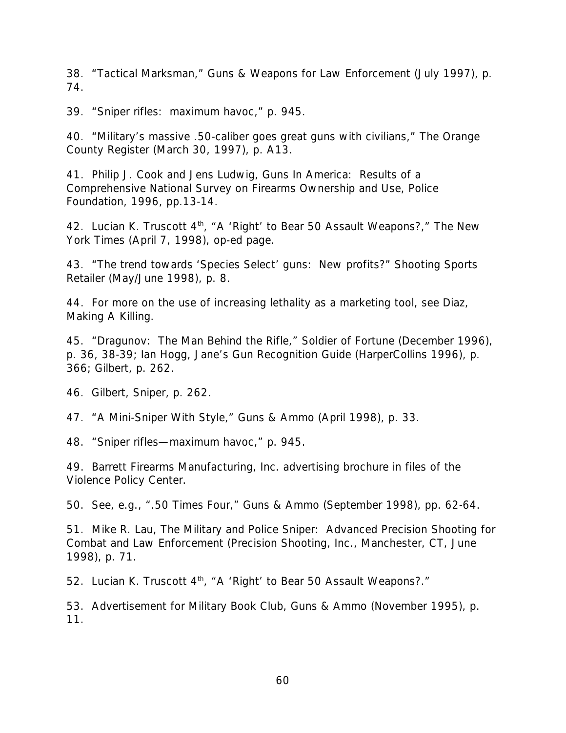38. "Tactical Marksman," Guns & Weapons for Law Enforcement (July 1997), p. 74.

39. "Sniper rifles: maximum havoc," p. 945.

40. "Military's massive .50-caliber goes great guns with civilians," The Orange County Register (March 30, 1997), p. A13.

41. Philip J. Cook and Jens Ludwig, Guns In America: Results of a Comprehensive National Survey on Firearms Ownership and Use, Police Foundation, 1996, pp.13-14.

42. Lucian K. Truscott 4th, "A 'Right' to Bear 50 Assault Weapons?," The New York Times (April 7, 1998), op-ed page.

43. "The trend towards 'Species Select' guns: New profits?" Shooting Sports Retailer (May/June 1998), p. 8.

44. For more on the use of increasing lethality as a marketing tool, see Diaz, Making A Killing.

45. "Dragunov: The Man Behind the Rifle," Soldier of Fortune (December 1996), p. 36, 38-39; Ian Hogg, Jane's Gun Recognition Guide (HarperCollins 1996), p. 366; Gilbert, p. 262.

46. Gilbert, Sniper, p. 262.

47. "A Mini-Sniper With Style," Guns & Ammo (April 1998), p. 33.

48. "Sniper rifles—maximum havoc," p. 945.

49. Barrett Firearms Manufacturing, Inc. advertising brochure in files of the Violence Policy Center.

50. See, e.g., ".50 Times Four," Guns & Ammo (September 1998), pp. 62-64.

51. Mike R. Lau, The Military and Police Sniper: Advanced Precision Shooting for Combat and Law Enforcement (Precision Shooting, Inc., Manchester, CT, June 1998), p. 71.

52. Lucian K. Truscott 4th, "A 'Right' to Bear 50 Assault Weapons?."

53. Advertisement for Military Book Club, Guns & Ammo (November 1995), p. 11.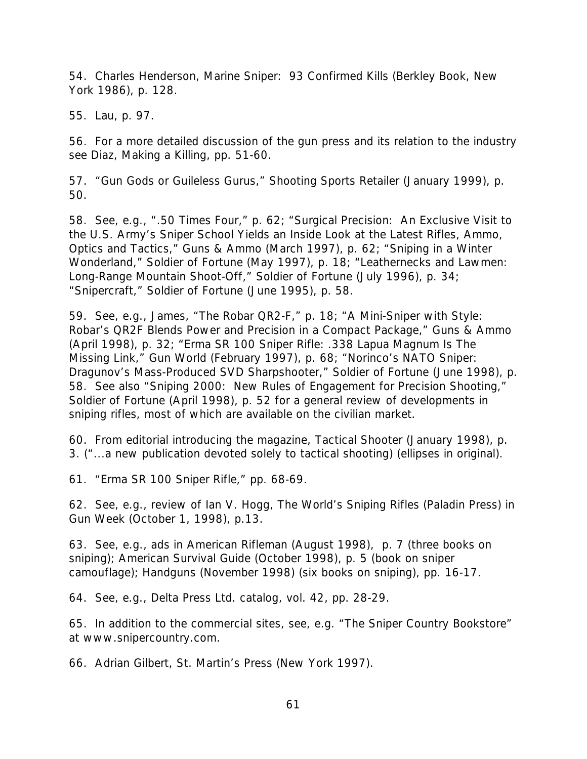54. Charles Henderson, Marine Sniper: 93 Confirmed Kills (Berkley Book, New York 1986), p. 128.

55. Lau, p. 97.

56. For a more detailed discussion of the gun press and its relation to the industry see Diaz, Making a Killing, pp. 51-60.

57. "Gun Gods or Guileless Gurus," Shooting Sports Retailer (January 1999), p. 50.

58. See, e.g., ".50 Times Four," p. 62; "Surgical Precision: An Exclusive Visit to the U.S. Army's Sniper School Yields an Inside Look at the Latest Rifles, Ammo, Optics and Tactics," Guns & Ammo (March 1997), p. 62; "Sniping in a Winter Wonderland," Soldier of Fortune (May 1997), p. 18; "Leathernecks and Lawmen: Long-Range Mountain Shoot-Off," Soldier of Fortune (July 1996), p. 34; "Snipercraft," Soldier of Fortune (June 1995), p. 58.

59. See, e.g., James, "The Robar QR2-F," p. 18; "A Mini-Sniper with Style: Robar's QR2F Blends Power and Precision in a Compact Package," Guns & Ammo (April 1998), p. 32; "Erma SR 100 Sniper Rifle: .338 Lapua Magnum Is The Missing Link," Gun World (February 1997), p. 68; "Norinco's NATO Sniper: Dragunov's Mass-Produced SVD Sharpshooter," Soldier of Fortune (June 1998), p. 58. See also "Sniping 2000: New Rules of Engagement for Precision Shooting," Soldier of Fortune (April 1998), p. 52 for a general review of developments in sniping rifles, most of which are available on the civilian market.

60. From editorial introducing the magazine, Tactical Shooter (January 1998), p. 3. ("...a new publication devoted solely to tactical shooting) (ellipses in original).

61. "Erma SR 100 Sniper Rifle," pp. 68-69.

62. See, e.g., review of Ian V. Hogg, The World's Sniping Rifles (Paladin Press) in Gun Week (October 1, 1998), p.13.

63. See, e.g., ads in American Rifleman (August 1998), p. 7 (three books on sniping); American Survival Guide (October 1998), p. 5 (book on sniper camouflage); Handguns (November 1998) (six books on sniping), pp. 16-17.

64. See, e.g., Delta Press Ltd. catalog, vol. 42, pp. 28-29.

65. In addition to the commercial sites, see, e.g. "The Sniper Country Bookstore" at www.snipercountry.com.

66. Adrian Gilbert, St. Martin's Press (New York 1997).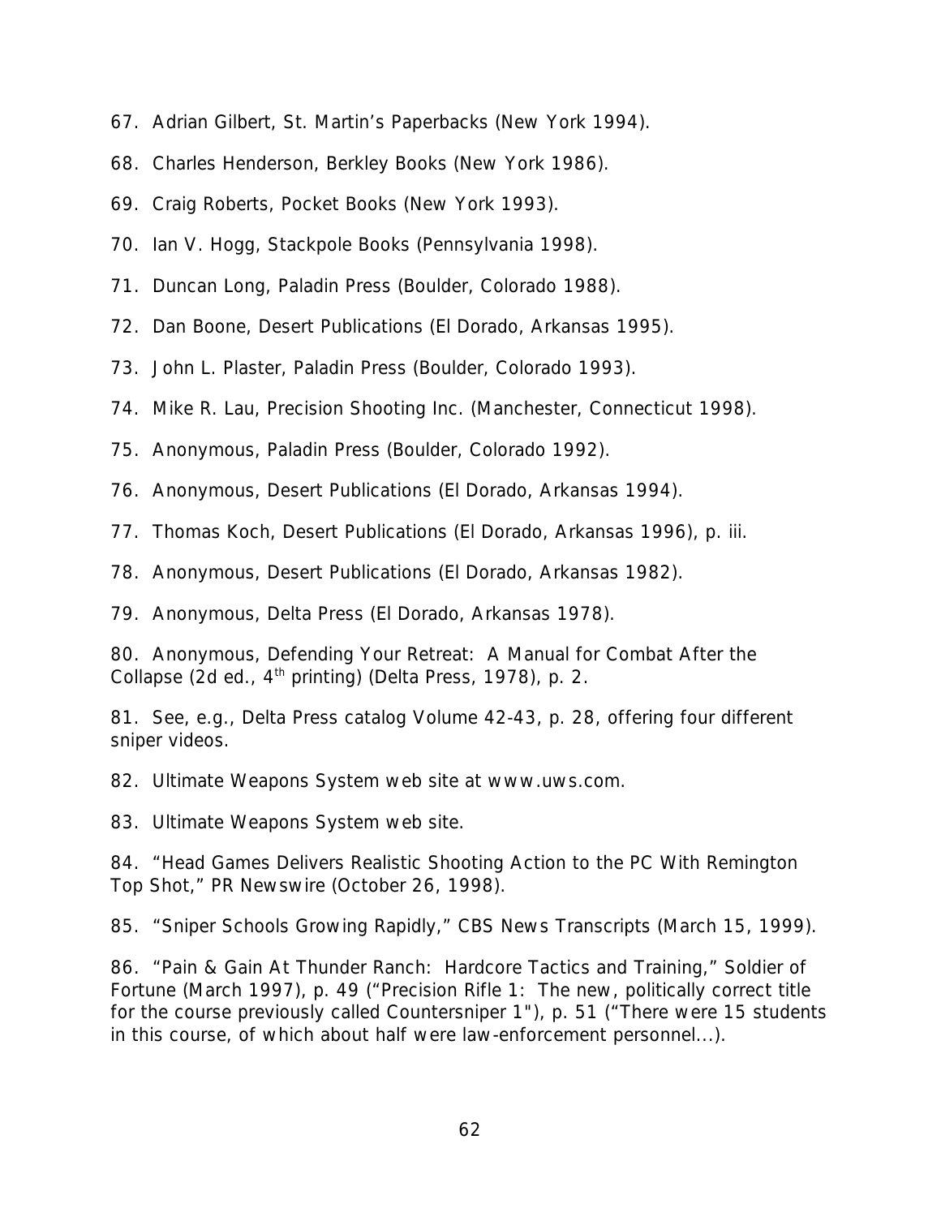67. Adrian Gilbert, St. Martin's Paperbacks (New York 1994).

68. Charles Henderson, Berkley Books (New York 1986).

69. Craig Roberts, Pocket Books (New York 1993).

70. Ian V. Hogg, Stackpole Books (Pennsylvania 1998).

71. Duncan Long, Paladin Press (Boulder, Colorado 1988).

72. Dan Boone, Desert Publications (El Dorado, Arkansas 1995).

73. John L. Plaster, Paladin Press (Boulder, Colorado 1993).

74. Mike R. Lau, Precision Shooting Inc. (Manchester, Connecticut 1998).

75. Anonymous, Paladin Press (Boulder, Colorado 1992).

76. Anonymous, Desert Publications (El Dorado, Arkansas 1994).

77. Thomas Koch, Desert Publications (El Dorado, Arkansas 1996), p. iii.

78. Anonymous, Desert Publications (El Dorado, Arkansas 1982).

79. Anonymous, Delta Press (El Dorado, Arkansas 1978).

80. Anonymous, Defending Your Retreat: A Manual for Combat After the Collapse (2d ed., 4th printing) (Delta Press, 1978), p. 2.

81. See, e.g., Delta Press catalog Volume 42-43, p. 28, offering four different sniper videos.

82. Ultimate Weapons System web site at www.uws.com.

83. Ultimate Weapons System web site.

84. "Head Games Delivers Realistic Shooting Action to the PC With Remington Top Shot," PR Newswire (October 26, 1998).

85. "Sniper Schools Growing Rapidly," CBS News Transcripts (March 15, 1999).

86. "Pain & Gain At Thunder Ranch: Hardcore Tactics and Training," Soldier of Fortune (March 1997), p. 49 ("Precision Rifle 1: The new, politically correct title for the course previously called Countersniper 1"), p. 51 ("There were 15 students in this course, of which about half were law-enforcement personnel...).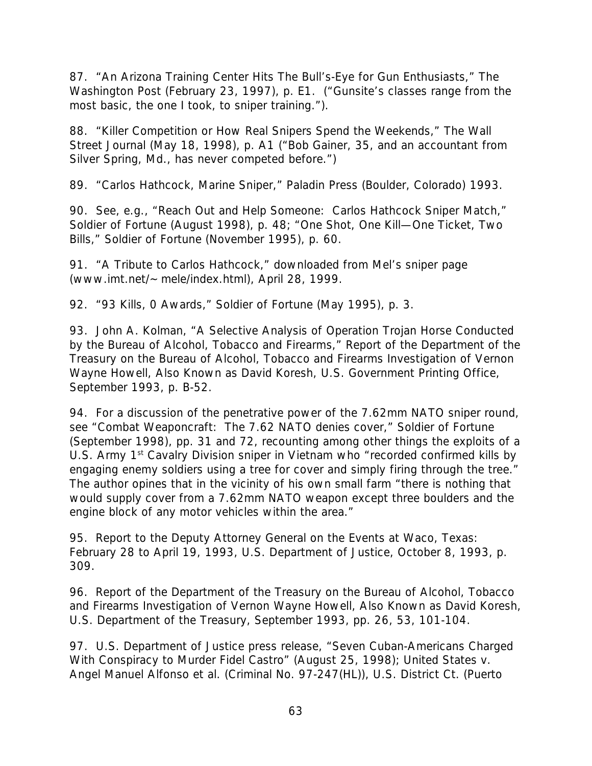87. "An Arizona Training Center Hits The Bull's-Eye for Gun Enthusiasts," The Washington Post (February 23, 1997), p. E1. ("Gunsite's classes range from the most basic, the one I took, to sniper training.").

88. "Killer Competition or How Real Snipers Spend the Weekends," The Wall Street Journal (May 18, 1998), p. A1 ("Bob Gainer, 35, and an accountant from Silver Spring, Md., has never competed before.")

89. "Carlos Hathcock, Marine Sniper," Paladin Press (Boulder, Colorado) 1993.

90. See, e.g., "Reach Out and Help Someone: Carlos Hathcock Sniper Match," Soldier of Fortune (August 1998), p. 48; "One Shot, One Kill—One Ticket, Two Bills," Soldier of Fortune (November 1995), p. 60.

91. "A Tribute to Carlos Hathcock," downloaded from Mel's sniper page (www.imt.net/~mele/index.html), April 28, 1999.

92. "93 Kills, 0 Awards," Soldier of Fortune (May 1995), p. 3.

93. John A. Kolman, "A Selective Analysis of Operation Trojan Horse Conducted by the Bureau of Alcohol, Tobacco and Firearms," Report of the Department of the Treasury on the Bureau of Alcohol, Tobacco and Firearms Investigation of Vernon Wayne Howell, Also Known as David Koresh, U.S. Government Printing Office, September 1993, p. B-52.

94. For a discussion of the penetrative power of the 7.62mm NATO sniper round, see "Combat Weaponcraft: The 7.62 NATO denies cover," Soldier of Fortune (September 1998), pp. 31 and 72, recounting among other things the exploits of a U.S. Army 1st Cavalry Division sniper in Vietnam who "recorded confirmed kills by engaging enemy soldiers using a tree for cover and simply firing through the tree." The author opines that in the vicinity of his own small farm "there is nothing that would supply cover from a 7.62mm NATO weapon except three boulders and the engine block of any motor vehicles within the area."

95. Report to the Deputy Attorney General on the Events at Waco, Texas: February 28 to April 19, 1993, U.S. Department of Justice, October 8, 1993, p. 309.

96. Report of the Department of the Treasury on the Bureau of Alcohol, Tobacco and Firearms Investigation of Vernon Wayne Howell, Also Known as David Koresh, U.S. Department of the Treasury, September 1993, pp. 26, 53, 101-104.

97. U.S. Department of Justice press release, "Seven Cuban-Americans Charged With Conspiracy to Murder Fidel Castro" (August 25, 1998); United States v. Angel Manuel Alfonso et al. (Criminal No. 97-247(HL)), U.S. District Ct. (Puerto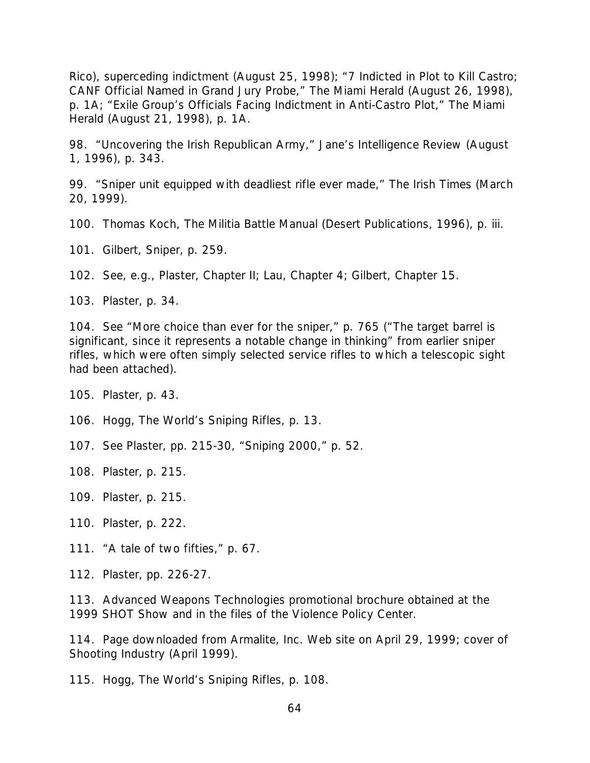Rico), superceding indictment (August 25, 1998); "7 Indicted in Plot to Kill Castro; CANF Official Named in Grand Jury Probe," The Miami Herald (August 26, 1998), p. 1A; "Exile Group's Officials Facing Indictment in Anti-Castro Plot," The Miami Herald (August 21, 1998), p. 1A.

98. "Uncovering the Irish Republican Army," Jane's Intelligence Review (August 1, 1996), p. 343.

99. "Sniper unit equipped with deadliest rifle ever made," The Irish Times (March 20, 1999).

100. Thomas Koch, The Militia Battle Manual (Desert Publications, 1996), p. iii.

101. Gilbert, Sniper, p. 259.

102. See, e.g., Plaster, Chapter II; Lau, Chapter 4; Gilbert, Chapter 15.

103. Plaster, p. 34.

104. See "More choice than ever for the sniper," p. 765 ("The target barrel is significant, since it represents a notable change in thinking" from earlier sniper rifles, which were often simply selected service rifles to which a telescopic sight had been attached).

105. Plaster, p. 43.

106. Hogg, The World's Sniping Rifles, p. 13.

107. See Plaster, pp. 215-30, "Sniping 2000," p. 52.

108. Plaster, p. 215.

109. Plaster, p. 215.

110. Plaster, p. 222.

111. "A tale of two fifties," p. 67.

112. Plaster, pp. 226-27.

113. Advanced Weapons Technologies promotional brochure obtained at the 1999 SHOT Show and in the files of the Violence Policy Center.

114. Page downloaded from Armalite, Inc. Web site on April 29, 1999; cover of Shooting Industry (April 1999).

115. Hogg, The World's Sniping Rifles, p. 108.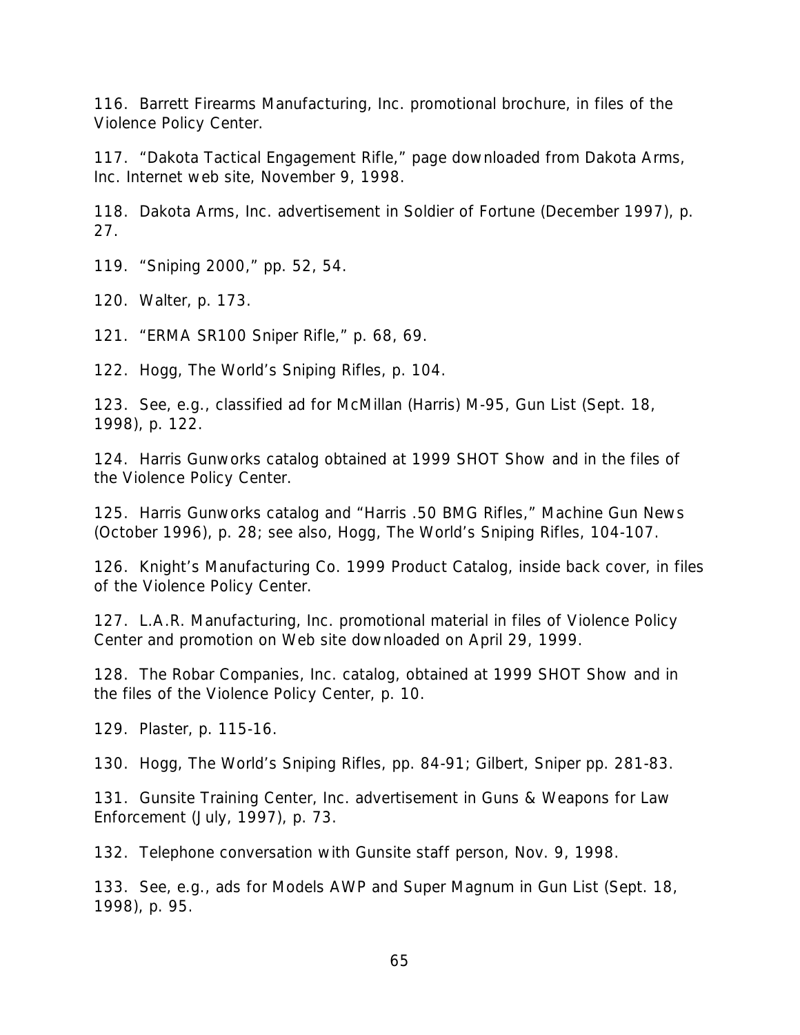116. Barrett Firearms Manufacturing, Inc. promotional brochure, in files of the Violence Policy Center.

117. "Dakota Tactical Engagement Rifle," page downloaded from Dakota Arms, Inc. Internet web site, November 9, 1998.

118. Dakota Arms, Inc. advertisement in Soldier of Fortune (December 1997), p. 27.

119. "Sniping 2000," pp. 52, 54.

120. Walter, p. 173.

121. "ERMA SR100 Sniper Rifle," p. 68, 69.

122. Hogg, The World's Sniping Rifles, p. 104.

123. See, e.g., classified ad for McMillan (Harris) M-95, Gun List (Sept. 18, 1998), p. 122.

124. Harris Gunworks catalog obtained at 1999 SHOT Show and in the files of the Violence Policy Center.

125. Harris Gunworks catalog and "Harris .50 BMG Rifles," Machine Gun News (October 1996), p. 28; see also, Hogg, The World's Sniping Rifles, 104-107.

126. Knight's Manufacturing Co. 1999 Product Catalog, inside back cover, in files of the Violence Policy Center.

127. L.A.R. Manufacturing, Inc. promotional material in files of Violence Policy Center and promotion on Web site downloaded on April 29, 1999.

128. The Robar Companies, Inc. catalog, obtained at 1999 SHOT Show and in the files of the Violence Policy Center, p. 10.

129. Plaster, p. 115-16.

130. Hogg, The World's Sniping Rifles, pp. 84-91; Gilbert, Sniper pp. 281-83.

131. Gunsite Training Center, Inc. advertisement in Guns & Weapons for Law Enforcement (July, 1997), p. 73.

132. Telephone conversation with Gunsite staff person, Nov. 9, 1998.

133. See, e.g., ads for Models AWP and Super Magnum in Gun List (Sept. 18, 1998), p. 95.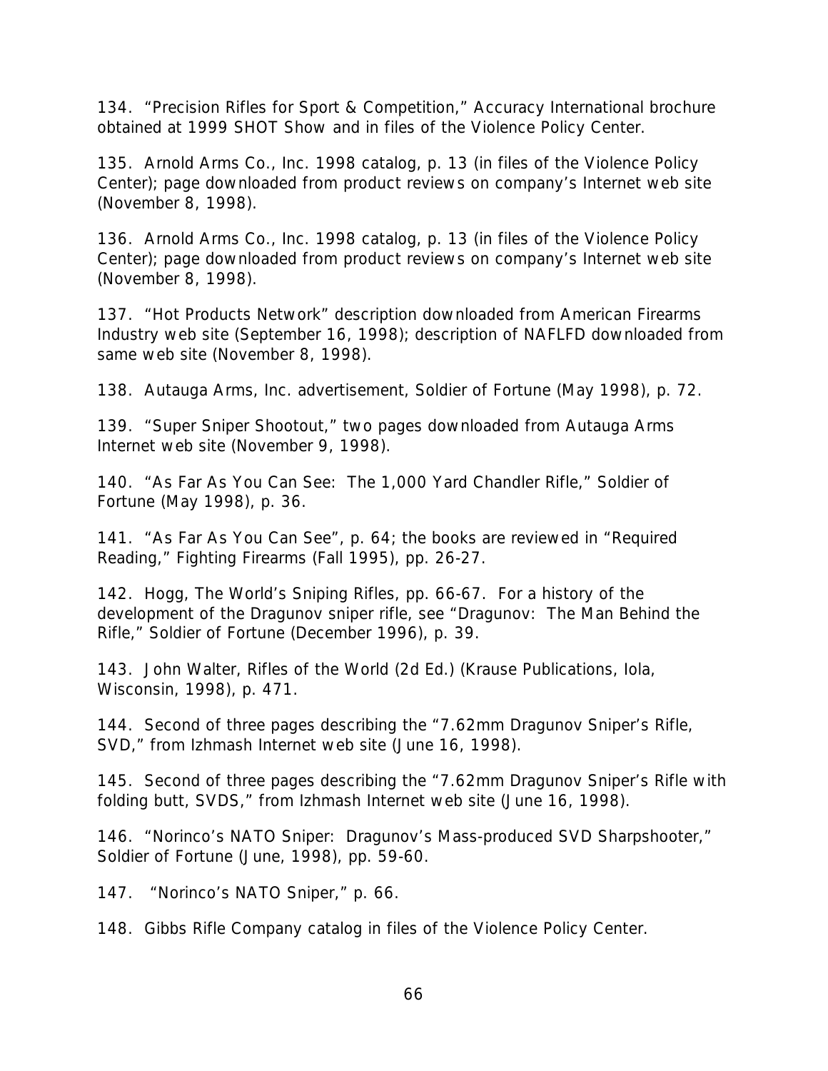134. "Precision Rifles for Sport & Competition," Accuracy International brochure obtained at 1999 SHOT Show and in files of the Violence Policy Center.

135. Arnold Arms Co., Inc. 1998 catalog, p. 13 (in files of the Violence Policy Center); page downloaded from product reviews on company's Internet web site (November 8, 1998).

136. Arnold Arms Co., Inc. 1998 catalog, p. 13 (in files of the Violence Policy Center); page downloaded from product reviews on company's Internet web site (November 8, 1998).

137. "Hot Products Network" description downloaded from American Firearms Industry web site (September 16, 1998); description of NAFLFD downloaded from same web site (November 8, 1998).

138. Autauga Arms, Inc. advertisement, Soldier of Fortune (May 1998), p. 72.

139. "Super Sniper Shootout," two pages downloaded from Autauga Arms Internet web site (November 9, 1998).

140. "As Far As You Can See: The 1,000 Yard Chandler Rifle," Soldier of Fortune (May 1998), p. 36.

141. "As Far As You Can See", p. 64; the books are reviewed in "Required Reading," Fighting Firearms (Fall 1995), pp. 26-27.

142. Hogg, The World's Sniping Rifles, pp. 66-67. For a history of the development of the Dragunov sniper rifle, see "Dragunov: The Man Behind the Rifle," Soldier of Fortune (December 1996), p. 39.

143. John Walter, Rifles of the World (2d Ed.) (Krause Publications, Iola, Wisconsin, 1998), p. 471.

144. Second of three pages describing the "7.62mm Dragunov Sniper's Rifle, SVD," from Izhmash Internet web site (June 16, 1998).

145. Second of three pages describing the "7.62mm Dragunov Sniper's Rifle with folding butt, SVDS," from Izhmash Internet web site (June 16, 1998).

146. "Norinco's NATO Sniper: Dragunov's Mass-produced SVD Sharpshooter," Soldier of Fortune (June, 1998), pp. 59-60.

147. "Norinco's NATO Sniper," p. 66.

148. Gibbs Rifle Company catalog in files of the Violence Policy Center.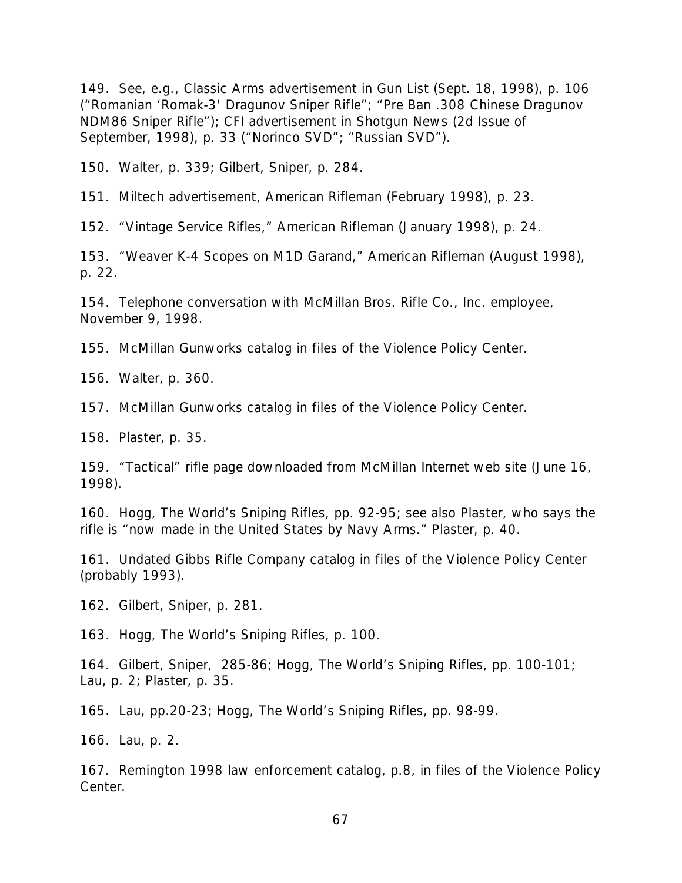149. See, e.g., Classic Arms advertisement in Gun List (Sept. 18, 1998), p. 106 ("Romanian 'Romak-3' Dragunov Sniper Rifle"; "Pre Ban .308 Chinese Dragunov NDM86 Sniper Rifle"); CFI advertisement in Shotgun News (2d Issue of September, 1998), p. 33 ("Norinco SVD"; "Russian SVD").

150. Walter, p. 339; Gilbert, Sniper, p. 284.

151. Miltech advertisement, American Rifleman (February 1998), p. 23.

152. "Vintage Service Rifles," American Rifleman (January 1998), p. 24.

153. "Weaver K-4 Scopes on M1D Garand," American Rifleman (August 1998), p. 22.

154. Telephone conversation with McMillan Bros. Rifle Co., Inc. employee, November 9, 1998.

155. McMillan Gunworks catalog in files of the Violence Policy Center.

156. Walter, p. 360.

157. McMillan Gunworks catalog in files of the Violence Policy Center.

158. Plaster, p. 35.

159. "Tactical" rifle page downloaded from McMillan Internet web site (June 16, 1998).

160. Hogg, The World's Sniping Rifles, pp. 92-95; see also Plaster, who says the rifle is "now made in the United States by Navy Arms." Plaster, p. 40.

161. Undated Gibbs Rifle Company catalog in files of the Violence Policy Center (probably 1993).

162. Gilbert, Sniper, p. 281.

163. Hogg, The World's Sniping Rifles, p. 100.

164. Gilbert, Sniper, 285-86; Hogg, The World's Sniping Rifles, pp. 100-101; Lau, p. 2; Plaster, p. 35.

165. Lau, pp.20-23; Hogg, The World's Sniping Rifles, pp. 98-99.

166. Lau, p. 2.

167. Remington 1998 law enforcement catalog, p.8, in files of the Violence Policy Center.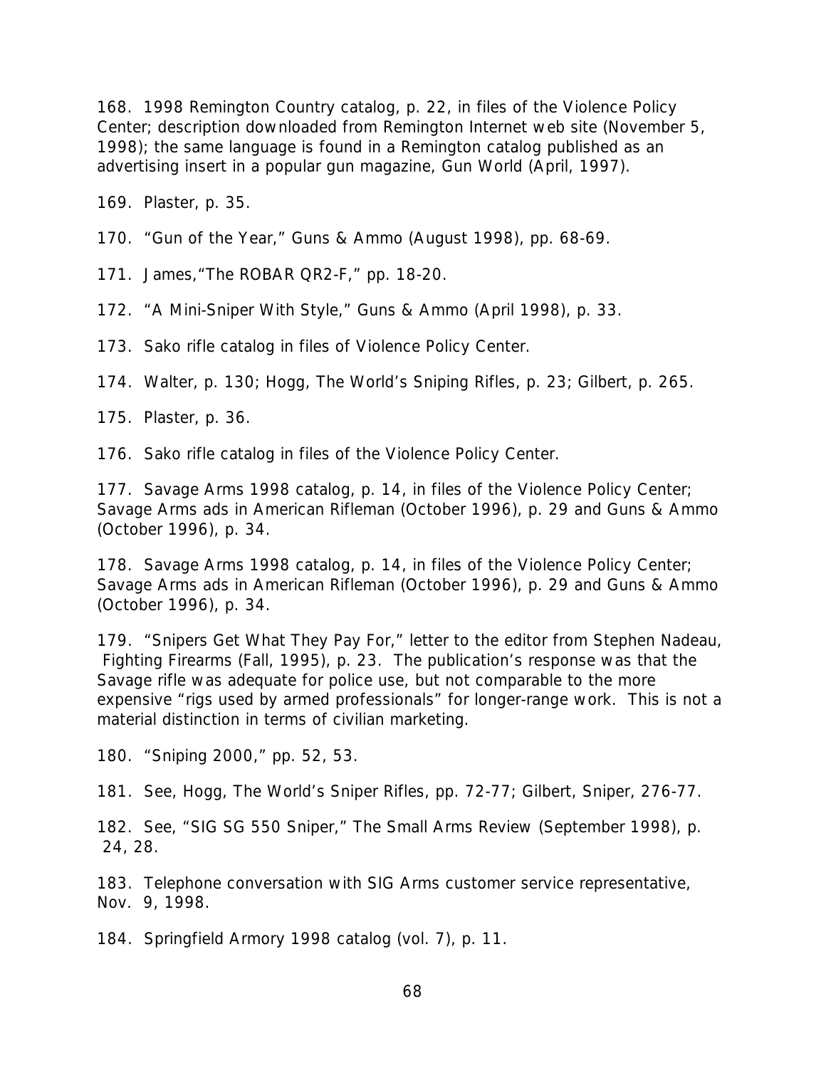168. 1998 Remington Country catalog, p. 22, in files of the Violence Policy Center; description downloaded from Remington Internet web site (November 5, 1998); the same language is found in a Remington catalog published as an advertising insert in a popular gun magazine, Gun World (April, 1997).

169. Plaster, p. 35.

170. "Gun of the Year," Guns & Ammo (August 1998), pp. 68-69.

171. James,"The ROBAR QR2-F," pp. 18-20.

172. "A Mini-Sniper With Style," Guns & Ammo (April 1998), p. 33.

173. Sako rifle catalog in files of Violence Policy Center.

174. Walter, p. 130; Hogg, The World's Sniping Rifles, p. 23; Gilbert, p. 265.

175. Plaster, p. 36.

176. Sako rifle catalog in files of the Violence Policy Center.

177. Savage Arms 1998 catalog, p. 14, in files of the Violence Policy Center; Savage Arms ads in American Rifleman (October 1996), p. 29 and Guns & Ammo (October 1996), p. 34.

178. Savage Arms 1998 catalog, p. 14, in files of the Violence Policy Center; Savage Arms ads in American Rifleman (October 1996), p. 29 and Guns & Ammo (October 1996), p. 34.

179. "Snipers Get What They Pay For," letter to the editor from Stephen Nadeau, Fighting Firearms (Fall, 1995), p. 23. The publication's response was that the Savage rifle was adequate for police use, but not comparable to the more expensive "rigs used by armed professionals" for longer-range work. This is not a material distinction in terms of civilian marketing.

180. "Sniping 2000," pp. 52, 53.

181. See, Hogg, The World's Sniper Rifles, pp. 72-77; Gilbert, Sniper, 276-77.

182. See, "SIG SG 550 Sniper," The Small Arms Review (September 1998), p. 24, 28.

183. Telephone conversation with SIG Arms customer service representative, Nov. 9, 1998.

184. Springfield Armory 1998 catalog (vol. 7), p. 11.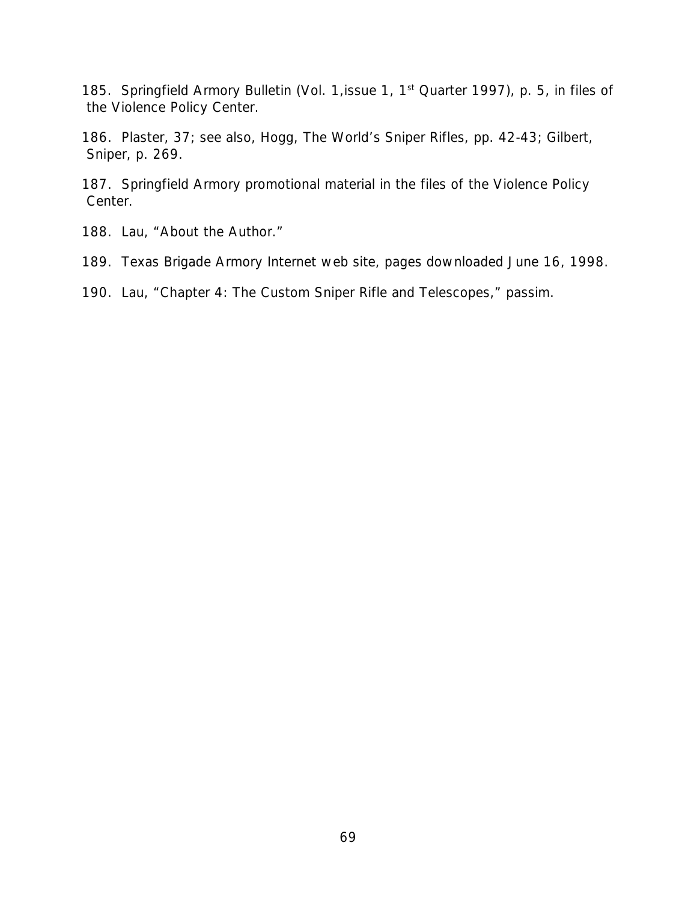185. Springfield Armory Bulletin (Vol. 1,issue 1, 1st Quarter 1997), p. 5, in files of the Violence Policy Center.

186. Plaster, 37; see also, Hogg, The World's Sniper Rifles, pp. 42-43; Gilbert, Sniper, p. 269.

187. Springfield Armory promotional material in the files of the Violence Policy Center.

188. Lau, "About the Author."

189. Texas Brigade Armory Internet web site, pages downloaded June 16, 1998.

190. Lau, "Chapter 4: The Custom Sniper Rifle and Telescopes," passim.